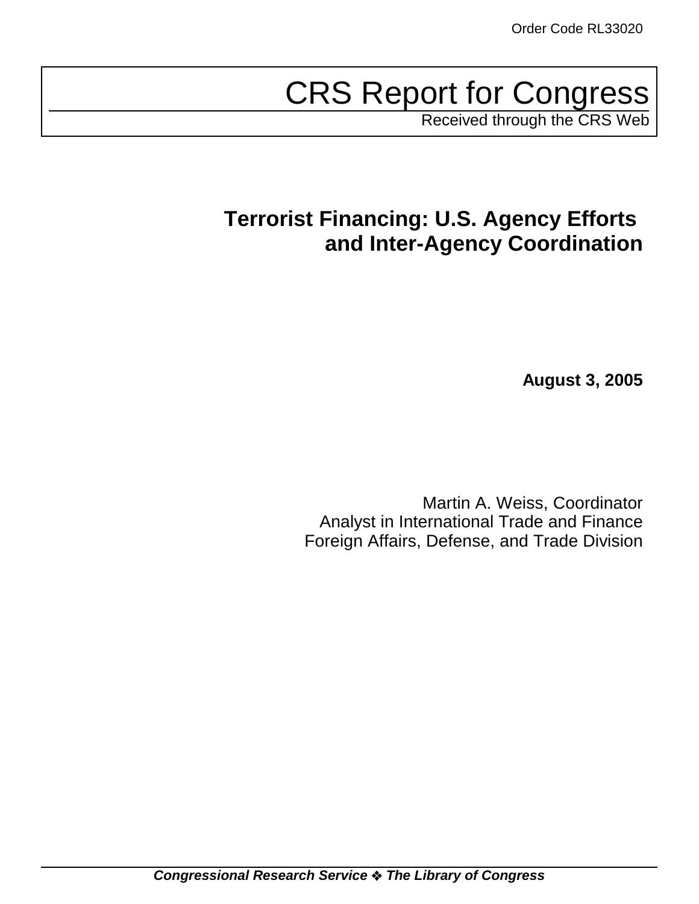Order Code RL33020

# CRS Report for Congress

Received through the CRS Web

## Terrorist Financing: U.S. Agency Efforts and Inter-Agency Coordination

**August 3, 2005**

Martin A. Weiss, Coordinator
Analyst in International Trade and Finance
Foreign Affairs, Defense, and Trade Division

***Congressional Research Service ❖ The Library of Congress***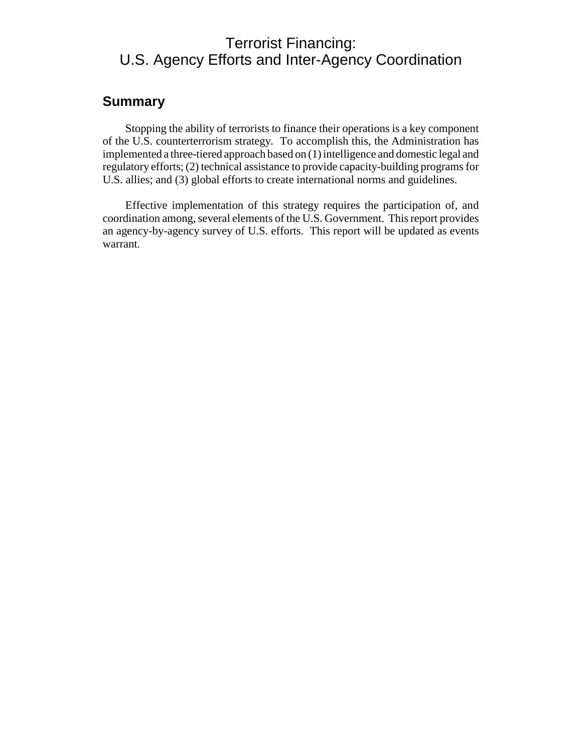# Terrorist Financing: U.S. Agency Efforts and Inter-Agency Coordination

## Summary

Stopping the ability of terrorists to finance their operations is a key component of the U.S. counterterrorism strategy. To accomplish this, the Administration has implemented a three-tiered approach based on (1) intelligence and domestic legal and regulatory efforts; (2) technical assistance to provide capacity-building programs for U.S. allies; and (3) global efforts to create international norms and guidelines.

Effective implementation of this strategy requires the participation of, and coordination among, several elements of the U.S. Government. This report provides an agency-by-agency survey of U.S. efforts. This report will be updated as events warrant.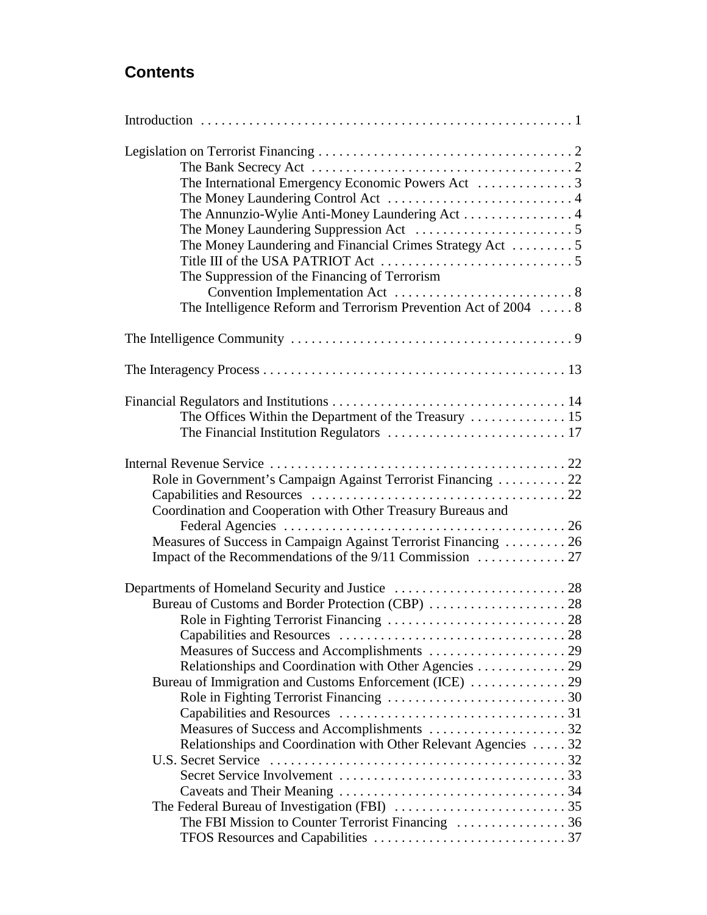## Contents

Introduction . . . . . . . . . . . . . . . . . . . . . . . . . . . . . . . . . . . . . . . . . . . . . . . . . . . . . 1

Legislation on Terrorist Financing . . . . . . . . . . . . . . . . . . . . . . . . . . . . . . . . . . . . . 2
- The Bank Secrecy Act . . . . . . . . . . . . . . . . . . . . . . . . . . . . . . . . . . . . . . 2
- The International Emergency Economic Powers Act . . . . . . . . . . . . . . 3
- The Money Laundering Control Act . . . . . . . . . . . . . . . . . . . . . . . . . . . 4
- The Annunzio-Wylie Anti-Money Laundering Act . . . . . . . . . . . . . . . . 4
- The Money Laundering Suppression Act . . . . . . . . . . . . . . . . . . . . . . . 5
- The Money Laundering and Financial Crimes Strategy Act . . . . . . . . . 5
- Title III of the USA PATRIOT Act . . . . . . . . . . . . . . . . . . . . . . . . . . . . 5
- The Suppression of the Financing of Terrorism Convention Implementation Act . . . . . . . . . . . . . . . . . . . . . . . . . . 8
- The Intelligence Reform and Terrorism Prevention Act of 2004 . . . . . 8

The Intelligence Community . . . . . . . . . . . . . . . . . . . . . . . . . . . . . . . . . . . . . . . . . . 9

The Interagency Process . . . . . . . . . . . . . . . . . . . . . . . . . . . . . . . . . . . . . . . . . . . . 13

Financial Regulators and Institutions . . . . . . . . . . . . . . . . . . . . . . . . . . . . . . . . . . 14
- The Offices Within the Department of the Treasury . . . . . . . . . . . . . . 15
- The Financial Institution Regulators . . . . . . . . . . . . . . . . . . . . . . . . . . 17

Internal Revenue Service . . . . . . . . . . . . . . . . . . . . . . . . . . . . . . . . . . . . . . . . . . . 22
- Role in Government’s Campaign Against Terrorist Financing . . . . . . . . . . 22
- Capabilities and Resources . . . . . . . . . . . . . . . . . . . . . . . . . . . . . . . . . . . . . 22
- Coordination and Cooperation with Other Treasury Bureaus and Federal Agencies . . . . . . . . . . . . . . . . . . . . . . . . . . . . . . . . . . . . . . . . . 26
- Measures of Success in Campaign Against Terrorist Financing . . . . . . . . . 26
- Impact of the Recommendations of the 9/11 Commission . . . . . . . . . . . . . 27

Departments of Homeland Security and Justice . . . . . . . . . . . . . . . . . . . . . . . . . . 28
- Bureau of Customs and Border Protection (CBP) . . . . . . . . . . . . . . . . . . . . 28
  - Role in Fighting Terrorist Financing . . . . . . . . . . . . . . . . . . . . . . . . . . 28
  - Capabilities and Resources . . . . . . . . . . . . . . . . . . . . . . . . . . . . . . . . . 28
  - Measures of Success and Accomplishments . . . . . . . . . . . . . . . . . . . . 29
  - Relationships and Coordination with Other Agencies . . . . . . . . . . . . . 29
- Bureau of Immigration and Customs Enforcement (ICE) . . . . . . . . . . . . . . 29
  - Role in Fighting Terrorist Financing . . . . . . . . . . . . . . . . . . . . . . . . . . 30
  - Capabilities and Resources . . . . . . . . . . . . . . . . . . . . . . . . . . . . . . . . . 31
  - Measures of Success and Accomplishments . . . . . . . . . . . . . . . . . . . . 32
  - Relationships and Coordination with Other Relevant Agencies . . . . . 32
- U.S. Secret Service . . . . . . . . . . . . . . . . . . . . . . . . . . . . . . . . . . . . . . . . . . . 32
  - Secret Service Involvement . . . . . . . . . . . . . . . . . . . . . . . . . . . . . . . . . 33
  - Caveats and Their Meaning . . . . . . . . . . . . . . . . . . . . . . . . . . . . . . . . . 34
- The Federal Bureau of Investigation (FBI) . . . . . . . . . . . . . . . . . . . . . . . . . 35
  - The FBI Mission to Counter Terrorist Financing . . . . . . . . . . . . . . . . 36
  - TFOS Resources and Capabilities . . . . . . . . . . . . . . . . . . . . . . . . . . . . 37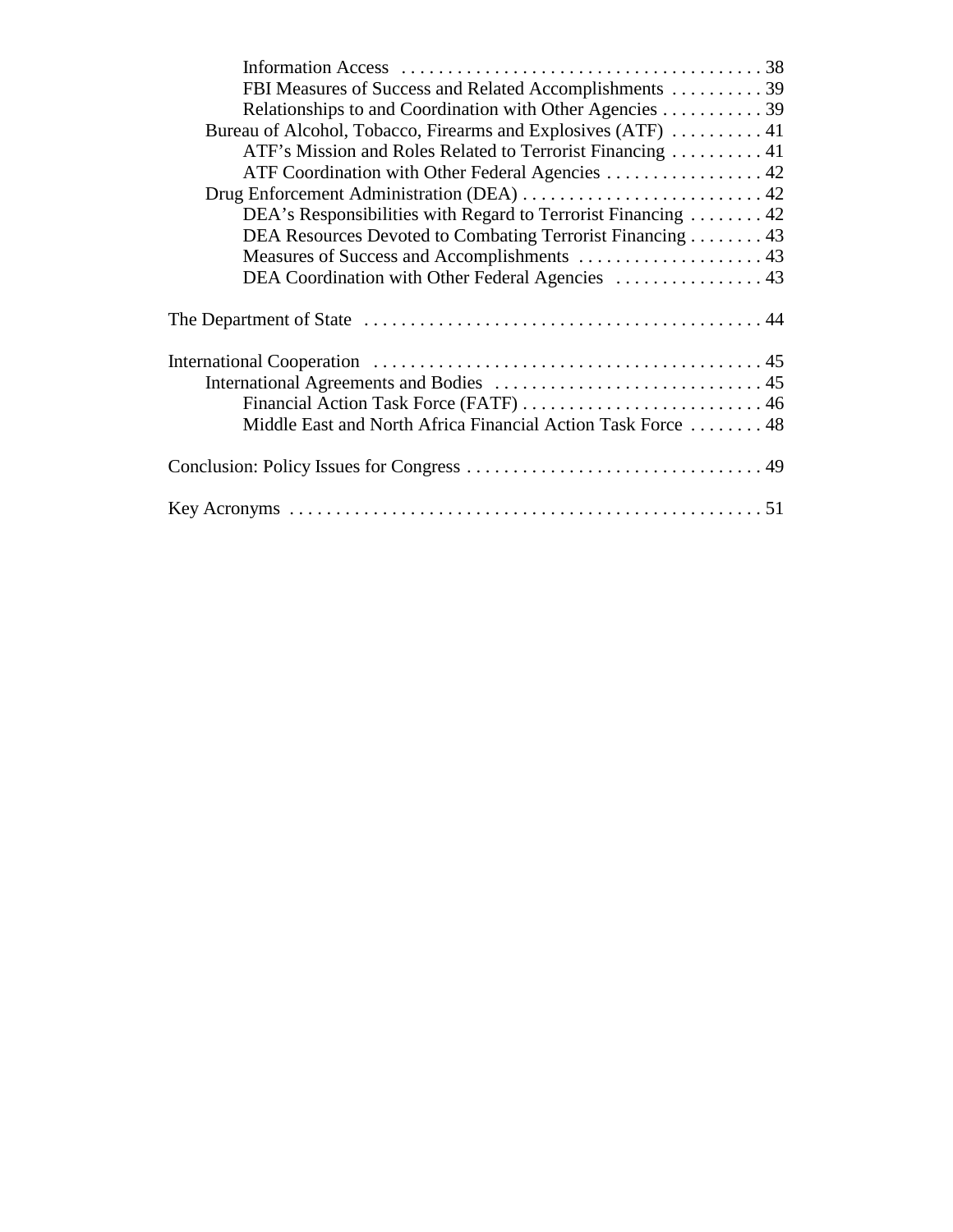Information Access . . . . . . . . . . . . . . . . . . . . . . . . . . . . . . . . . . . . . . . 38
FBI Measures of Success and Related Accomplishments . . . . . . . . . . 39
Relationships to and Coordination with Other Agencies . . . . . . . . . . . 39
Bureau of Alcohol, Tobacco, Firearms and Explosives (ATF) . . . . . . . . . . 41
ATF's Mission and Roles Related to Terrorist Financing . . . . . . . . . . 41
ATF Coordination with Other Federal Agencies . . . . . . . . . . . . . . . . . 42
Drug Enforcement Administration (DEA) . . . . . . . . . . . . . . . . . . . . . . . . . . 42
DEA's Responsibilities with Regard to Terrorist Financing . . . . . . . . 42
DEA Resources Devoted to Combating Terrorist Financing . . . . . . . . 43
Measures of Success and Accomplishments . . . . . . . . . . . . . . . . . . . . 43
DEA Coordination with Other Federal Agencies . . . . . . . . . . . . . . . . 43

The Department of State . . . . . . . . . . . . . . . . . . . . . . . . . . . . . . . . . . . . . . . . . . . 44

International Cooperation . . . . . . . . . . . . . . . . . . . . . . . . . . . . . . . . . . . . . . . . . . 45
International Agreements and Bodies . . . . . . . . . . . . . . . . . . . . . . . . . . . . . 45
Financial Action Task Force (FATF) . . . . . . . . . . . . . . . . . . . . . . . . . . 46
Middle East and North Africa Financial Action Task Force . . . . . . . . 48

Conclusion: Policy Issues for Congress . . . . . . . . . . . . . . . . . . . . . . . . . . . . . . . . 49

Key Acronyms . . . . . . . . . . . . . . . . . . . . . . . . . . . . . . . . . . . . . . . . . . . . . . . . . . . 51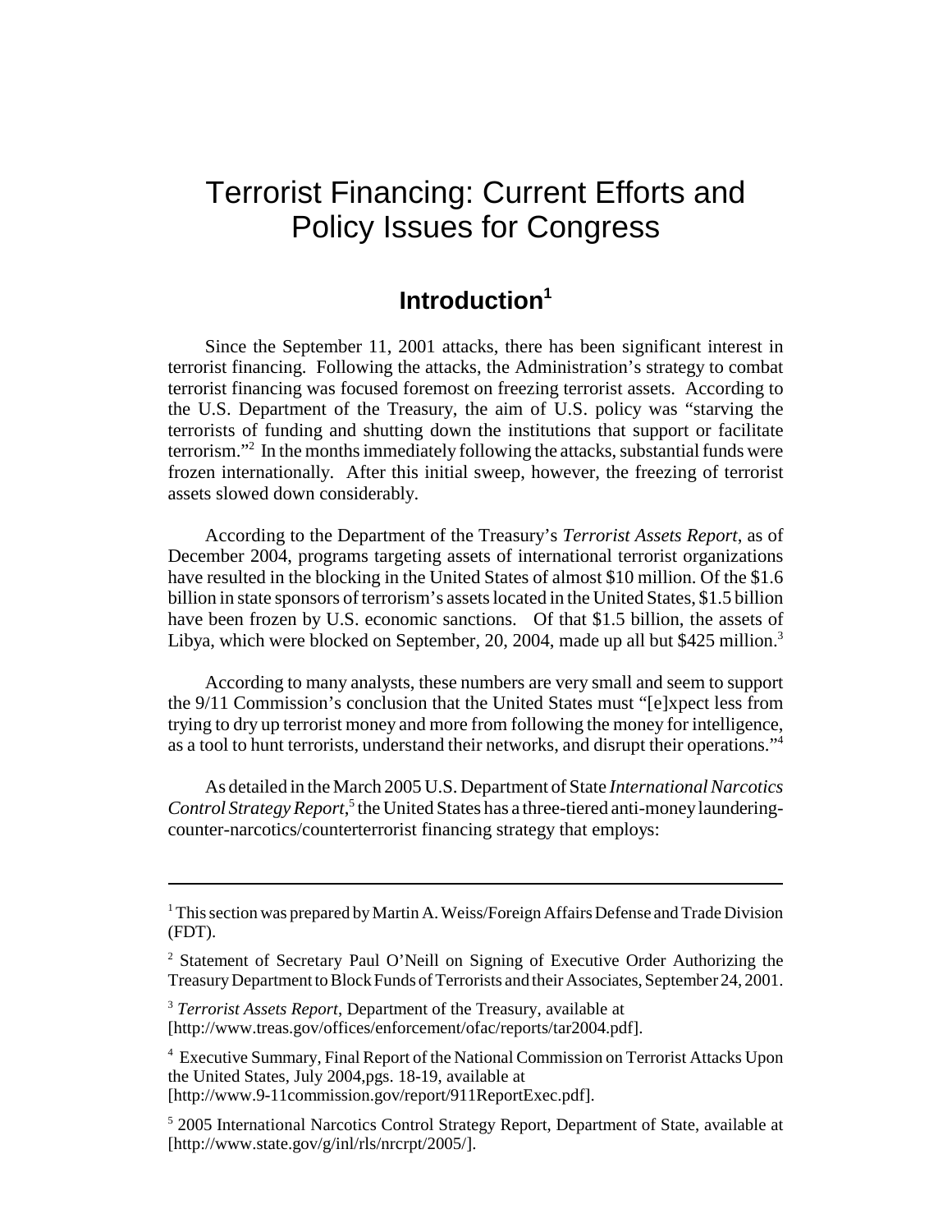# Terrorist Financing: Current Efforts and Policy Issues for Congress

## Introduction[1]

Since the September 11, 2001 attacks, there has been significant interest in terrorist financing. Following the attacks, the Administration's strategy to combat terrorist financing was focused foremost on freezing terrorist assets. According to the U.S. Department of the Treasury, the aim of U.S. policy was "starving the terrorists of funding and shutting down the institutions that support or facilitate terrorism."[2] In the months immediately following the attacks, substantial funds were frozen internationally. After this initial sweep, however, the freezing of terrorist assets slowed down considerably.

According to the Department of the Treasury's *Terrorist Assets Report*, as of December 2004, programs targeting assets of international terrorist organizations have resulted in the blocking in the United States of almost $10 million. Of the $1.6 billion in state sponsors of terrorism's assets located in the United States, $1.5 billion have been frozen by U.S. economic sanctions. Of that $1.5 billion, the assets of Libya, which were blocked on September, 20, 2004, made up all but $425 million.[3]

According to many analysts, these numbers are very small and seem to support the 9/11 Commission's conclusion that the United States must "[e]xpect less from trying to dry up terrorist money and more from following the money for intelligence, as a tool to hunt terrorists, understand their networks, and disrupt their operations."[4]

As detailed in the March 2005 U.S. Department of State *International Narcotics Control Strategy Report*,[5] the United States has a three-tiered anti-money laundering-counter-narcotics/counterterrorist financing strategy that employs:

---

[1] This section was prepared by Martin A. Weiss/Foreign Affairs Defense and Trade Division (FDT).

[2] Statement of Secretary Paul O'Neill on Signing of Executive Order Authorizing the Treasury Department to Block Funds of Terrorists and their Associates, September 24, 2001.

[3] *Terrorist Assets Report*, Department of the Treasury, available at [http://www.treas.gov/offices/enforcement/ofac/reports/tar2004.pdf].

[4] Executive Summary, Final Report of the National Commission on Terrorist Attacks Upon the United States, July 2004,pgs. 18-19, available at [http://www.9-11commission.gov/report/911ReportExec.pdf].

[5] 2005 International Narcotics Control Strategy Report, Department of State, available at [http://www.state.gov/g/inl/rls/nrcrpt/2005/].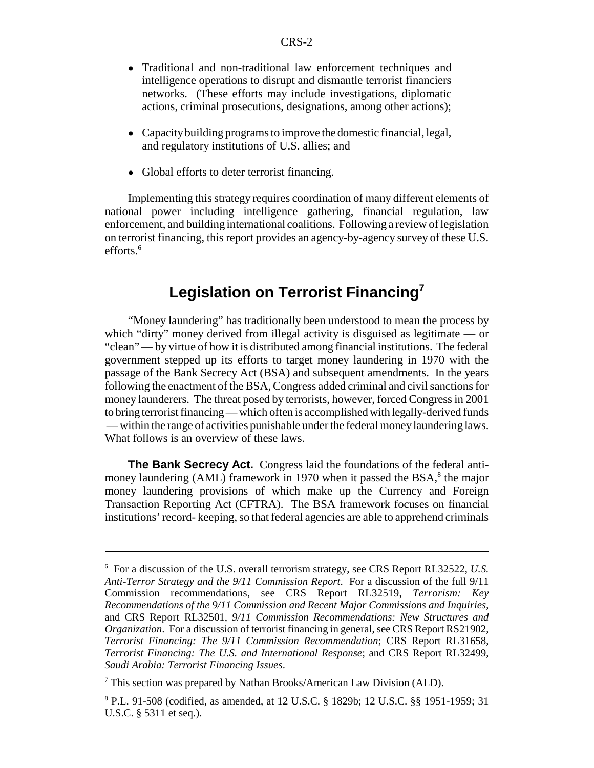- Traditional and non-traditional law enforcement techniques and intelligence operations to disrupt and dismantle terrorist financiers networks. (These efforts may include investigations, diplomatic actions, criminal prosecutions, designations, among other actions);

- Capacity building programs to improve the domestic financial, legal, and regulatory institutions of U.S. allies; and

- Global efforts to deter terrorist financing.

Implementing this strategy requires coordination of many different elements of national power including intelligence gathering, financial regulation, law enforcement, and building international coalitions. Following a review of legislation on terrorist financing, this report provides an agency-by-agency survey of these U.S. efforts.[6]

## Legislation on Terrorist Financing[7]

"Money laundering" has traditionally been understood to mean the process by which "dirty" money derived from illegal activity is disguised as legitimate — or "clean" — by virtue of how it is distributed among financial institutions. The federal government stepped up its efforts to target money laundering in 1970 with the passage of the Bank Secrecy Act (BSA) and subsequent amendments. In the years following the enactment of the BSA, Congress added criminal and civil sanctions for money launderers. The threat posed by terrorists, however, forced Congress in 2001 to bring terrorist financing — which often is accomplished with legally-derived funds — within the range of activities punishable under the federal money laundering laws. What follows is an overview of these laws.

**The Bank Secrecy Act.** Congress laid the foundations of the federal anti-money laundering (AML) framework in 1970 when it passed the BSA,[8] the major money laundering provisions of which make up the Currency and Foreign Transaction Reporting Act (CFTRA). The BSA framework focuses on financial institutions' record- keeping, so that federal agencies are able to apprehend criminals

---

[6] For a discussion of the U.S. overall terrorism strategy, see CRS Report RL32522, *U.S. Anti-Terror Strategy and the 9/11 Commission Report*. For a discussion of the full 9/11 Commission recommendations, see CRS Report RL32519, *Terrorism: Key Recommendations of the 9/11 Commission and Recent Major Commissions and Inquiries*, and CRS Report RL32501, *9/11 Commission Recommendations: New Structures and Organization*. For a discussion of terrorist financing in general, see CRS Report RS21902, *Terrorist Financing: The 9/11 Commission Recommendation*; CRS Report RL31658, *Terrorist Financing: The U.S. and International Response*; and CRS Report RL32499, *Saudi Arabia: Terrorist Financing Issues*.

[7] This section was prepared by Nathan Brooks/American Law Division (ALD).

[8] P.L. 91-508 (codified, as amended, at 12 U.S.C. § 1829b; 12 U.S.C. §§ 1951-1959; 31 U.S.C. § 5311 et seq.).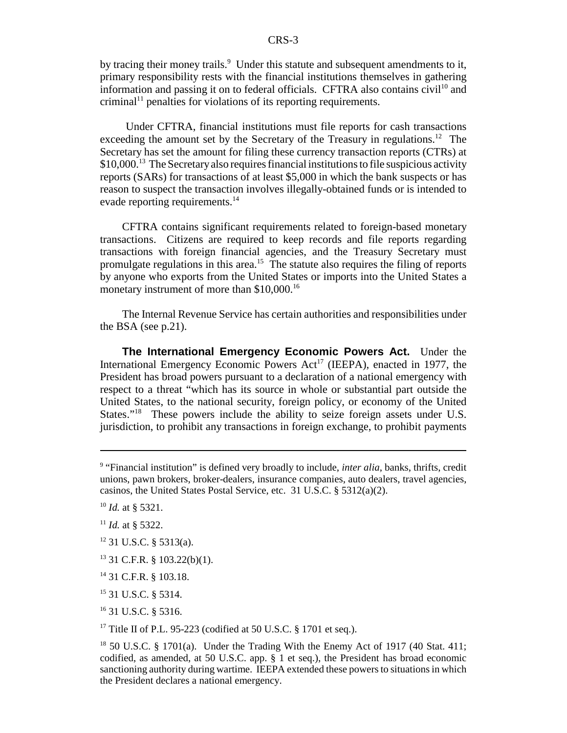by tracing their money trails.[9] Under this statute and subsequent amendments to it, primary responsibility rests with the financial institutions themselves in gathering information and passing it on to federal officials. CFTRA also contains civil[10] and criminal[11] penalties for violations of its reporting requirements.

Under CFTRA, financial institutions must file reports for cash transactions exceeding the amount set by the Secretary of the Treasury in regulations.[12] The Secretary has set the amount for filing these currency transaction reports (CTRs) at $10,000.[13] The Secretary also requires financial institutions to file suspicious activity reports (SARs) for transactions of at least $5,000 in which the bank suspects or has reason to suspect the transaction involves illegally-obtained funds or is intended to evade reporting requirements.[14]

CFTRA contains significant requirements related to foreign-based monetary transactions. Citizens are required to keep records and file reports regarding transactions with foreign financial agencies, and the Treasury Secretary must promulgate regulations in this area.[15] The statute also requires the filing of reports by anyone who exports from the United States or imports into the United States a monetary instrument of more than $10,000.[16]

The Internal Revenue Service has certain authorities and responsibilities under the BSA (see p.21).

**The International Emergency Economic Powers Act.** Under the International Emergency Economic Powers Act[17] (IEEPA), enacted in 1977, the President has broad powers pursuant to a declaration of a national emergency with respect to a threat "which has its source in whole or substantial part outside the United States, to the national security, foreign policy, or economy of the United States."[18] These powers include the ability to seize foreign assets under U.S. jurisdiction, to prohibit any transactions in foreign exchange, to prohibit payments

---

[9] "Financial institution" is defined very broadly to include, *inter alia*, banks, thrifts, credit unions, pawn brokers, broker-dealers, insurance companies, auto dealers, travel agencies, casinos, the United States Postal Service, etc. 31 U.S.C. § 5312(a)(2).

[10] *Id.* at § 5321.

[11] *Id.* at § 5322.

[12] 31 U.S.C. § 5313(a).

[13] 31 C.F.R. § 103.22(b)(1).

[14] 31 C.F.R. § 103.18.

[15] 31 U.S.C. § 5314.

[16] 31 U.S.C. § 5316.

[17] Title II of P.L. 95-223 (codified at 50 U.S.C. § 1701 et seq.).

[18] 50 U.S.C. § 1701(a). Under the Trading With the Enemy Act of 1917 (40 Stat. 411; codified, as amended, at 50 U.S.C. app. § 1 et seq.), the President has broad economic sanctioning authority during wartime. IEEPA extended these powers to situations in which the President declares a national emergency.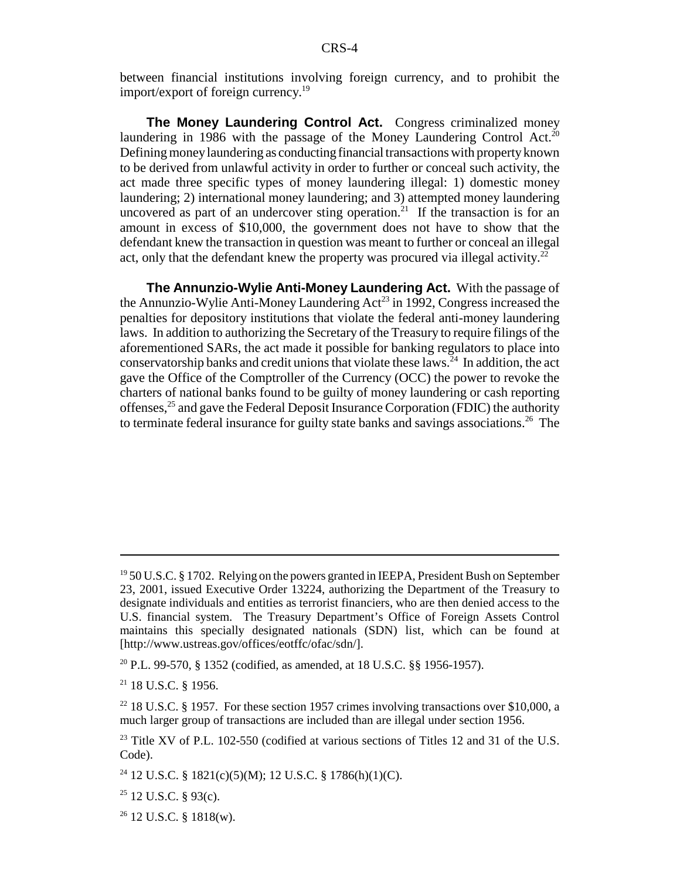between financial institutions involving foreign currency, and to prohibit the import/export of foreign currency.[19]

**The Money Laundering Control Act.** Congress criminalized money laundering in 1986 with the passage of the Money Laundering Control Act.[20] Defining money laundering as conducting financial transactions with property known to be derived from unlawful activity in order to further or conceal such activity, the act made three specific types of money laundering illegal: 1) domestic money laundering; 2) international money laundering; and 3) attempted money laundering uncovered as part of an undercover sting operation.[21] If the transaction is for an amount in excess of $10,000, the government does not have to show that the defendant knew the transaction in question was meant to further or conceal an illegal act, only that the defendant knew the property was procured via illegal activity.[22]

**The Annunzio-Wylie Anti-Money Laundering Act.** With the passage of the Annunzio-Wylie Anti-Money Laundering Act[23] in 1992, Congress increased the penalties for depository institutions that violate the federal anti-money laundering laws. In addition to authorizing the Secretary of the Treasury to require filings of the aforementioned SARs, the act made it possible for banking regulators to place into conservatorship banks and credit unions that violate these laws.[24] In addition, the act gave the Office of the Comptroller of the Currency (OCC) the power to revoke the charters of national banks found to be guilty of money laundering or cash reporting offenses,[25] and gave the Federal Deposit Insurance Corporation (FDIC) the authority to terminate federal insurance for guilty state banks and savings associations.[26] The

---

[19] 50 U.S.C. § 1702. Relying on the powers granted in IEEPA, President Bush on September 23, 2001, issued Executive Order 13224, authorizing the Department of the Treasury to designate individuals and entities as terrorist financiers, who are then denied access to the U.S. financial system. The Treasury Department's Office of Foreign Assets Control maintains this specially designated nationals (SDN) list, which can be found at [http://www.ustreas.gov/offices/eotffc/ofac/sdn/].

[20] P.L. 99-570, § 1352 (codified, as amended, at 18 U.S.C. §§ 1956-1957).

[21] 18 U.S.C. § 1956.

[22] 18 U.S.C. § 1957. For these section 1957 crimes involving transactions over $10,000, a much larger group of transactions are included than are illegal under section 1956.

[23] Title XV of P.L. 102-550 (codified at various sections of Titles 12 and 31 of the U.S. Code).

[24] 12 U.S.C. § 1821(c)(5)(M); 12 U.S.C. § 1786(h)(1)(C).

[25] 12 U.S.C. § 93(c).

[26] 12 U.S.C. § 1818(w).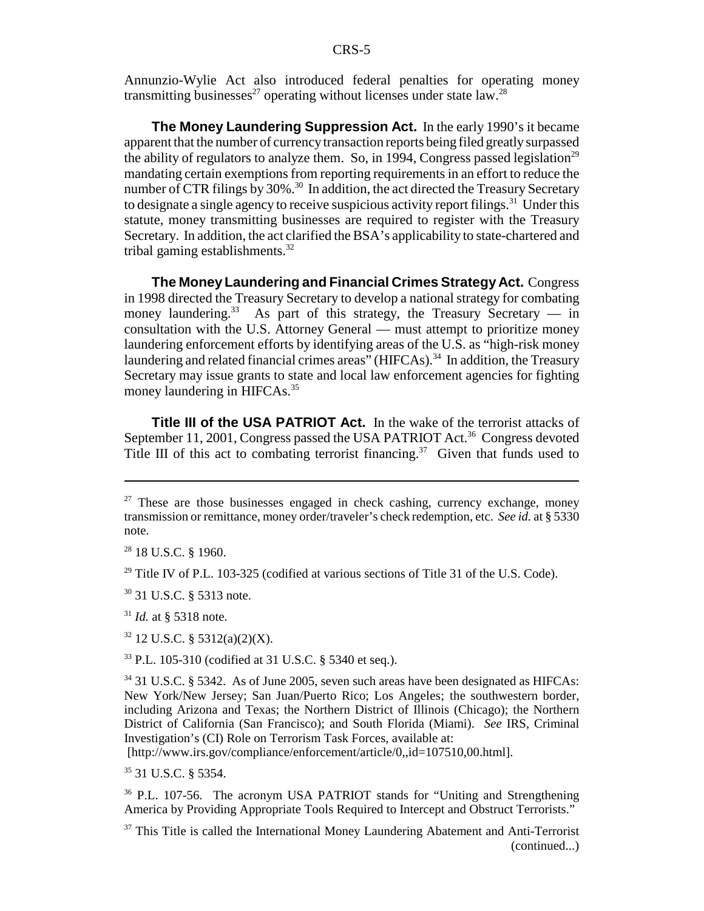Annunzio-Wylie Act also introduced federal penalties for operating money transmitting businesses[27] operating without licenses under state law.[28]

**The Money Laundering Suppression Act.** In the early 1990's it became apparent that the number of currency transaction reports being filed greatly surpassed the ability of regulators to analyze them. So, in 1994, Congress passed legislation[29] mandating certain exemptions from reporting requirements in an effort to reduce the number of CTR filings by 30%.[30] In addition, the act directed the Treasury Secretary to designate a single agency to receive suspicious activity report filings.[31] Under this statute, money transmitting businesses are required to register with the Treasury Secretary. In addition, the act clarified the BSA's applicability to state-chartered and tribal gaming establishments.[32]

**The Money Laundering and Financial Crimes Strategy Act.** Congress in 1998 directed the Treasury Secretary to develop a national strategy for combating money laundering.[33] As part of this strategy, the Treasury Secretary — in consultation with the U.S. Attorney General — must attempt to prioritize money laundering enforcement efforts by identifying areas of the U.S. as "high-risk money laundering and related financial crimes areas" (HIFCAs).[34] In addition, the Treasury Secretary may issue grants to state and local law enforcement agencies for fighting money laundering in HIFCAs.[35]

**Title III of the USA PATRIOT Act.** In the wake of the terrorist attacks of September 11, 2001, Congress passed the USA PATRIOT Act.[36] Congress devoted Title III of this act to combating terrorist financing.[37] Given that funds used to

---

[27] These are those businesses engaged in check cashing, currency exchange, money transmission or remittance, money order/traveler's check redemption, etc. *See id.* at § 5330 note.

[28] 18 U.S.C. § 1960.

[29] Title IV of P.L. 103-325 (codified at various sections of Title 31 of the U.S. Code).

[30] 31 U.S.C. § 5313 note.

[31] *Id.* at § 5318 note.

[32] 12 U.S.C. § 5312(a)(2)(X).

[33] P.L. 105-310 (codified at 31 U.S.C. § 5340 et seq.).

[34] 31 U.S.C. § 5342. As of June 2005, seven such areas have been designated as HIFCAs: New York/New Jersey; San Juan/Puerto Rico; Los Angeles; the southwestern border, including Arizona and Texas; the Northern District of Illinois (Chicago); the Northern District of California (San Francisco); and South Florida (Miami). *See* IRS, Criminal Investigation's (CI) Role on Terrorism Task Forces, available at: [http://www.irs.gov/compliance/enforcement/article/0,,id=107510,00.html].

[35] 31 U.S.C. § 5354.

[36] P.L. 107-56. The acronym USA PATRIOT stands for "Uniting and Strengthening America by Providing Appropriate Tools Required to Intercept and Obstruct Terrorists."

[37] This Title is called the International Money Laundering Abatement and Anti-Terrorist (continued...)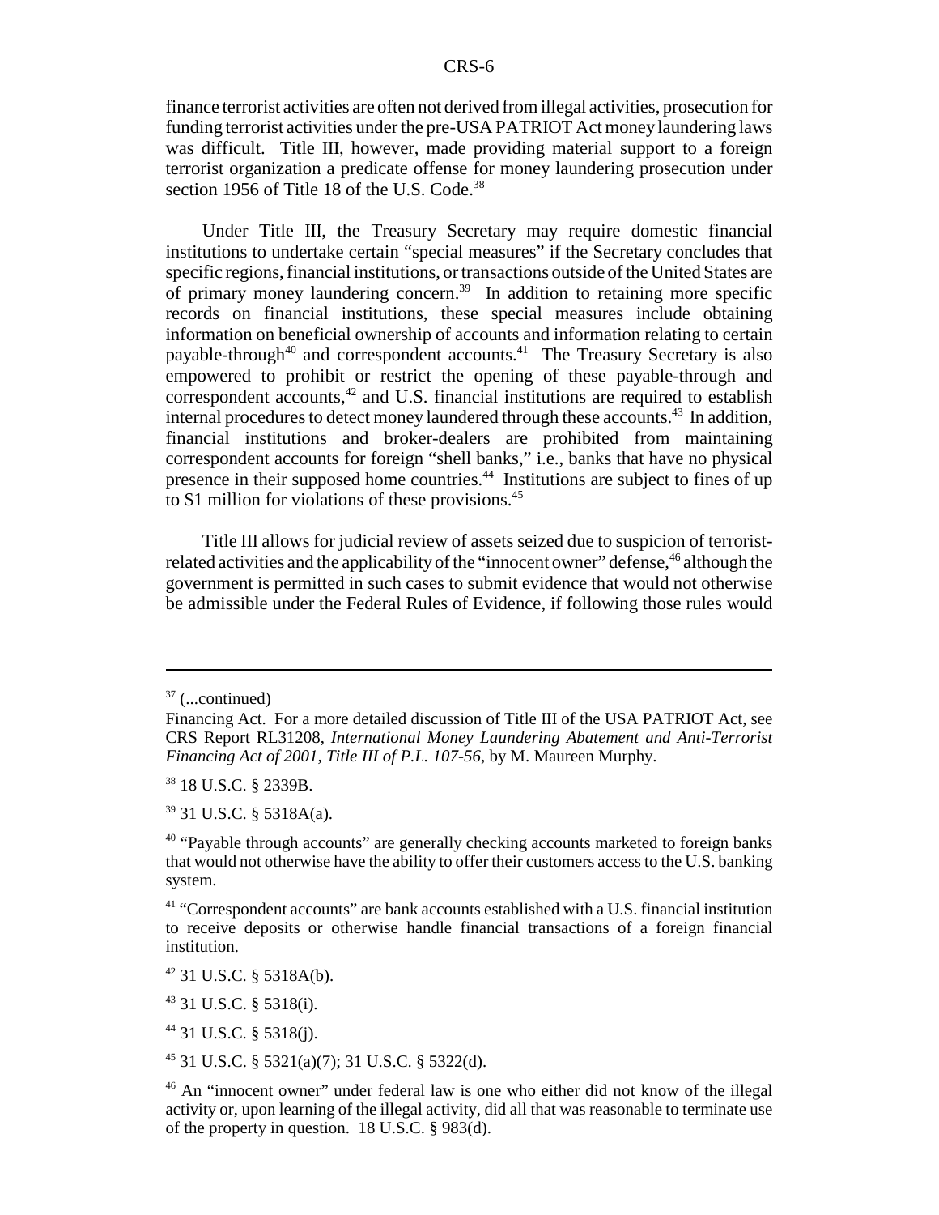finance terrorist activities are often not derived from illegal activities, prosecution for funding terrorist activities under the pre-USA PATRIOT Act money laundering laws was difficult. Title III, however, made providing material support to a foreign terrorist organization a predicate offense for money laundering prosecution under section 1956 of Title 18 of the U.S. Code.[38]

Under Title III, the Treasury Secretary may require domestic financial institutions to undertake certain "special measures" if the Secretary concludes that specific regions, financial institutions, or transactions outside of the United States are of primary money laundering concern.[39] In addition to retaining more specific records on financial institutions, these special measures include obtaining information on beneficial ownership of accounts and information relating to certain payable-through[40] and correspondent accounts.[41] The Treasury Secretary is also empowered to prohibit or restrict the opening of these payable-through and correspondent accounts,[42] and U.S. financial institutions are required to establish internal procedures to detect money laundered through these accounts.[43] In addition, financial institutions and broker-dealers are prohibited from maintaining correspondent accounts for foreign "shell banks," i.e., banks that have no physical presence in their supposed home countries.[44] Institutions are subject to fines of up to $1 million for violations of these provisions.[45]

Title III allows for judicial review of assets seized due to suspicion of terrorist-related activities and the applicability of the "innocent owner" defense,[46] although the government is permitted in such cases to submit evidence that would not otherwise be admissible under the Federal Rules of Evidence, if following those rules would

---

[37] (...continued)
Financing Act. For a more detailed discussion of Title III of the USA PATRIOT Act, see CRS Report RL31208, *International Money Laundering Abatement and Anti-Terrorist Financing Act of 2001, Title III of P.L. 107-56*, by M. Maureen Murphy.

[38] 18 U.S.C. § 2339B.

[39] 31 U.S.C. § 5318A(a).

[40] "Payable through accounts" are generally checking accounts marketed to foreign banks that would not otherwise have the ability to offer their customers access to the U.S. banking system.

[41] "Correspondent accounts" are bank accounts established with a U.S. financial institution to receive deposits or otherwise handle financial transactions of a foreign financial institution.

[42] 31 U.S.C. § 5318A(b).

[43] 31 U.S.C. § 5318(i).

[44] 31 U.S.C. § 5318(j).

[45] 31 U.S.C. § 5321(a)(7); 31 U.S.C. § 5322(d).

[46] An "innocent owner" under federal law is one who either did not know of the illegal activity or, upon learning of the illegal activity, did all that was reasonable to terminate use of the property in question. 18 U.S.C. § 983(d).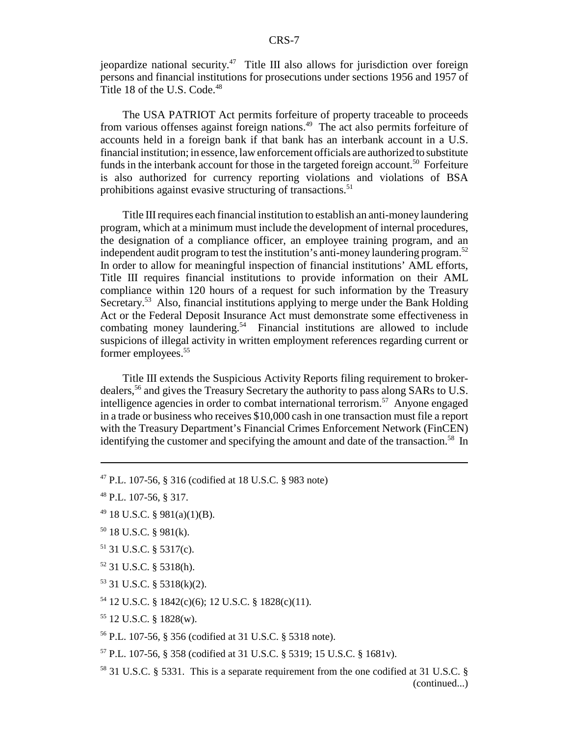jeopardize national security.[47] Title III also allows for jurisdiction over foreign persons and financial institutions for prosecutions under sections 1956 and 1957 of Title 18 of the U.S. Code.[48]

The USA PATRIOT Act permits forfeiture of property traceable to proceeds from various offenses against foreign nations.[49] The act also permits forfeiture of accounts held in a foreign bank if that bank has an interbank account in a U.S. financial institution; in essence, law enforcement officials are authorized to substitute funds in the interbank account for those in the targeted foreign account.[50] Forfeiture is also authorized for currency reporting violations and violations of BSA prohibitions against evasive structuring of transactions.[51]

Title III requires each financial institution to establish an anti-money laundering program, which at a minimum must include the development of internal procedures, the designation of a compliance officer, an employee training program, and an independent audit program to test the institution's anti-money laundering program.[52] In order to allow for meaningful inspection of financial institutions' AML efforts, Title III requires financial institutions to provide information on their AML compliance within 120 hours of a request for such information by the Treasury Secretary.[53] Also, financial institutions applying to merge under the Bank Holding Act or the Federal Deposit Insurance Act must demonstrate some effectiveness in combating money laundering.[54] Financial institutions are allowed to include suspicions of illegal activity in written employment references regarding current or former employees.[55]

Title III extends the Suspicious Activity Reports filing requirement to broker-dealers,[56] and gives the Treasury Secretary the authority to pass along SARs to U.S. intelligence agencies in order to combat international terrorism.[57] Anyone engaged in a trade or business who receives $10,000 cash in one transaction must file a report with the Treasury Department's Financial Crimes Enforcement Network (FinCEN) identifying the customer and specifying the amount and date of the transaction.[58] In

---

[47] P.L. 107-56, § 316 (codified at 18 U.S.C. § 983 note)

[48] P.L. 107-56, § 317.

[49] 18 U.S.C. § 981(a)(1)(B).

[50] 18 U.S.C. § 981(k).

[51] 31 U.S.C. § 5317(c).

[52] 31 U.S.C. § 5318(h).

[53] 31 U.S.C. § 5318(k)(2).

[54] 12 U.S.C. § 1842(c)(6); 12 U.S.C. § 1828(c)(11).

[55] 12 U.S.C. § 1828(w).

[56] P.L. 107-56, § 356 (codified at 31 U.S.C. § 5318 note).

[57] P.L. 107-56, § 358 (codified at 31 U.S.C. § 5319; 15 U.S.C. § 1681v).

[58] 31 U.S.C. § 5331. This is a separate requirement from the one codified at 31 U.S.C. § (continued...)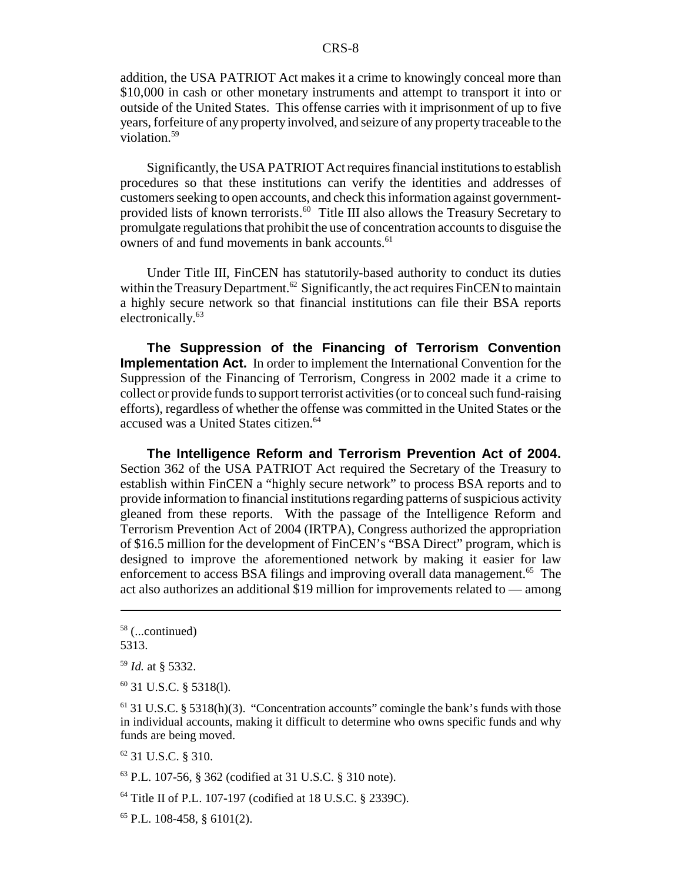addition, the USA PATRIOT Act makes it a crime to knowingly conceal more than $10,000 in cash or other monetary instruments and attempt to transport it into or outside of the United States. This offense carries with it imprisonment of up to five years, forfeiture of any property involved, and seizure of any property traceable to the violation.[59]

Significantly, the USA PATRIOT Act requires financial institutions to establish procedures so that these institutions can verify the identities and addresses of customers seeking to open accounts, and check this information against government-provided lists of known terrorists.[60] Title III also allows the Treasury Secretary to promulgate regulations that prohibit the use of concentration accounts to disguise the owners of and fund movements in bank accounts.[61]

Under Title III, FinCEN has statutorily-based authority to conduct its duties within the Treasury Department.[62] Significantly, the act requires FinCEN to maintain a highly secure network so that financial institutions can file their BSA reports electronically.[63]

**The Suppression of the Financing of Terrorism Convention Implementation Act.** In order to implement the International Convention for the Suppression of the Financing of Terrorism, Congress in 2002 made it a crime to collect or provide funds to support terrorist activities (or to conceal such fund-raising efforts), regardless of whether the offense was committed in the United States or the accused was a United States citizen.[64]

**The Intelligence Reform and Terrorism Prevention Act of 2004.** Section 362 of the USA PATRIOT Act required the Secretary of the Treasury to establish within FinCEN a "highly secure network" to process BSA reports and to provide information to financial institutions regarding patterns of suspicious activity gleaned from these reports. With the passage of the Intelligence Reform and Terrorism Prevention Act of 2004 (IRTPA), Congress authorized the appropriation of $16.5 million for the development of FinCEN's "BSA Direct" program, which is designed to improve the aforementioned network by making it easier for law enforcement to access BSA filings and improving overall data management.[65] The act also authorizes an additional $19 million for improvements related to — among

---

[58] (...continued)
5313.

[59] *Id.* at § 5332.

[60] 31 U.S.C. § 5318(l).

[61] 31 U.S.C. § 5318(h)(3). "Concentration accounts" comingle the bank's funds with those in individual accounts, making it difficult to determine who owns specific funds and why funds are being moved.

[62] 31 U.S.C. § 310.

[63] P.L. 107-56, § 362 (codified at 31 U.S.C. § 310 note).

[64] Title II of P.L. 107-197 (codified at 18 U.S.C. § 2339C).

[65] P.L. 108-458, § 6101(2).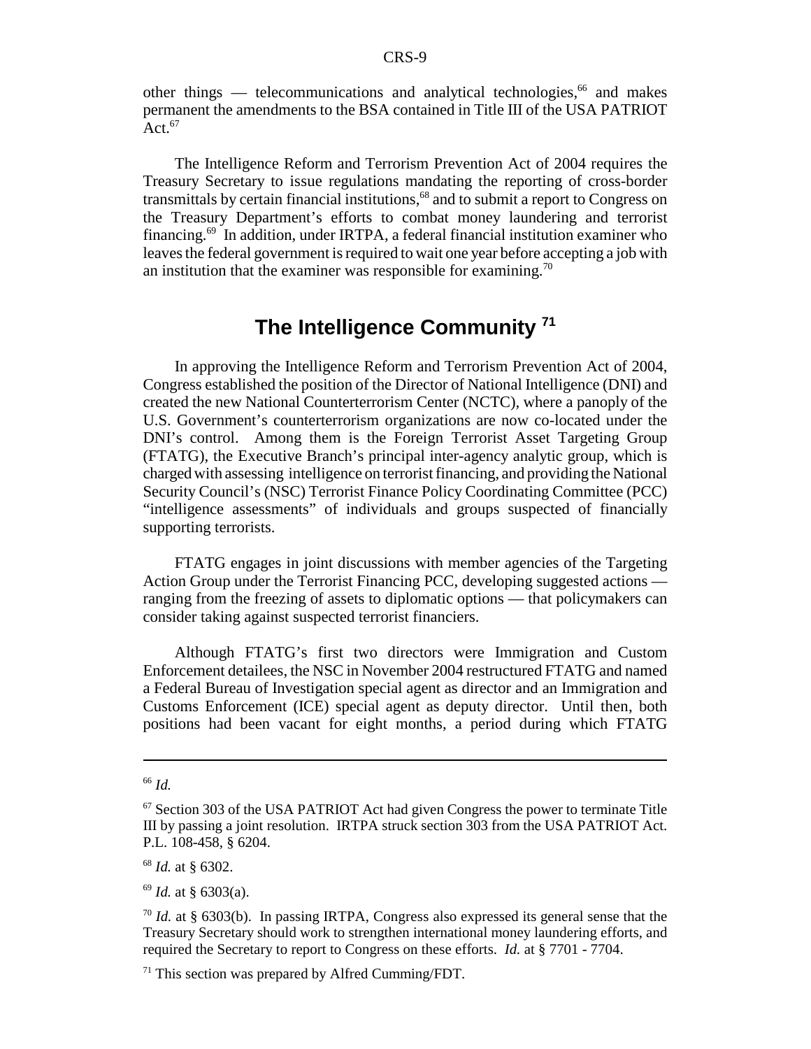other things — telecommunications and analytical technologies,[66] and makes permanent the amendments to the BSA contained in Title III of the USA PATRIOT Act.[67]

The Intelligence Reform and Terrorism Prevention Act of 2004 requires the Treasury Secretary to issue regulations mandating the reporting of cross-border transmittals by certain financial institutions,[68] and to submit a report to Congress on the Treasury Department's efforts to combat money laundering and terrorist financing.[69] In addition, under IRTPA, a federal financial institution examiner who leaves the federal government is required to wait one year before accepting a job with an institution that the examiner was responsible for examining.[70]

## The Intelligence Community [71]

In approving the Intelligence Reform and Terrorism Prevention Act of 2004, Congress established the position of the Director of National Intelligence (DNI) and created the new National Counterterrorism Center (NCTC), where a panoply of the U.S. Government's counterterrorism organizations are now co-located under the DNI's control. Among them is the Foreign Terrorist Asset Targeting Group (FTATG), the Executive Branch's principal inter-agency analytic group, which is charged with assessing intelligence on terrorist financing, and providing the National Security Council's (NSC) Terrorist Finance Policy Coordinating Committee (PCC) "intelligence assessments" of individuals and groups suspected of financially supporting terrorists.

FTATG engages in joint discussions with member agencies of the Targeting Action Group under the Terrorist Financing PCC, developing suggested actions — ranging from the freezing of assets to diplomatic options — that policymakers can consider taking against suspected terrorist financiers.

Although FTATG's first two directors were Immigration and Custom Enforcement detailees, the NSC in November 2004 restructured FTATG and named a Federal Bureau of Investigation special agent as director and an Immigration and Customs Enforcement (ICE) special agent as deputy director. Until then, both positions had been vacant for eight months, a period during which FTATG

---

[66] *Id.*

[67] Section 303 of the USA PATRIOT Act had given Congress the power to terminate Title III by passing a joint resolution. IRTPA struck section 303 from the USA PATRIOT Act. P.L. 108-458, § 6204.

[68] *Id.* at § 6302.

[69] *Id.* at § 6303(a).

[70] *Id.* at § 6303(b). In passing IRTPA, Congress also expressed its general sense that the Treasury Secretary should work to strengthen international money laundering efforts, and required the Secretary to report to Congress on these efforts. *Id.* at § 7701 - 7704.

[71] This section was prepared by Alfred Cumming/FDT.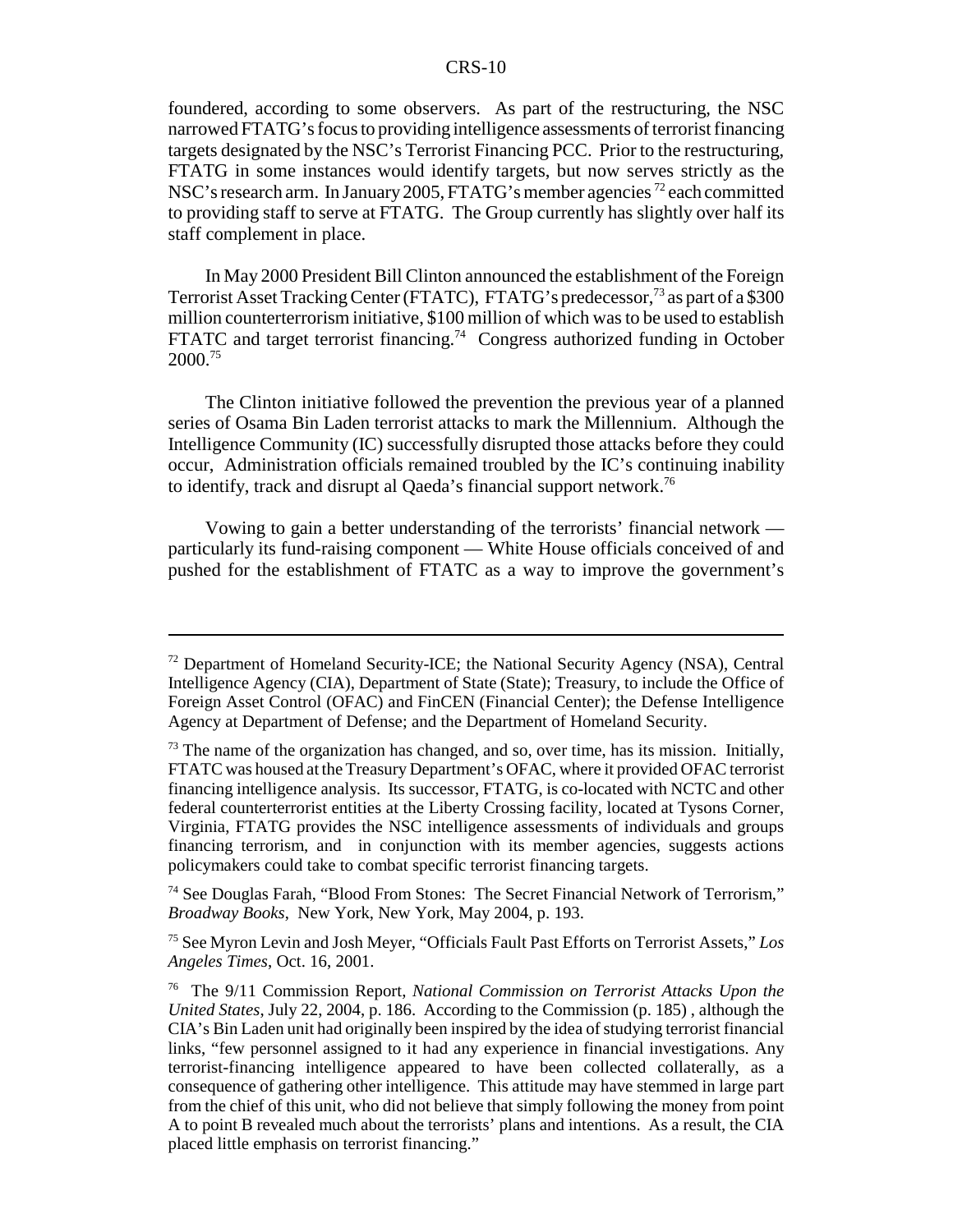foundered, according to some observers. As part of the restructuring, the NSC narrowed FTATG's focus to providing intelligence assessments of terrorist financing targets designated by the NSC's Terrorist Financing PCC. Prior to the restructuring, FTATG in some instances would identify targets, but now serves strictly as the NSC's research arm. In January 2005, FTATG's member agencies [72] each committed to providing staff to serve at FTATG. The Group currently has slightly over half its staff complement in place.

In May 2000 President Bill Clinton announced the establishment of the Foreign Terrorist Asset Tracking Center (FTATC), FTATG's predecessor,[73] as part of a $300 million counterterrorism initiative, $100 million of which was to be used to establish FTATC and target terrorist financing.[74] Congress authorized funding in October 2000.[75]

The Clinton initiative followed the prevention the previous year of a planned series of Osama Bin Laden terrorist attacks to mark the Millennium. Although the Intelligence Community (IC) successfully disrupted those attacks before they could occur, Administration officials remained troubled by the IC's continuing inability to identify, track and disrupt al Qaeda's financial support network.[76]

Vowing to gain a better understanding of the terrorists' financial network — particularly its fund-raising component — White House officials conceived of and pushed for the establishment of FTATC as a way to improve the government's

---

[72] Department of Homeland Security-ICE; the National Security Agency (NSA), Central Intelligence Agency (CIA), Department of State (State); Treasury, to include the Office of Foreign Asset Control (OFAC) and FinCEN (Financial Center); the Defense Intelligence Agency at Department of Defense; and the Department of Homeland Security.

[73] The name of the organization has changed, and so, over time, has its mission. Initially, FTATC was housed at the Treasury Department's OFAC, where it provided OFAC terrorist financing intelligence analysis. Its successor, FTATG, is co-located with NCTC and other federal counterterrorist entities at the Liberty Crossing facility, located at Tysons Corner, Virginia, FTATG provides the NSC intelligence assessments of individuals and groups financing terrorism, and in conjunction with its member agencies, suggests actions policymakers could take to combat specific terrorist financing targets.

[74] See Douglas Farah, "Blood From Stones: The Secret Financial Network of Terrorism," *Broadway Books*, New York, New York, May 2004, p. 193.

[75] See Myron Levin and Josh Meyer, "Officials Fault Past Efforts on Terrorist Assets," *Los Angeles Times*, Oct. 16, 2001.

[76] The 9/11 Commission Report, *National Commission on Terrorist Attacks Upon the United States*, July 22, 2004, p. 186. According to the Commission (p. 185) , although the CIA's Bin Laden unit had originally been inspired by the idea of studying terrorist financial links, "few personnel assigned to it had any experience in financial investigations. Any terrorist-financing intelligence appeared to have been collected collaterally, as a consequence of gathering other intelligence. This attitude may have stemmed in large part from the chief of this unit, who did not believe that simply following the money from point A to point B revealed much about the terrorists' plans and intentions. As a result, the CIA placed little emphasis on terrorist financing."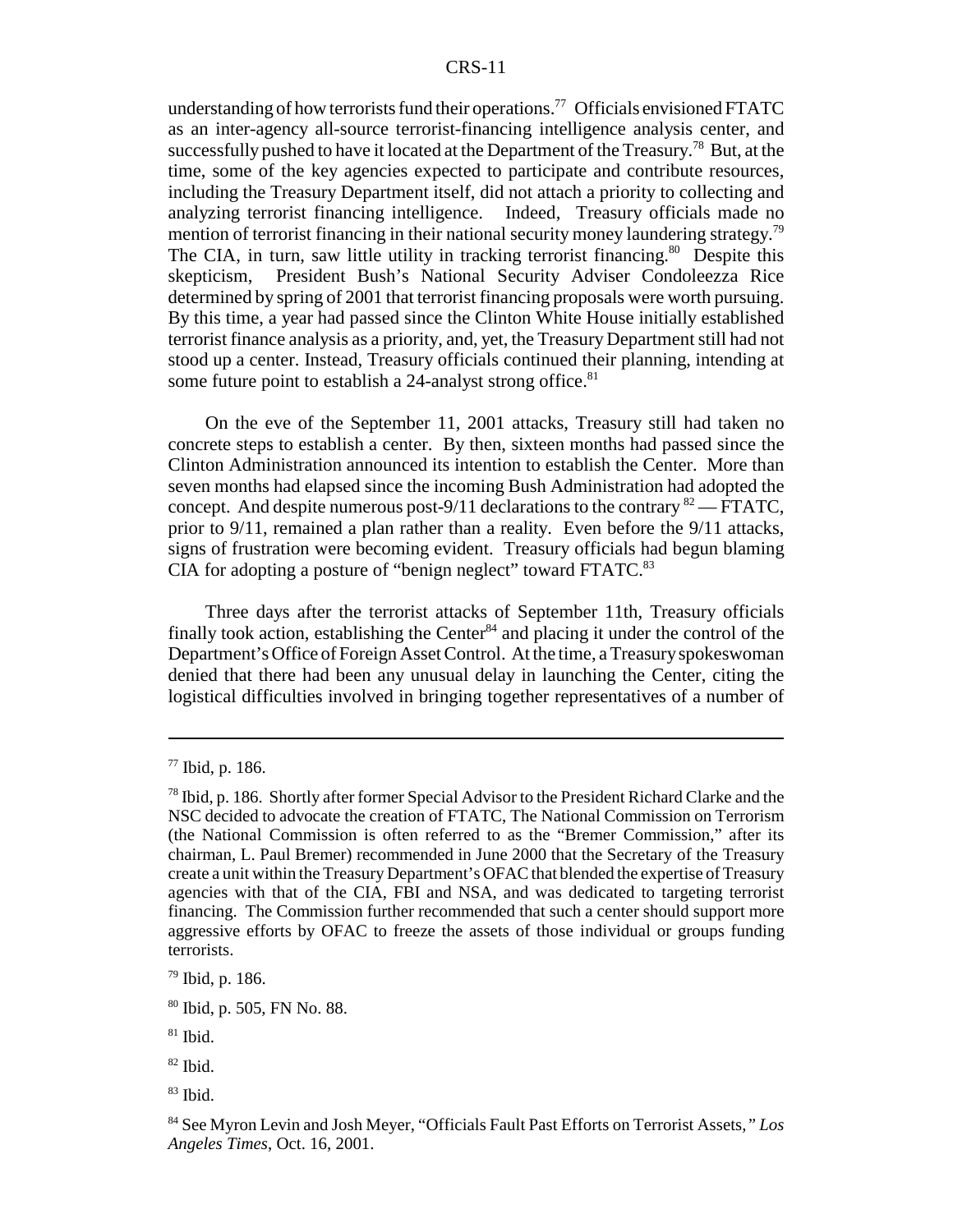understanding of how terrorists fund their operations.[77] Officials envisioned FTATC as an inter-agency all-source terrorist-financing intelligence analysis center, and successfully pushed to have it located at the Department of the Treasury.[78] But, at the time, some of the key agencies expected to participate and contribute resources, including the Treasury Department itself, did not attach a priority to collecting and analyzing terrorist financing intelligence. Indeed, Treasury officials made no mention of terrorist financing in their national security money laundering strategy.[79] The CIA, in turn, saw little utility in tracking terrorist financing.[80] Despite this skepticism, President Bush's National Security Adviser Condoleezza Rice determined by spring of 2001 that terrorist financing proposals were worth pursuing. By this time, a year had passed since the Clinton White House initially established terrorist finance analysis as a priority, and, yet, the Treasury Department still had not stood up a center. Instead, Treasury officials continued their planning, intending at some future point to establish a 24-analyst strong office.[81]

On the eve of the September 11, 2001 attacks, Treasury still had taken no concrete steps to establish a center. By then, sixteen months had passed since the Clinton Administration announced its intention to establish the Center. More than seven months had elapsed since the incoming Bush Administration had adopted the concept. And despite numerous post-9/11 declarations to the contrary [82] — FTATC, prior to 9/11, remained a plan rather than a reality. Even before the 9/11 attacks, signs of frustration were becoming evident. Treasury officials had begun blaming CIA for adopting a posture of "benign neglect" toward FTATC.[83]

Three days after the terrorist attacks of September 11th, Treasury officials finally took action, establishing the Center[84] and placing it under the control of the Department's Office of Foreign Asset Control. At the time, a Treasury spokeswoman denied that there had been any unusual delay in launching the Center, citing the logistical difficulties involved in bringing together representatives of a number of

---

[77] Ibid, p. 186.

[78] Ibid, p. 186. Shortly after former Special Advisor to the President Richard Clarke and the NSC decided to advocate the creation of FTATC, The National Commission on Terrorism (the National Commission is often referred to as the "Bremer Commission," after its chairman, L. Paul Bremer) recommended in June 2000 that the Secretary of the Treasury create a unit within the Treasury Department's OFAC that blended the expertise of Treasury agencies with that of the CIA, FBI and NSA, and was dedicated to targeting terrorist financing. The Commission further recommended that such a center should support more aggressive efforts by OFAC to freeze the assets of those individual or groups funding terrorists.

[79] Ibid, p. 186.

[80] Ibid, p. 505, FN No. 88.

[81] Ibid.

[82] Ibid.

[83] Ibid.

[84] See Myron Levin and Josh Meyer, "Officials Fault Past Efforts on Terrorist Assets," *Los Angeles Times*, Oct. 16, 2001.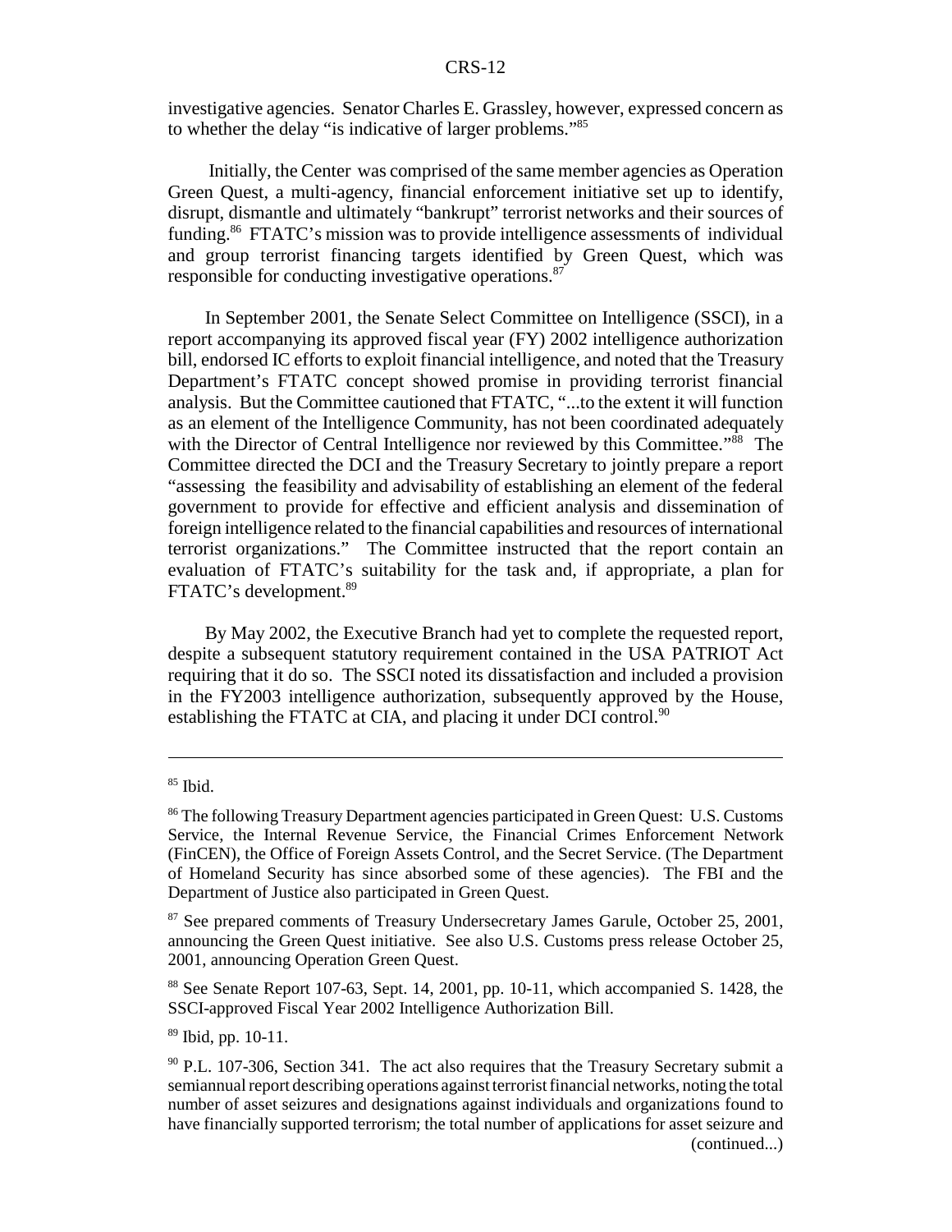investigative agencies. Senator Charles E. Grassley, however, expressed concern as to whether the delay "is indicative of larger problems."[85]

Initially, the Center was comprised of the same member agencies as Operation Green Quest, a multi-agency, financial enforcement initiative set up to identify, disrupt, dismantle and ultimately "bankrupt" terrorist networks and their sources of funding.[86] FTATC's mission was to provide intelligence assessments of individual and group terrorist financing targets identified by Green Quest, which was responsible for conducting investigative operations.[87]

In September 2001, the Senate Select Committee on Intelligence (SSCI), in a report accompanying its approved fiscal year (FY) 2002 intelligence authorization bill, endorsed IC efforts to exploit financial intelligence, and noted that the Treasury Department's FTATC concept showed promise in providing terrorist financial analysis. But the Committee cautioned that FTATC, "...to the extent it will function as an element of the Intelligence Community, has not been coordinated adequately with the Director of Central Intelligence nor reviewed by this Committee."[88] The Committee directed the DCI and the Treasury Secretary to jointly prepare a report "assessing the feasibility and advisability of establishing an element of the federal government to provide for effective and efficient analysis and dissemination of foreign intelligence related to the financial capabilities and resources of international terrorist organizations." The Committee instructed that the report contain an evaluation of FTATC's suitability for the task and, if appropriate, a plan for FTATC's development.[89]

By May 2002, the Executive Branch had yet to complete the requested report, despite a subsequent statutory requirement contained in the USA PATRIOT Act requiring that it do so. The SSCI noted its dissatisfaction and included a provision in the FY2003 intelligence authorization, subsequently approved by the House, establishing the FTATC at CIA, and placing it under DCI control.[90]

---

[85] Ibid.

[86] The following Treasury Department agencies participated in Green Quest: U.S. Customs Service, the Internal Revenue Service, the Financial Crimes Enforcement Network (FinCEN), the Office of Foreign Assets Control, and the Secret Service. (The Department of Homeland Security has since absorbed some of these agencies). The FBI and the Department of Justice also participated in Green Quest.

[87] See prepared comments of Treasury Undersecretary James Garule, October 25, 2001, announcing the Green Quest initiative. See also U.S. Customs press release October 25, 2001, announcing Operation Green Quest.

[88] See Senate Report 107-63, Sept. 14, 2001, pp. 10-11, which accompanied S. 1428, the SSCI-approved Fiscal Year 2002 Intelligence Authorization Bill.

[89] Ibid, pp. 10-11.

[90] P.L. 107-306, Section 341. The act also requires that the Treasury Secretary submit a semiannual report describing operations against terrorist financial networks, noting the total number of asset seizures and designations against individuals and organizations found to have financially supported terrorism; the total number of applications for asset seizure and (continued...)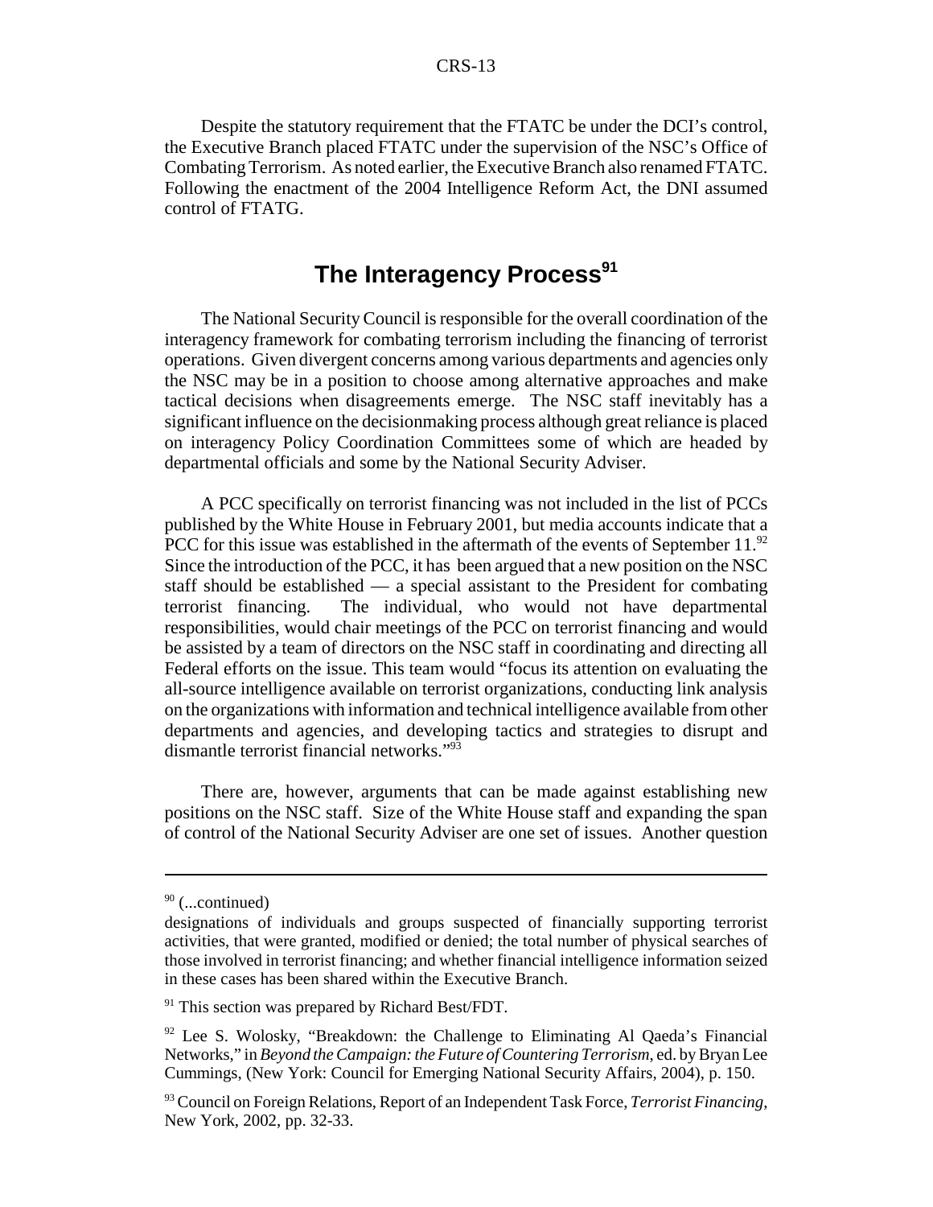Despite the statutory requirement that the FTATC be under the DCI's control, the Executive Branch placed FTATC under the supervision of the NSC's Office of Combating Terrorism. As noted earlier, the Executive Branch also renamed FTATC. Following the enactment of the 2004 Intelligence Reform Act, the DNI assumed control of FTATG.

## The Interagency Process[91]

The National Security Council is responsible for the overall coordination of the interagency framework for combating terrorism including the financing of terrorist operations. Given divergent concerns among various departments and agencies only the NSC may be in a position to choose among alternative approaches and make tactical decisions when disagreements emerge. The NSC staff inevitably has a significant influence on the decisionmaking process although great reliance is placed on interagency Policy Coordination Committees some of which are headed by departmental officials and some by the National Security Adviser.

A PCC specifically on terrorist financing was not included in the list of PCCs published by the White House in February 2001, but media accounts indicate that a PCC for this issue was established in the aftermath of the events of September 11.[92] Since the introduction of the PCC, it has been argued that a new position on the NSC staff should be established — a special assistant to the President for combating terrorist financing. The individual, who would not have departmental responsibilities, would chair meetings of the PCC on terrorist financing and would be assisted by a team of directors on the NSC staff in coordinating and directing all Federal efforts on the issue. This team would "focus its attention on evaluating the all-source intelligence available on terrorist organizations, conducting link analysis on the organizations with information and technical intelligence available from other departments and agencies, and developing tactics and strategies to disrupt and dismantle terrorist financial networks."[93]

There are, however, arguments that can be made against establishing new positions on the NSC staff. Size of the White House staff and expanding the span of control of the National Security Adviser are one set of issues. Another question

---

[90] (...continued)
designations of individuals and groups suspected of financially supporting terrorist activities, that were granted, modified or denied; the total number of physical searches of those involved in terrorist financing; and whether financial intelligence information seized in these cases has been shared within the Executive Branch.

[91] This section was prepared by Richard Best/FDT.

[92] Lee S. Wolosky, "Breakdown: the Challenge to Eliminating Al Qaeda's Financial Networks," in *Beyond the Campaign: the Future of Countering Terrorism*, ed. by Bryan Lee Cummings, (New York: Council for Emerging National Security Affairs, 2004), p. 150.

[93] Council on Foreign Relations, Report of an Independent Task Force, *Terrorist Financing*, New York, 2002, pp. 32-33.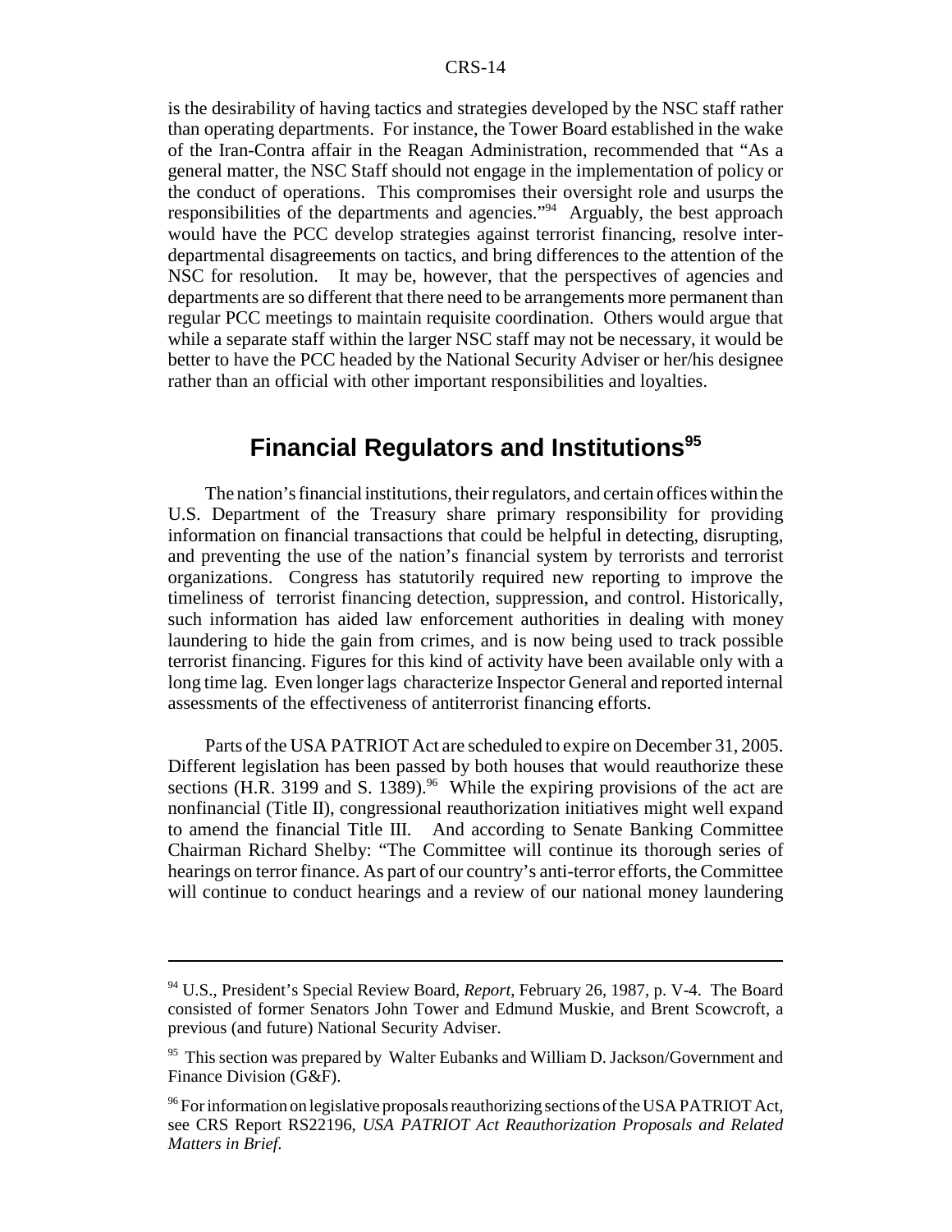is the desirability of having tactics and strategies developed by the NSC staff rather than operating departments. For instance, the Tower Board established in the wake of the Iran-Contra affair in the Reagan Administration, recommended that "As a general matter, the NSC Staff should not engage in the implementation of policy or the conduct of operations. This compromises their oversight role and usurps the responsibilities of the departments and agencies."[94] Arguably, the best approach would have the PCC develop strategies against terrorist financing, resolve inter-departmental disagreements on tactics, and bring differences to the attention of the NSC for resolution. It may be, however, that the perspectives of agencies and departments are so different that there need to be arrangements more permanent than regular PCC meetings to maintain requisite coordination. Others would argue that while a separate staff within the larger NSC staff may not be necessary, it would be better to have the PCC headed by the National Security Adviser or her/his designee rather than an official with other important responsibilities and loyalties.

## Financial Regulators and Institutions[95]

The nation's financial institutions, their regulators, and certain offices within the U.S. Department of the Treasury share primary responsibility for providing information on financial transactions that could be helpful in detecting, disrupting, and preventing the use of the nation's financial system by terrorists and terrorist organizations. Congress has statutorily required new reporting to improve the timeliness of terrorist financing detection, suppression, and control. Historically, such information has aided law enforcement authorities in dealing with money laundering to hide the gain from crimes, and is now being used to track possible terrorist financing. Figures for this kind of activity have been available only with a long time lag. Even longer lags characterize Inspector General and reported internal assessments of the effectiveness of antiterrorist financing efforts.

Parts of the USA PATRIOT Act are scheduled to expire on December 31, 2005. Different legislation has been passed by both houses that would reauthorize these sections (H.R. 3199 and S. 1389).[96] While the expiring provisions of the act are nonfinancial (Title II), congressional reauthorization initiatives might well expand to amend the financial Title III. And according to Senate Banking Committee Chairman Richard Shelby: "The Committee will continue its thorough series of hearings on terror finance. As part of our country's anti-terror efforts, the Committee will continue to conduct hearings and a review of our national money laundering

---

[94] U.S., President's Special Review Board, *Report*, February 26, 1987, p. V-4. The Board consisted of former Senators John Tower and Edmund Muskie, and Brent Scowcroft, a previous (and future) National Security Adviser.

[95] This section was prepared by Walter Eubanks and William D. Jackson/Government and Finance Division (G&F).

[96] For information on legislative proposals reauthorizing sections of the USA PATRIOT Act, see CRS Report RS22196, *USA PATRIOT Act Reauthorization Proposals and Related Matters in Brief.*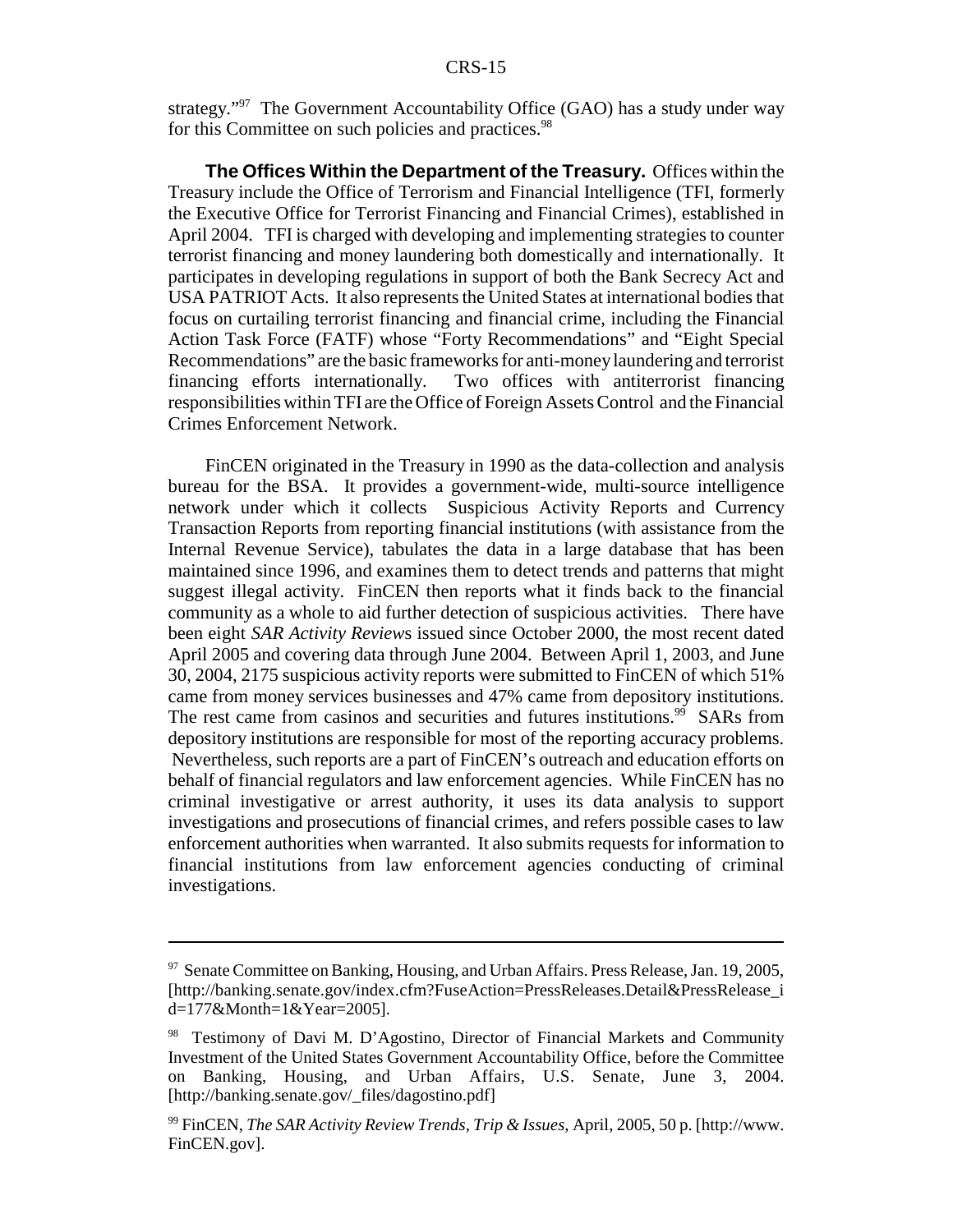strategy."[97] The Government Accountability Office (GAO) has a study under way for this Committee on such policies and practices.[98]

**The Offices Within the Department of the Treasury.** Offices within the Treasury include the Office of Terrorism and Financial Intelligence (TFI, formerly the Executive Office for Terrorist Financing and Financial Crimes), established in April 2004. TFI is charged with developing and implementing strategies to counter terrorist financing and money laundering both domestically and internationally. It participates in developing regulations in support of both the Bank Secrecy Act and USA PATRIOT Acts. It also represents the United States at international bodies that focus on curtailing terrorist financing and financial crime, including the Financial Action Task Force (FATF) whose "Forty Recommendations" and "Eight Special Recommendations" are the basic frameworks for anti-money laundering and terrorist financing efforts internationally. Two offices with antiterrorist financing responsibilities within TFI are the Office of Foreign Assets Control and the Financial Crimes Enforcement Network.

FinCEN originated in the Treasury in 1990 as the data-collection and analysis bureau for the BSA. It provides a government-wide, multi-source intelligence network under which it collects Suspicious Activity Reports and Currency Transaction Reports from reporting financial institutions (with assistance from the Internal Revenue Service), tabulates the data in a large database that has been maintained since 1996, and examines them to detect trends and patterns that might suggest illegal activity. FinCEN then reports what it finds back to the financial community as a whole to aid further detection of suspicious activities. There have been eight *SAR Activity Review*s issued since October 2000, the most recent dated April 2005 and covering data through June 2004. Between April 1, 2003, and June 30, 2004, 2175 suspicious activity reports were submitted to FinCEN of which 51% came from money services businesses and 47% came from depository institutions. The rest came from casinos and securities and futures institutions.[99] SARs from depository institutions are responsible for most of the reporting accuracy problems. Nevertheless, such reports are a part of FinCEN's outreach and education efforts on behalf of financial regulators and law enforcement agencies. While FinCEN has no criminal investigative or arrest authority, it uses its data analysis to support investigations and prosecutions of financial crimes, and refers possible cases to law enforcement authorities when warranted. It also submits requests for information to financial institutions from law enforcement agencies conducting of criminal investigations.

---

[97] Senate Committee on Banking, Housing, and Urban Affairs. Press Release, Jan. 19, 2005, [http://banking.senate.gov/index.cfm?FuseAction=PressReleases.Detail&PressRelease_id=177&Month=1&Year=2005].

[98] Testimony of Davi M. D'Agostino, Director of Financial Markets and Community Investment of the United States Government Accountability Office, before the Committee on Banking, Housing, and Urban Affairs, U.S. Senate, June 3, 2004. [http://banking.senate.gov/_files/dagostino.pdf]

[99] FinCEN, *The SAR Activity Review Trends, Trip & Issues,* April, 2005, 50 p. [http://www.FinCEN.gov].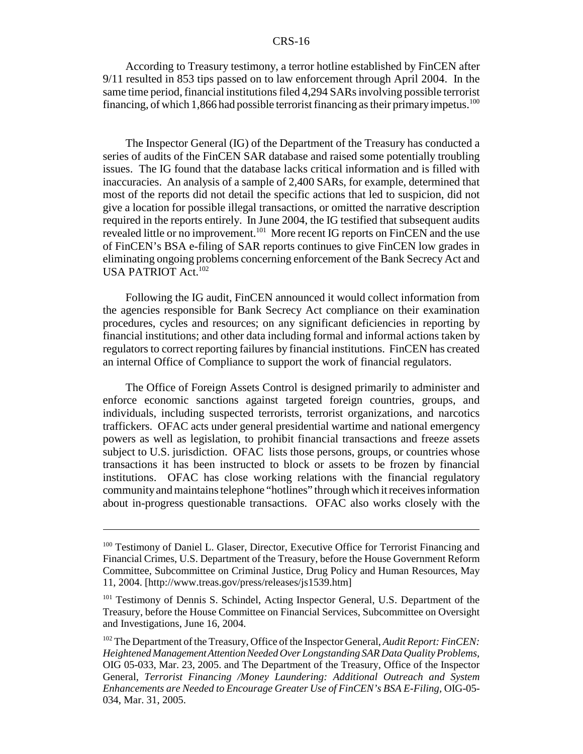According to Treasury testimony, a terror hotline established by FinCEN after 9/11 resulted in 853 tips passed on to law enforcement through April 2004. In the same time period, financial institutions filed 4,294 SARs involving possible terrorist financing, of which 1,866 had possible terrorist financing as their primary impetus.[100]

The Inspector General (IG) of the Department of the Treasury has conducted a series of audits of the FinCEN SAR database and raised some potentially troubling issues. The IG found that the database lacks critical information and is filled with inaccuracies. An analysis of a sample of 2,400 SARs, for example, determined that most of the reports did not detail the specific actions that led to suspicion, did not give a location for possible illegal transactions, or omitted the narrative description required in the reports entirely. In June 2004, the IG testified that subsequent audits revealed little or no improvement.[101] More recent IG reports on FinCEN and the use of FinCEN's BSA e-filing of SAR reports continues to give FinCEN low grades in eliminating ongoing problems concerning enforcement of the Bank Secrecy Act and USA PATRIOT Act.[102]

Following the IG audit, FinCEN announced it would collect information from the agencies responsible for Bank Secrecy Act compliance on their examination procedures, cycles and resources; on any significant deficiencies in reporting by financial institutions; and other data including formal and informal actions taken by regulators to correct reporting failures by financial institutions. FinCEN has created an internal Office of Compliance to support the work of financial regulators.

The Office of Foreign Assets Control is designed primarily to administer and enforce economic sanctions against targeted foreign countries, groups, and individuals, including suspected terrorists, terrorist organizations, and narcotics traffickers. OFAC acts under general presidential wartime and national emergency powers as well as legislation, to prohibit financial transactions and freeze assets subject to U.S. jurisdiction. OFAC lists those persons, groups, or countries whose transactions it has been instructed to block or assets to be frozen by financial institutions. OFAC has close working relations with the financial regulatory community and maintains telephone "hotlines" through which it receives information about in-progress questionable transactions. OFAC also works closely with the

---

[100] Testimony of Daniel L. Glaser, Director, Executive Office for Terrorist Financing and Financial Crimes, U.S. Department of the Treasury, before the House Government Reform Committee, Subcommittee on Criminal Justice, Drug Policy and Human Resources, May 11, 2004. [http://www.treas.gov/press/releases/js1539.htm]

[101] Testimony of Dennis S. Schindel, Acting Inspector General, U.S. Department of the Treasury, before the House Committee on Financial Services, Subcommittee on Oversight and Investigations, June 16, 2004.

[102] The Department of the Treasury, Office of the Inspector General, *Audit Report: FinCEN: Heightened Management Attention Needed Over Longstanding SAR Data Quality Problems*, OIG 05-033, Mar. 23, 2005. and The Department of the Treasury, Office of the Inspector General, *Terrorist Financing /Money Laundering: Additional Outreach and System Enhancements are Needed to Encourage Greater Use of FinCEN's BSA E-Filing*, OIG-05-034, Mar. 31, 2005.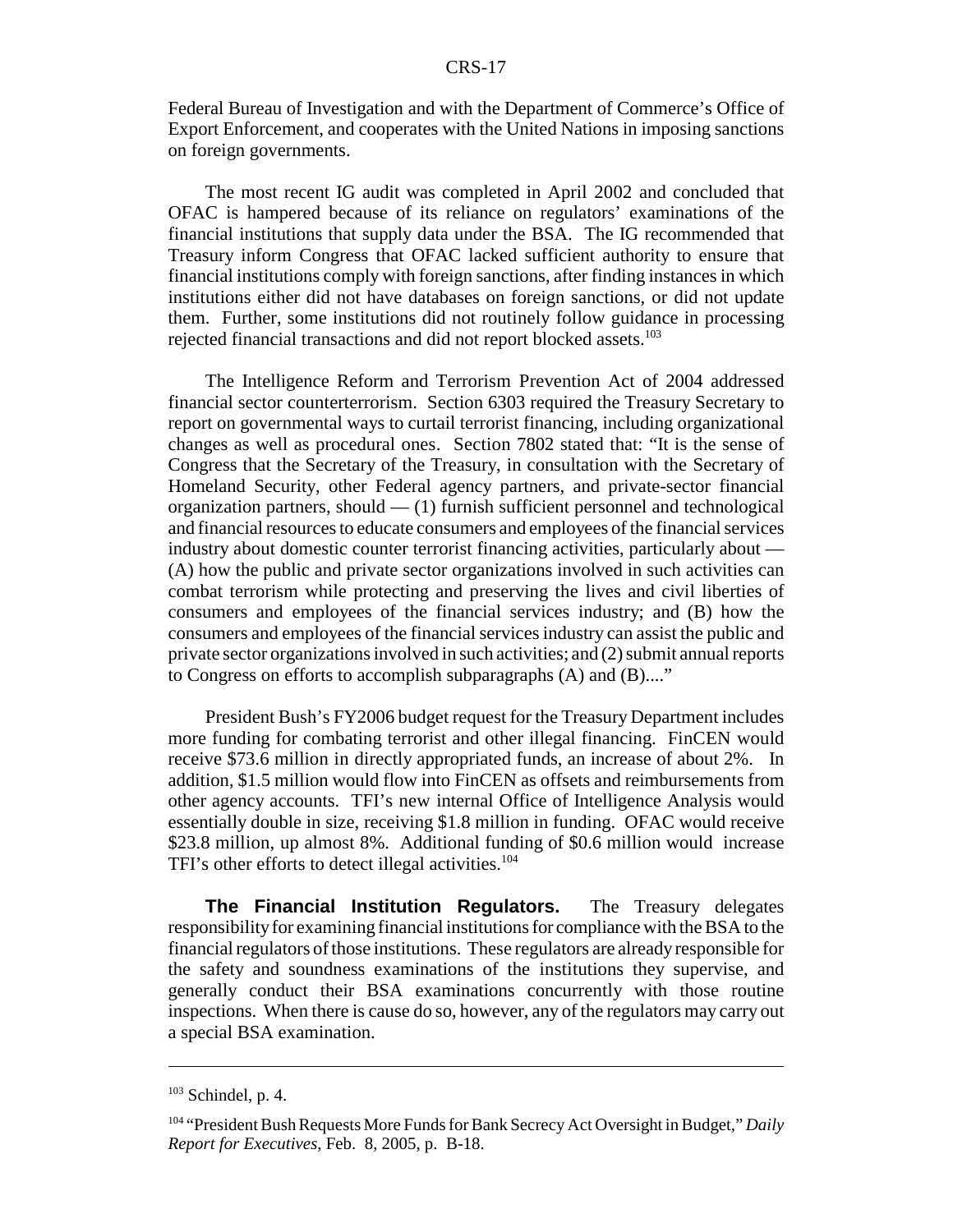Federal Bureau of Investigation and with the Department of Commerce's Office of Export Enforcement, and cooperates with the United Nations in imposing sanctions on foreign governments.

The most recent IG audit was completed in April 2002 and concluded that OFAC is hampered because of its reliance on regulators' examinations of the financial institutions that supply data under the BSA. The IG recommended that Treasury inform Congress that OFAC lacked sufficient authority to ensure that financial institutions comply with foreign sanctions, after finding instances in which institutions either did not have databases on foreign sanctions, or did not update them. Further, some institutions did not routinely follow guidance in processing rejected financial transactions and did not report blocked assets.[103]

The Intelligence Reform and Terrorism Prevention Act of 2004 addressed financial sector counterterrorism. Section 6303 required the Treasury Secretary to report on governmental ways to curtail terrorist financing, including organizational changes as well as procedural ones. Section 7802 stated that: "It is the sense of Congress that the Secretary of the Treasury, in consultation with the Secretary of Homeland Security, other Federal agency partners, and private-sector financial organization partners, should — (1) furnish sufficient personnel and technological and financial resources to educate consumers and employees of the financial services industry about domestic counter terrorist financing activities, particularly about — (A) how the public and private sector organizations involved in such activities can combat terrorism while protecting and preserving the lives and civil liberties of consumers and employees of the financial services industry; and (B) how the consumers and employees of the financial services industry can assist the public and private sector organizations involved in such activities; and (2) submit annual reports to Congress on efforts to accomplish subparagraphs (A) and (B)...."

President Bush's FY2006 budget request for the Treasury Department includes more funding for combating terrorist and other illegal financing. FinCEN would receive $73.6 million in directly appropriated funds, an increase of about 2%. In addition, $1.5 million would flow into FinCEN as offsets and reimbursements from other agency accounts. TFI's new internal Office of Intelligence Analysis would essentially double in size, receiving $1.8 million in funding. OFAC would receive $23.8 million, up almost 8%. Additional funding of $0.6 million would increase TFI's other efforts to detect illegal activities.[104]

**The Financial Institution Regulators.** The Treasury delegates responsibility for examining financial institutions for compliance with the BSA to the financial regulators of those institutions. These regulators are already responsible for the safety and soundness examinations of the institutions they supervise, and generally conduct their BSA examinations concurrently with those routine inspections. When there is cause do so, however, any of the regulators may carry out a special BSA examination.

---

[103] Schindel, p. 4.

[104] "President Bush Requests More Funds for Bank Secrecy Act Oversight in Budget," *Daily Report for Executives*, Feb. 8, 2005, p. B-18.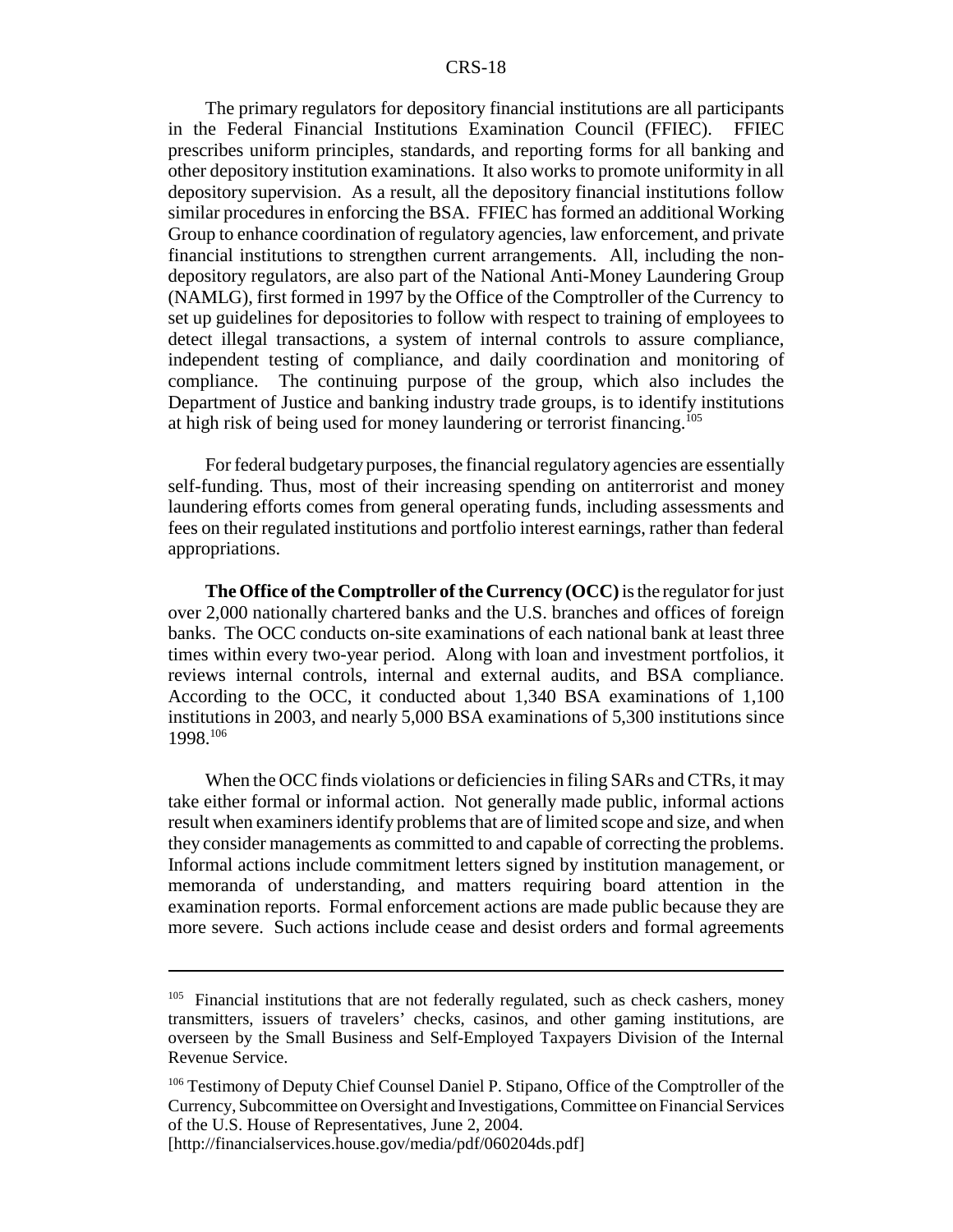The primary regulators for depository financial institutions are all participants in the Federal Financial Institutions Examination Council (FFIEC). FFIEC prescribes uniform principles, standards, and reporting forms for all banking and other depository institution examinations. It also works to promote uniformity in all depository supervision. As a result, all the depository financial institutions follow similar procedures in enforcing the BSA. FFIEC has formed an additional Working Group to enhance coordination of regulatory agencies, law enforcement, and private financial institutions to strengthen current arrangements. All, including the non-depository regulators, are also part of the National Anti-Money Laundering Group (NAMLG), first formed in 1997 by the Office of the Comptroller of the Currency to set up guidelines for depositories to follow with respect to training of employees to detect illegal transactions, a system of internal controls to assure compliance, independent testing of compliance, and daily coordination and monitoring of compliance. The continuing purpose of the group, which also includes the Department of Justice and banking industry trade groups, is to identify institutions at high risk of being used for money laundering or terrorist financing.[105]

For federal budgetary purposes, the financial regulatory agencies are essentially self-funding. Thus, most of their increasing spending on antiterrorist and money laundering efforts comes from general operating funds, including assessments and fees on their regulated institutions and portfolio interest earnings, rather than federal appropriations.

**The Office of the Comptroller of the Currency (OCC)** is the regulator for just over 2,000 nationally chartered banks and the U.S. branches and offices of foreign banks. The OCC conducts on-site examinations of each national bank at least three times within every two-year period. Along with loan and investment portfolios, it reviews internal controls, internal and external audits, and BSA compliance. According to the OCC, it conducted about 1,340 BSA examinations of 1,100 institutions in 2003, and nearly 5,000 BSA examinations of 5,300 institutions since 1998.[106]

When the OCC finds violations or deficiencies in filing SARs and CTRs, it may take either formal or informal action. Not generally made public, informal actions result when examiners identify problems that are of limited scope and size, and when they consider managements as committed to and capable of correcting the problems. Informal actions include commitment letters signed by institution management, or memoranda of understanding, and matters requiring board attention in the examination reports. Formal enforcement actions are made public because they are more severe. Such actions include cease and desist orders and formal agreements

---

[105] Financial institutions that are not federally regulated, such as check cashers, money transmitters, issuers of travelers' checks, casinos, and other gaming institutions, are overseen by the Small Business and Self-Employed Taxpayers Division of the Internal Revenue Service.

[106] Testimony of Deputy Chief Counsel Daniel P. Stipano, Office of the Comptroller of the Currency, Subcommittee on Oversight and Investigations, Committee on Financial Services of the U.S. House of Representatives, June 2, 2004. [http://financialservices.house.gov/media/pdf/060204ds.pdf]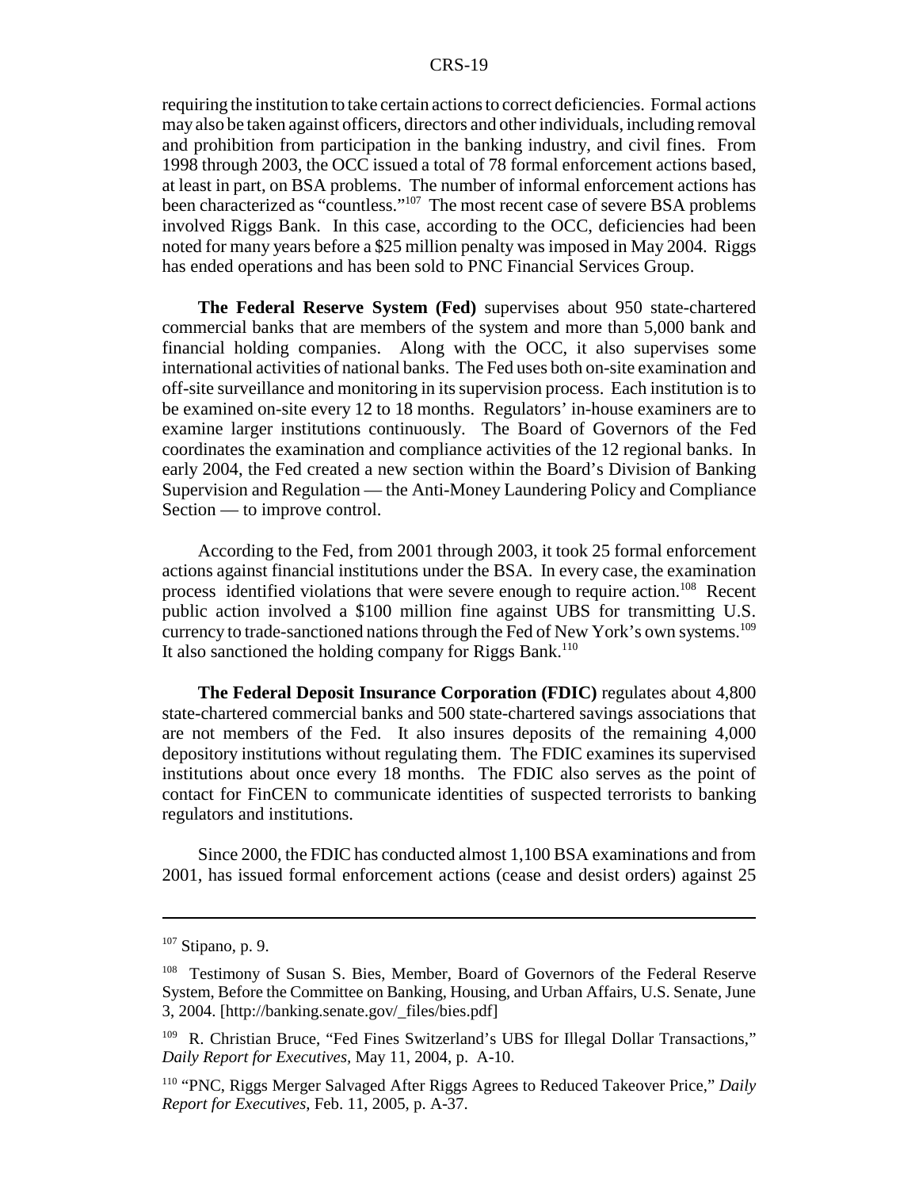requiring the institution to take certain actions to correct deficiencies. Formal actions may also be taken against officers, directors and other individuals, including removal and prohibition from participation in the banking industry, and civil fines. From 1998 through 2003, the OCC issued a total of 78 formal enforcement actions based, at least in part, on BSA problems. The number of informal enforcement actions has been characterized as "countless."[107] The most recent case of severe BSA problems involved Riggs Bank. In this case, according to the OCC, deficiencies had been noted for many years before a $25 million penalty was imposed in May 2004. Riggs has ended operations and has been sold to PNC Financial Services Group.

**The Federal Reserve System (Fed)** supervises about 950 state-chartered commercial banks that are members of the system and more than 5,000 bank and financial holding companies. Along with the OCC, it also supervises some international activities of national banks. The Fed uses both on-site examination and off-site surveillance and monitoring in its supervision process. Each institution is to be examined on-site every 12 to 18 months. Regulators' in-house examiners are to examine larger institutions continuously. The Board of Governors of the Fed coordinates the examination and compliance activities of the 12 regional banks. In early 2004, the Fed created a new section within the Board's Division of Banking Supervision and Regulation — the Anti-Money Laundering Policy and Compliance Section — to improve control.

According to the Fed, from 2001 through 2003, it took 25 formal enforcement actions against financial institutions under the BSA. In every case, the examination process identified violations that were severe enough to require action.[108] Recent public action involved a $100 million fine against UBS for transmitting U.S. currency to trade-sanctioned nations through the Fed of New York's own systems.[109] It also sanctioned the holding company for Riggs Bank.[110]

**The Federal Deposit Insurance Corporation (FDIC)** regulates about 4,800 state-chartered commercial banks and 500 state-chartered savings associations that are not members of the Fed. It also insures deposits of the remaining 4,000 depository institutions without regulating them. The FDIC examines its supervised institutions about once every 18 months. The FDIC also serves as the point of contact for FinCEN to communicate identities of suspected terrorists to banking regulators and institutions.

Since 2000, the FDIC has conducted almost 1,100 BSA examinations and from 2001, has issued formal enforcement actions (cease and desist orders) against 25

---

[107] Stipano, p. 9.

[108] Testimony of Susan S. Bies, Member, Board of Governors of the Federal Reserve System, Before the Committee on Banking, Housing, and Urban Affairs, U.S. Senate, June 3, 2004. [http://banking.senate.gov/_files/bies.pdf]

[109] R. Christian Bruce, "Fed Fines Switzerland's UBS for Illegal Dollar Transactions," *Daily Report for Executives*, May 11, 2004, p. A-10.

[110] "PNC, Riggs Merger Salvaged After Riggs Agrees to Reduced Takeover Price," *Daily Report for Executives*, Feb. 11, 2005, p. A-37.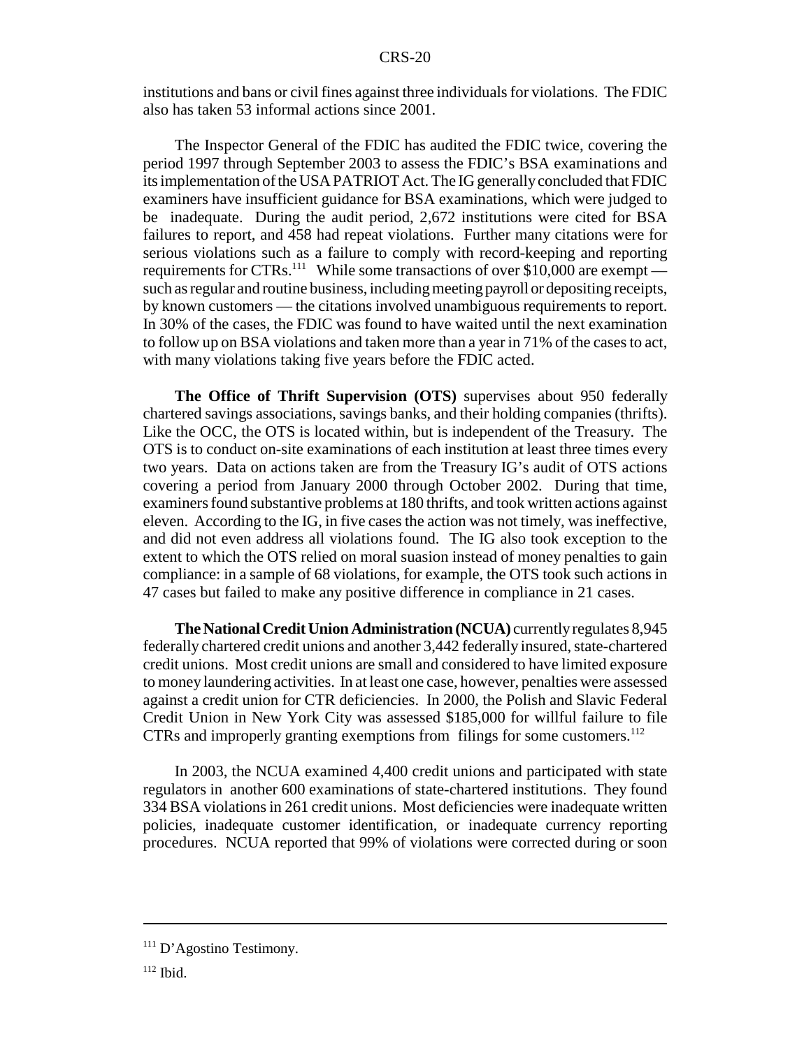institutions and bans or civil fines against three individuals for violations. The FDIC also has taken 53 informal actions since 2001.

The Inspector General of the FDIC has audited the FDIC twice, covering the period 1997 through September 2003 to assess the FDIC's BSA examinations and its implementation of the USA PATRIOT Act. The IG generally concluded that FDIC examiners have insufficient guidance for BSA examinations, which were judged to be inadequate. During the audit period, 2,672 institutions were cited for BSA failures to report, and 458 had repeat violations. Further many citations were for serious violations such as a failure to comply with record-keeping and reporting requirements for CTRs.[111] While some transactions of over $10,000 are exempt — such as regular and routine business, including meeting payroll or depositing receipts, by known customers — the citations involved unambiguous requirements to report. In 30% of the cases, the FDIC was found to have waited until the next examination to follow up on BSA violations and taken more than a year in 71% of the cases to act, with many violations taking five years before the FDIC acted.

**The Office of Thrift Supervision (OTS)** supervises about 950 federally chartered savings associations, savings banks, and their holding companies (thrifts). Like the OCC, the OTS is located within, but is independent of the Treasury. The OTS is to conduct on-site examinations of each institution at least three times every two years. Data on actions taken are from the Treasury IG's audit of OTS actions covering a period from January 2000 through October 2002. During that time, examiners found substantive problems at 180 thrifts, and took written actions against eleven. According to the IG, in five cases the action was not timely, was ineffective, and did not even address all violations found. The IG also took exception to the extent to which the OTS relied on moral suasion instead of money penalties to gain compliance: in a sample of 68 violations, for example, the OTS took such actions in 47 cases but failed to make any positive difference in compliance in 21 cases.

**The National Credit Union Administration (NCUA)** currently regulates 8,945 federally chartered credit unions and another 3,442 federally insured, state-chartered credit unions. Most credit unions are small and considered to have limited exposure to money laundering activities. In at least one case, however, penalties were assessed against a credit union for CTR deficiencies. In 2000, the Polish and Slavic Federal Credit Union in New York City was assessed $185,000 for willful failure to file CTRs and improperly granting exemptions from filings for some customers.[112]

In 2003, the NCUA examined 4,400 credit unions and participated with state regulators in another 600 examinations of state-chartered institutions. They found 334 BSA violations in 261 credit unions. Most deficiencies were inadequate written policies, inadequate customer identification, or inadequate currency reporting procedures. NCUA reported that 99% of violations were corrected during or soon

---

[111] D'Agostino Testimony.

[112] Ibid.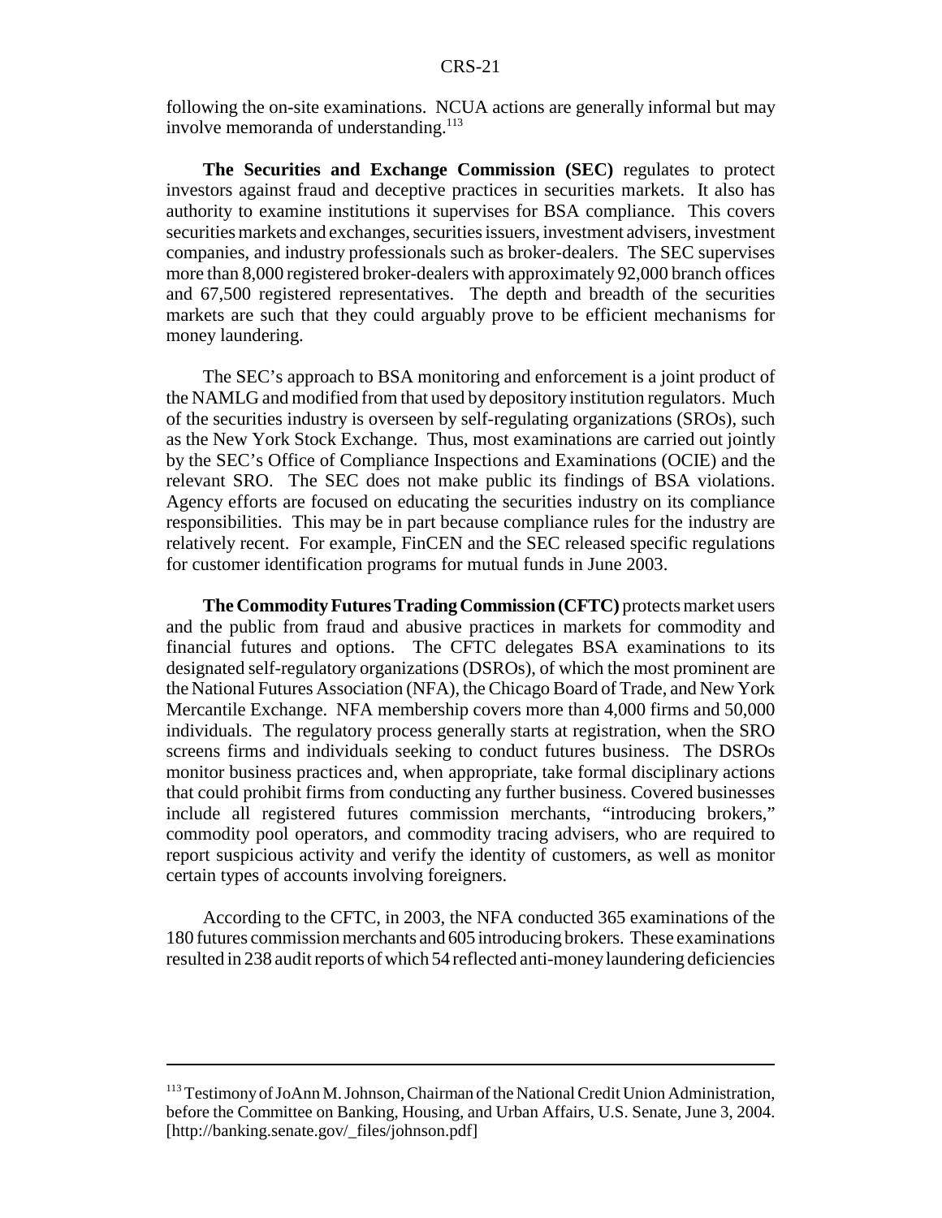following the on-site examinations. NCUA actions are generally informal but may involve memoranda of understanding.[113]

**The Securities and Exchange Commission (SEC)** regulates to protect investors against fraud and deceptive practices in securities markets. It also has authority to examine institutions it supervises for BSA compliance. This covers securities markets and exchanges, securities issuers, investment advisers, investment companies, and industry professionals such as broker-dealers. The SEC supervises more than 8,000 registered broker-dealers with approximately 92,000 branch offices and 67,500 registered representatives. The depth and breadth of the securities markets are such that they could arguably prove to be efficient mechanisms for money laundering.

The SEC's approach to BSA monitoring and enforcement is a joint product of the NAMLG and modified from that used by depository institution regulators. Much of the securities industry is overseen by self-regulating organizations (SROs), such as the New York Stock Exchange. Thus, most examinations are carried out jointly by the SEC's Office of Compliance Inspections and Examinations (OCIE) and the relevant SRO. The SEC does not make public its findings of BSA violations. Agency efforts are focused on educating the securities industry on its compliance responsibilities. This may be in part because compliance rules for the industry are relatively recent. For example, FinCEN and the SEC released specific regulations for customer identification programs for mutual funds in June 2003.

**The Commodity Futures Trading Commission (CFTC)** protects market users and the public from fraud and abusive practices in markets for commodity and financial futures and options. The CFTC delegates BSA examinations to its designated self-regulatory organizations (DSROs), of which the most prominent are the National Futures Association (NFA), the Chicago Board of Trade, and New York Mercantile Exchange. NFA membership covers more than 4,000 firms and 50,000 individuals. The regulatory process generally starts at registration, when the SRO screens firms and individuals seeking to conduct futures business. The DSROs monitor business practices and, when appropriate, take formal disciplinary actions that could prohibit firms from conducting any further business. Covered businesses include all registered futures commission merchants, "introducing brokers," commodity pool operators, and commodity tracing advisers, who are required to report suspicious activity and verify the identity of customers, as well as monitor certain types of accounts involving foreigners.

According to the CFTC, in 2003, the NFA conducted 365 examinations of the 180 futures commission merchants and 605 introducing brokers. These examinations resulted in 238 audit reports of which 54 reflected anti-money laundering deficiencies

---

[113] Testimony of JoAnn M. Johnson, Chairman of the National Credit Union Administration, before the Committee on Banking, Housing, and Urban Affairs, U.S. Senate, June 3, 2004. [http://banking.senate.gov/_files/johnson.pdf]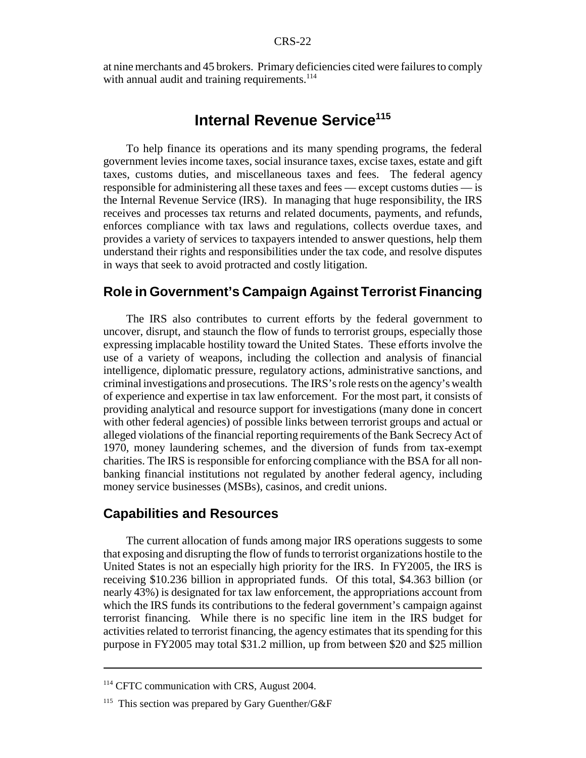at nine merchants and 45 brokers. Primary deficiencies cited were failures to comply with annual audit and training requirements.[114]

## Internal Revenue Service[115]

To help finance its operations and its many spending programs, the federal government levies income taxes, social insurance taxes, excise taxes, estate and gift taxes, customs duties, and miscellaneous taxes and fees. The federal agency responsible for administering all these taxes and fees — except customs duties — is the Internal Revenue Service (IRS). In managing that huge responsibility, the IRS receives and processes tax returns and related documents, payments, and refunds, enforces compliance with tax laws and regulations, collects overdue taxes, and provides a variety of services to taxpayers intended to answer questions, help them understand their rights and responsibilities under the tax code, and resolve disputes in ways that seek to avoid protracted and costly litigation.

### Role in Government's Campaign Against Terrorist Financing

The IRS also contributes to current efforts by the federal government to uncover, disrupt, and staunch the flow of funds to terrorist groups, especially those expressing implacable hostility toward the United States. These efforts involve the use of a variety of weapons, including the collection and analysis of financial intelligence, diplomatic pressure, regulatory actions, administrative sanctions, and criminal investigations and prosecutions. The IRS's role rests on the agency's wealth of experience and expertise in tax law enforcement. For the most part, it consists of providing analytical and resource support for investigations (many done in concert with other federal agencies) of possible links between terrorist groups and actual or alleged violations of the financial reporting requirements of the Bank Secrecy Act of 1970, money laundering schemes, and the diversion of funds from tax-exempt charities. The IRS is responsible for enforcing compliance with the BSA for all non-banking financial institutions not regulated by another federal agency, including money service businesses (MSBs), casinos, and credit unions.

### Capabilities and Resources

The current allocation of funds among major IRS operations suggests to some that exposing and disrupting the flow of funds to terrorist organizations hostile to the United States is not an especially high priority for the IRS. In FY2005, the IRS is receiving $10.236 billion in appropriated funds. Of this total, $4.363 billion (or nearly 43%) is designated for tax law enforcement, the appropriations account from which the IRS funds its contributions to the federal government's campaign against terrorist financing. While there is no specific line item in the IRS budget for activities related to terrorist financing, the agency estimates that its spending for this purpose in FY2005 may total $31.2 million, up from between $20 and $25 million

---

[114] CFTC communication with CRS, August 2004.

[115] This section was prepared by Gary Guenther/G&F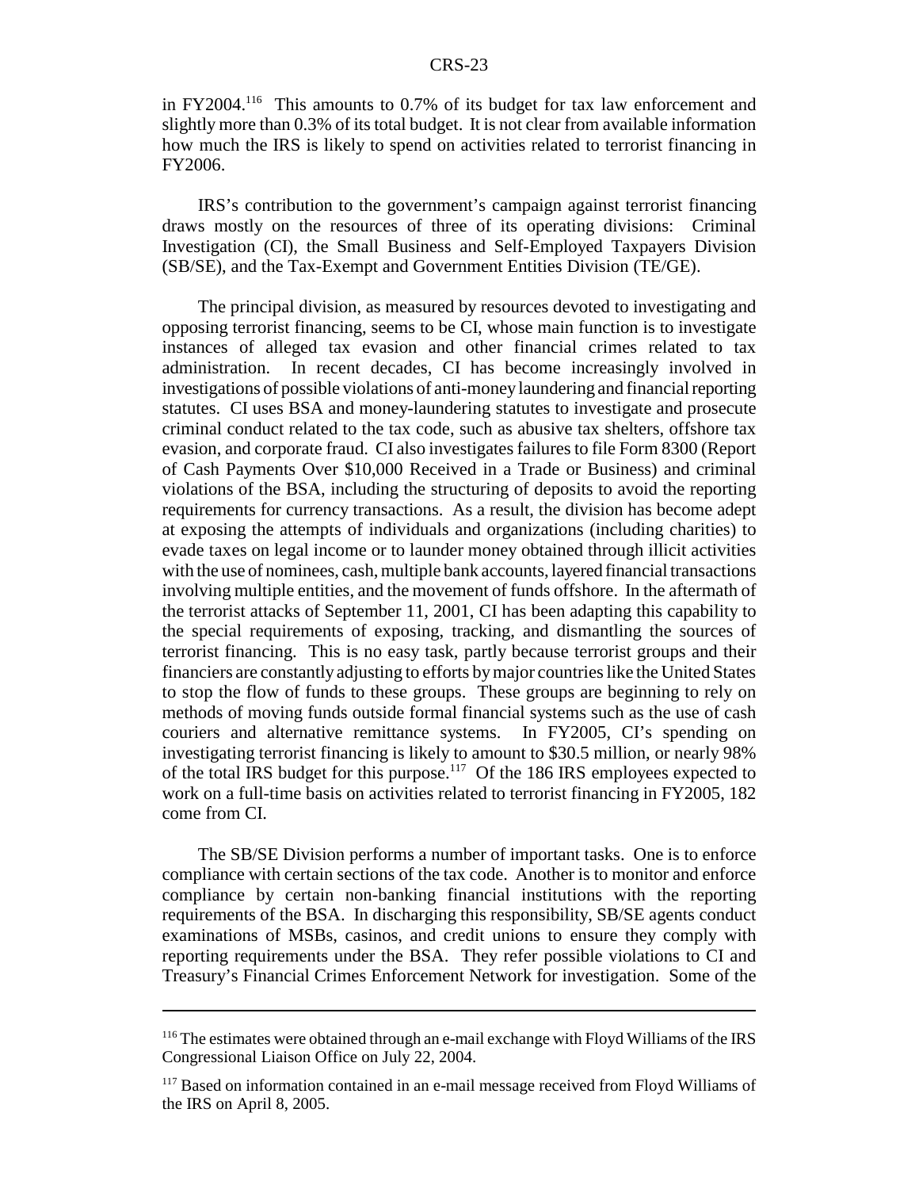in FY2004.[116] This amounts to 0.7% of its budget for tax law enforcement and slightly more than 0.3% of its total budget. It is not clear from available information how much the IRS is likely to spend on activities related to terrorist financing in FY2006.

IRS's contribution to the government's campaign against terrorist financing draws mostly on the resources of three of its operating divisions: Criminal Investigation (CI), the Small Business and Self-Employed Taxpayers Division (SB/SE), and the Tax-Exempt and Government Entities Division (TE/GE).

The principal division, as measured by resources devoted to investigating and opposing terrorist financing, seems to be CI, whose main function is to investigate instances of alleged tax evasion and other financial crimes related to tax administration. In recent decades, CI has become increasingly involved in investigations of possible violations of anti-money laundering and financial reporting statutes. CI uses BSA and money-laundering statutes to investigate and prosecute criminal conduct related to the tax code, such as abusive tax shelters, offshore tax evasion, and corporate fraud. CI also investigates failures to file Form 8300 (Report of Cash Payments Over $10,000 Received in a Trade or Business) and criminal violations of the BSA, including the structuring of deposits to avoid the reporting requirements for currency transactions. As a result, the division has become adept at exposing the attempts of individuals and organizations (including charities) to evade taxes on legal income or to launder money obtained through illicit activities with the use of nominees, cash, multiple bank accounts, layered financial transactions involving multiple entities, and the movement of funds offshore. In the aftermath of the terrorist attacks of September 11, 2001, CI has been adapting this capability to the special requirements of exposing, tracking, and dismantling the sources of terrorist financing. This is no easy task, partly because terrorist groups and their financiers are constantly adjusting to efforts by major countries like the United States to stop the flow of funds to these groups. These groups are beginning to rely on methods of moving funds outside formal financial systems such as the use of cash couriers and alternative remittance systems. In FY2005, CI's spending on investigating terrorist financing is likely to amount to $30.5 million, or nearly 98% of the total IRS budget for this purpose.[117] Of the 186 IRS employees expected to work on a full-time basis on activities related to terrorist financing in FY2005, 182 come from CI.

The SB/SE Division performs a number of important tasks. One is to enforce compliance with certain sections of the tax code. Another is to monitor and enforce compliance by certain non-banking financial institutions with the reporting requirements of the BSA. In discharging this responsibility, SB/SE agents conduct examinations of MSBs, casinos, and credit unions to ensure they comply with reporting requirements under the BSA. They refer possible violations to CI and Treasury's Financial Crimes Enforcement Network for investigation. Some of the

---

[116] The estimates were obtained through an e-mail exchange with Floyd Williams of the IRS Congressional Liaison Office on July 22, 2004.

[117] Based on information contained in an e-mail message received from Floyd Williams of the IRS on April 8, 2005.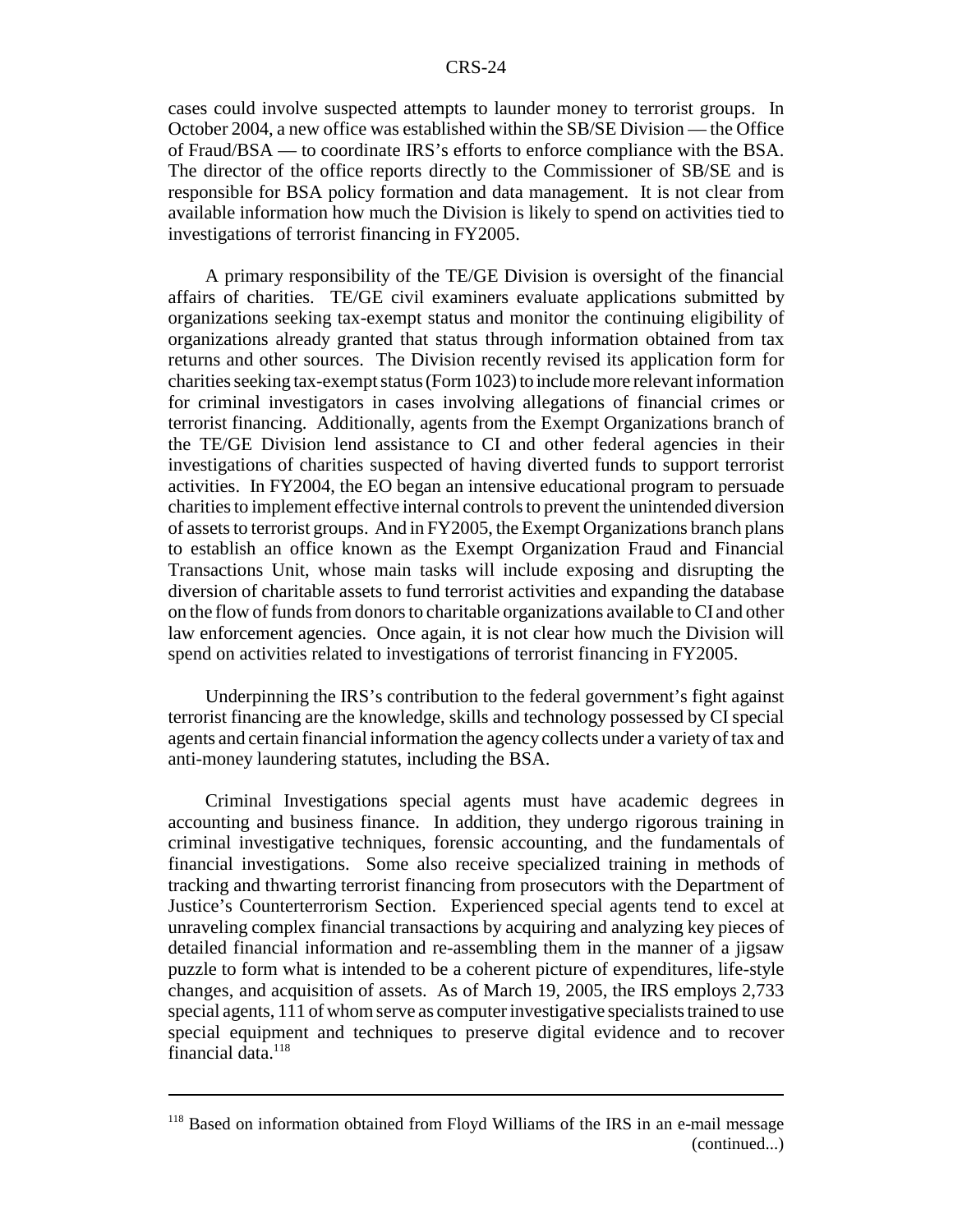cases could involve suspected attempts to launder money to terrorist groups. In October 2004, a new office was established within the SB/SE Division — the Office of Fraud/BSA — to coordinate IRS's efforts to enforce compliance with the BSA. The director of the office reports directly to the Commissioner of SB/SE and is responsible for BSA policy formation and data management. It is not clear from available information how much the Division is likely to spend on activities tied to investigations of terrorist financing in FY2005.

A primary responsibility of the TE/GE Division is oversight of the financial affairs of charities. TE/GE civil examiners evaluate applications submitted by organizations seeking tax-exempt status and monitor the continuing eligibility of organizations already granted that status through information obtained from tax returns and other sources. The Division recently revised its application form for charities seeking tax-exempt status (Form 1023) to include more relevant information for criminal investigators in cases involving allegations of financial crimes or terrorist financing. Additionally, agents from the Exempt Organizations branch of the TE/GE Division lend assistance to CI and other federal agencies in their investigations of charities suspected of having diverted funds to support terrorist activities. In FY2004, the EO began an intensive educational program to persuade charities to implement effective internal controls to prevent the unintended diversion of assets to terrorist groups. And in FY2005, the Exempt Organizations branch plans to establish an office known as the Exempt Organization Fraud and Financial Transactions Unit, whose main tasks will include exposing and disrupting the diversion of charitable assets to fund terrorist activities and expanding the database on the flow of funds from donors to charitable organizations available to CI and other law enforcement agencies. Once again, it is not clear how much the Division will spend on activities related to investigations of terrorist financing in FY2005.

Underpinning the IRS's contribution to the federal government's fight against terrorist financing are the knowledge, skills and technology possessed by CI special agents and certain financial information the agency collects under a variety of tax and anti-money laundering statutes, including the BSA.

Criminal Investigations special agents must have academic degrees in accounting and business finance. In addition, they undergo rigorous training in criminal investigative techniques, forensic accounting, and the fundamentals of financial investigations. Some also receive specialized training in methods of tracking and thwarting terrorist financing from prosecutors with the Department of Justice's Counterterrorism Section. Experienced special agents tend to excel at unraveling complex financial transactions by acquiring and analyzing key pieces of detailed financial information and re-assembling them in the manner of a jigsaw puzzle to form what is intended to be a coherent picture of expenditures, life-style changes, and acquisition of assets. As of March 19, 2005, the IRS employs 2,733 special agents, 111 of whom serve as computer investigative specialists trained to use special equipment and techniques to preserve digital evidence and to recover financial data.[118]

---

[118] Based on information obtained from Floyd Williams of the IRS in an e-mail message (continued...)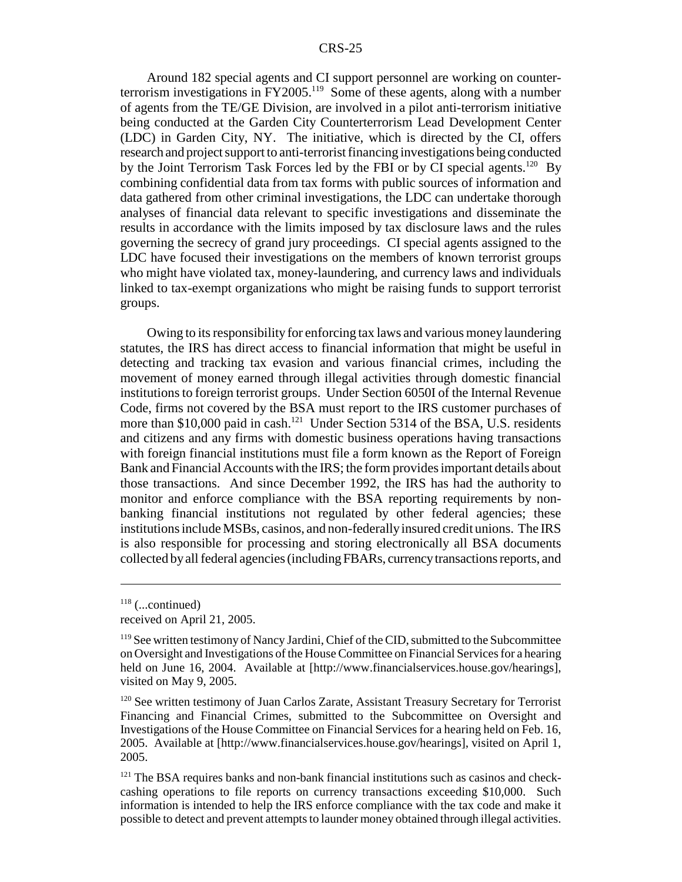Around 182 special agents and CI support personnel are working on counter-terrorism investigations in FY2005.[119] Some of these agents, along with a number of agents from the TE/GE Division, are involved in a pilot anti-terrorism initiative being conducted at the Garden City Counterterrorism Lead Development Center (LDC) in Garden City, NY. The initiative, which is directed by the CI, offers research and project support to anti-terrorist financing investigations being conducted by the Joint Terrorism Task Forces led by the FBI or by CI special agents.[120] By combining confidential data from tax forms with public sources of information and data gathered from other criminal investigations, the LDC can undertake thorough analyses of financial data relevant to specific investigations and disseminate the results in accordance with the limits imposed by tax disclosure laws and the rules governing the secrecy of grand jury proceedings. CI special agents assigned to the LDC have focused their investigations on the members of known terrorist groups who might have violated tax, money-laundering, and currency laws and individuals linked to tax-exempt organizations who might be raising funds to support terrorist groups.

Owing to its responsibility for enforcing tax laws and various money laundering statutes, the IRS has direct access to financial information that might be useful in detecting and tracking tax evasion and various financial crimes, including the movement of money earned through illegal activities through domestic financial institutions to foreign terrorist groups. Under Section 6050I of the Internal Revenue Code, firms not covered by the BSA must report to the IRS customer purchases of more than $10,000 paid in cash.[121] Under Section 5314 of the BSA, U.S. residents and citizens and any firms with domestic business operations having transactions with foreign financial institutions must file a form known as the Report of Foreign Bank and Financial Accounts with the IRS; the form provides important details about those transactions. And since December 1992, the IRS has had the authority to monitor and enforce compliance with the BSA reporting requirements by non-banking financial institutions not regulated by other federal agencies; these institutions include MSBs, casinos, and non-federally insured credit unions. The IRS is also responsible for processing and storing electronically all BSA documents collected by all federal agencies (including FBARs, currency transactions reports, and

---

[118] (...continued)
received on April 21, 2005.

[119] See written testimony of Nancy Jardini, Chief of the CID, submitted to the Subcommittee on Oversight and Investigations of the House Committee on Financial Services for a hearing held on June 16, 2004. Available at [http://www.financialservices.house.gov/hearings], visited on May 9, 2005.

[120] See written testimony of Juan Carlos Zarate, Assistant Treasury Secretary for Terrorist Financing and Financial Crimes, submitted to the Subcommittee on Oversight and Investigations of the House Committee on Financial Services for a hearing held on Feb. 16, 2005. Available at [http://www.financialservices.house.gov/hearings], visited on April 1, 2005.

[121] The BSA requires banks and non-bank financial institutions such as casinos and check-cashing operations to file reports on currency transactions exceeding $10,000. Such information is intended to help the IRS enforce compliance with the tax code and make it possible to detect and prevent attempts to launder money obtained through illegal activities.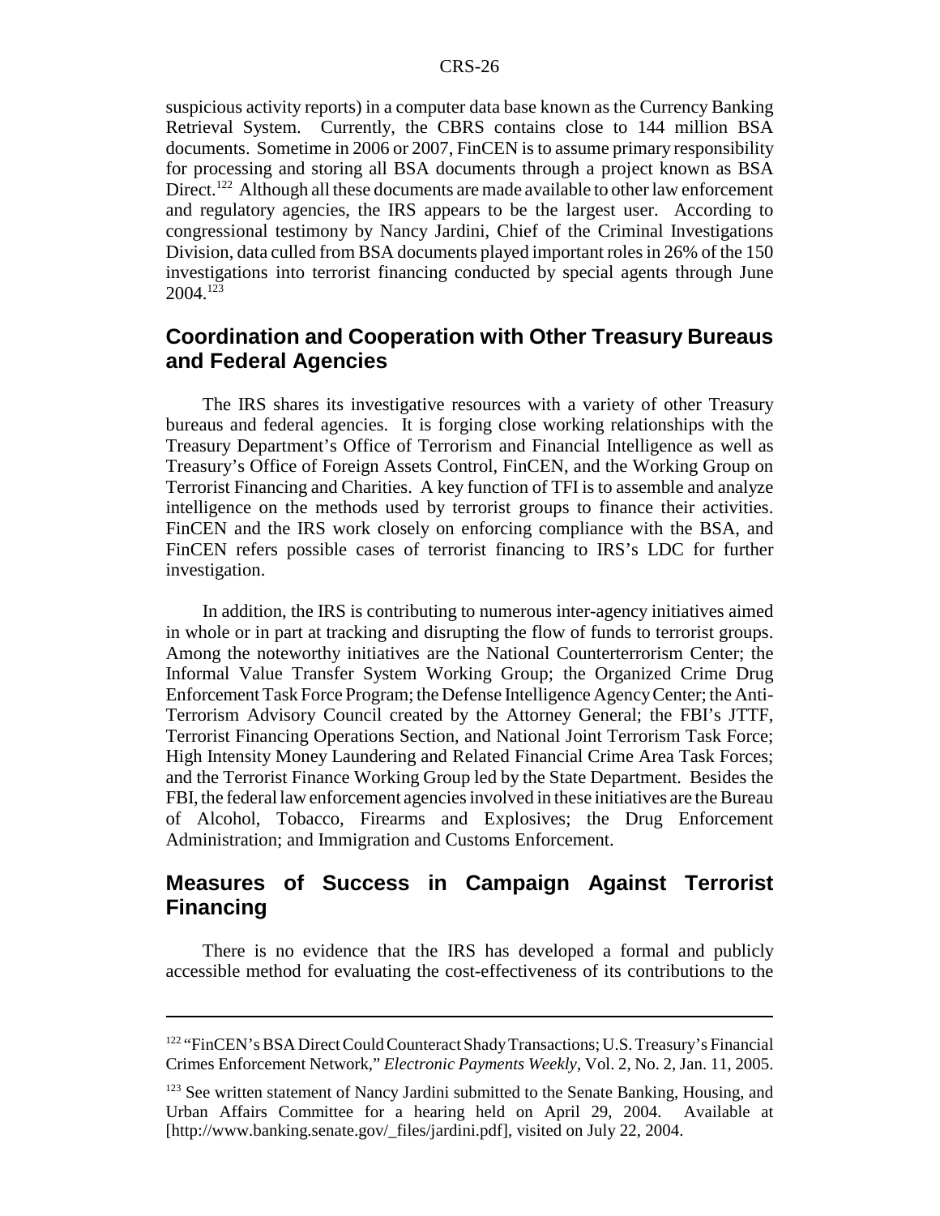suspicious activity reports) in a computer data base known as the Currency Banking Retrieval System. Currently, the CBRS contains close to 144 million BSA documents. Sometime in 2006 or 2007, FinCEN is to assume primary responsibility for processing and storing all BSA documents through a project known as BSA Direct.[122] Although all these documents are made available to other law enforcement and regulatory agencies, the IRS appears to be the largest user. According to congressional testimony by Nancy Jardini, Chief of the Criminal Investigations Division, data culled from BSA documents played important roles in 26% of the 150 investigations into terrorist financing conducted by special agents through June 2004.[123]

## Coordination and Cooperation with Other Treasury Bureaus and Federal Agencies

The IRS shares its investigative resources with a variety of other Treasury bureaus and federal agencies. It is forging close working relationships with the Treasury Department's Office of Terrorism and Financial Intelligence as well as Treasury's Office of Foreign Assets Control, FinCEN, and the Working Group on Terrorist Financing and Charities. A key function of TFI is to assemble and analyze intelligence on the methods used by terrorist groups to finance their activities. FinCEN and the IRS work closely on enforcing compliance with the BSA, and FinCEN refers possible cases of terrorist financing to IRS's LDC for further investigation.

In addition, the IRS is contributing to numerous inter-agency initiatives aimed in whole or in part at tracking and disrupting the flow of funds to terrorist groups. Among the noteworthy initiatives are the National Counterterrorism Center; the Informal Value Transfer System Working Group; the Organized Crime Drug Enforcement Task Force Program; the Defense Intelligence Agency Center; the Anti-Terrorism Advisory Council created by the Attorney General; the FBI's JTTF, Terrorist Financing Operations Section, and National Joint Terrorism Task Force; High Intensity Money Laundering and Related Financial Crime Area Task Forces; and the Terrorist Finance Working Group led by the State Department. Besides the FBI, the federal law enforcement agencies involved in these initiatives are the Bureau of Alcohol, Tobacco, Firearms and Explosives; the Drug Enforcement Administration; and Immigration and Customs Enforcement.

## Measures of Success in Campaign Against Terrorist Financing

There is no evidence that the IRS has developed a formal and publicly accessible method for evaluating the cost-effectiveness of its contributions to the

---

[122] "FinCEN's BSA Direct Could Counteract Shady Transactions; U.S. Treasury's Financial Crimes Enforcement Network," *Electronic Payments Weekly*, Vol. 2, No. 2, Jan. 11, 2005.

[123] See written statement of Nancy Jardini submitted to the Senate Banking, Housing, and Urban Affairs Committee for a hearing held on April 29, 2004. Available at [http://www.banking.senate.gov/_files/jardini.pdf], visited on July 22, 2004.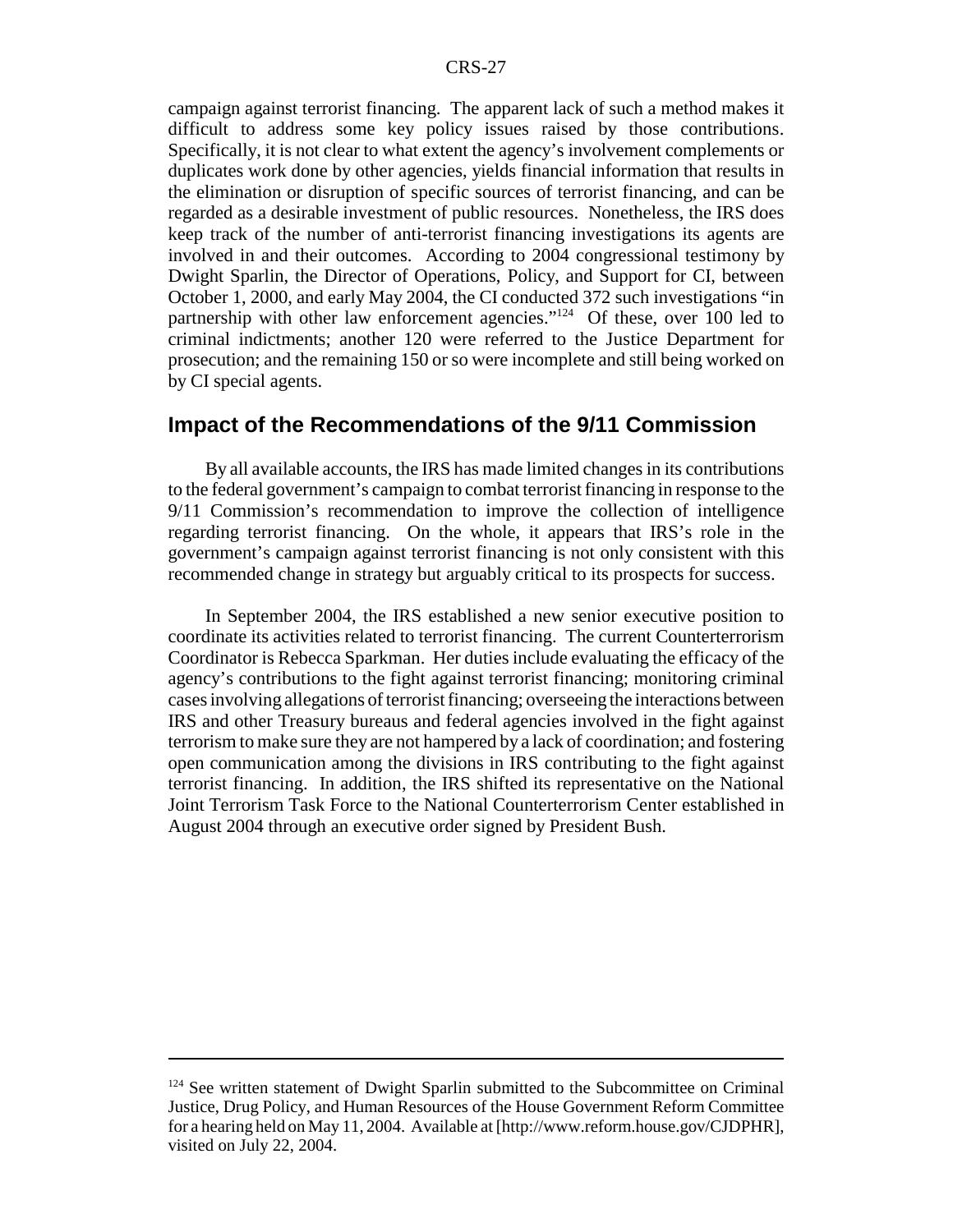campaign against terrorist financing. The apparent lack of such a method makes it difficult to address some key policy issues raised by those contributions. Specifically, it is not clear to what extent the agency's involvement complements or duplicates work done by other agencies, yields financial information that results in the elimination or disruption of specific sources of terrorist financing, and can be regarded as a desirable investment of public resources. Nonetheless, the IRS does keep track of the number of anti-terrorist financing investigations its agents are involved in and their outcomes. According to 2004 congressional testimony by Dwight Sparlin, the Director of Operations, Policy, and Support for CI, between October 1, 2000, and early May 2004, the CI conducted 372 such investigations "in partnership with other law enforcement agencies."[124] Of these, over 100 led to criminal indictments; another 120 were referred to the Justice Department for prosecution; and the remaining 150 or so were incomplete and still being worked on by CI special agents.

## Impact of the Recommendations of the 9/11 Commission

By all available accounts, the IRS has made limited changes in its contributions to the federal government's campaign to combat terrorist financing in response to the 9/11 Commission's recommendation to improve the collection of intelligence regarding terrorist financing. On the whole, it appears that IRS's role in the government's campaign against terrorist financing is not only consistent with this recommended change in strategy but arguably critical to its prospects for success.

In September 2004, the IRS established a new senior executive position to coordinate its activities related to terrorist financing. The current Counterterrorism Coordinator is Rebecca Sparkman. Her duties include evaluating the efficacy of the agency's contributions to the fight against terrorist financing; monitoring criminal cases involving allegations of terrorist financing; overseeing the interactions between IRS and other Treasury bureaus and federal agencies involved in the fight against terrorism to make sure they are not hampered by a lack of coordination; and fostering open communication among the divisions in IRS contributing to the fight against terrorist financing. In addition, the IRS shifted its representative on the National Joint Terrorism Task Force to the National Counterterrorism Center established in August 2004 through an executive order signed by President Bush.

---

[124] See written statement of Dwight Sparlin submitted to the Subcommittee on Criminal Justice, Drug Policy, and Human Resources of the House Government Reform Committee for a hearing held on May 11, 2004. Available at [http://www.reform.house.gov/CJDPHR], visited on July 22, 2004.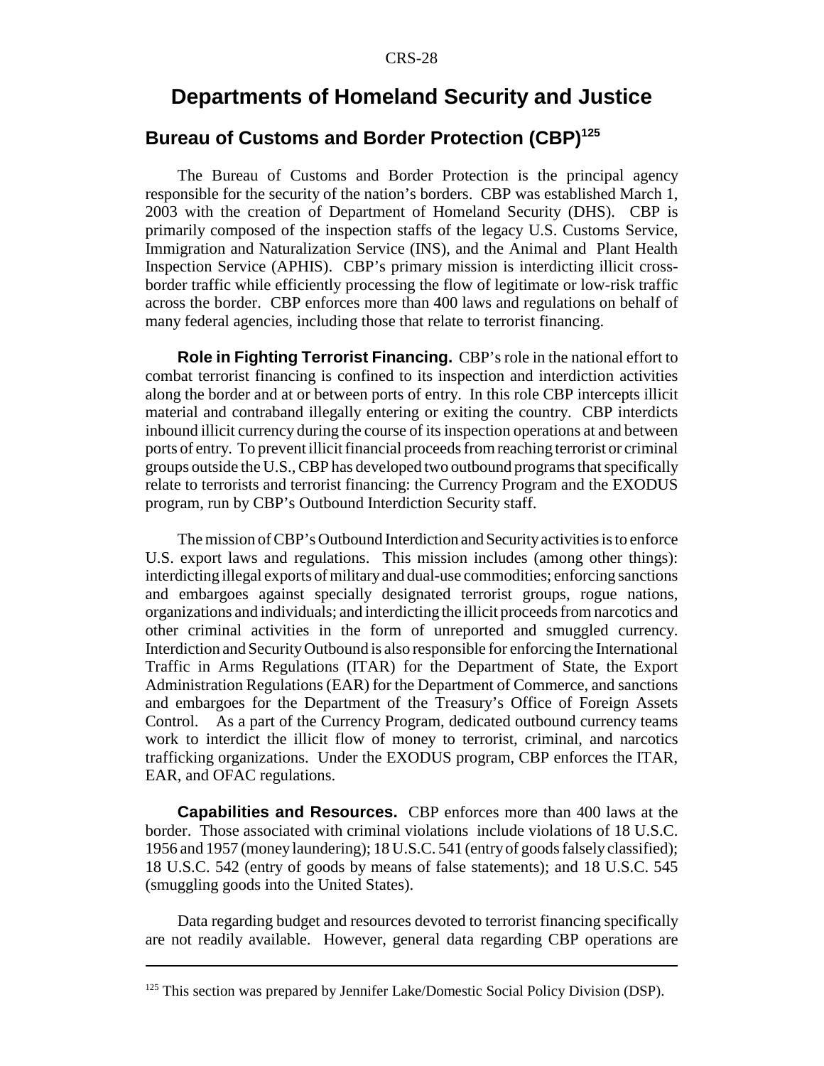# Departments of Homeland Security and Justice

## Bureau of Customs and Border Protection (CBP)[125]

The Bureau of Customs and Border Protection is the principal agency responsible for the security of the nation's borders. CBP was established March 1, 2003 with the creation of Department of Homeland Security (DHS). CBP is primarily composed of the inspection staffs of the legacy U.S. Customs Service, Immigration and Naturalization Service (INS), and the Animal and Plant Health Inspection Service (APHIS). CBP's primary mission is interdicting illicit cross-border traffic while efficiently processing the flow of legitimate or low-risk traffic across the border. CBP enforces more than 400 laws and regulations on behalf of many federal agencies, including those that relate to terrorist financing.

**Role in Fighting Terrorist Financing.** CBP's role in the national effort to combat terrorist financing is confined to its inspection and interdiction activities along the border and at or between ports of entry. In this role CBP intercepts illicit material and contraband illegally entering or exiting the country. CBP interdicts inbound illicit currency during the course of its inspection operations at and between ports of entry. To prevent illicit financial proceeds from reaching terrorist or criminal groups outside the U.S., CBP has developed two outbound programs that specifically relate to terrorists and terrorist financing: the Currency Program and the EXODUS program, run by CBP's Outbound Interdiction Security staff.

The mission of CBP's Outbound Interdiction and Security activities is to enforce U.S. export laws and regulations. This mission includes (among other things): interdicting illegal exports of military and dual-use commodities; enforcing sanctions and embargoes against specially designated terrorist groups, rogue nations, organizations and individuals; and interdicting the illicit proceeds from narcotics and other criminal activities in the form of unreported and smuggled currency. Interdiction and Security Outbound is also responsible for enforcing the International Traffic in Arms Regulations (ITAR) for the Department of State, the Export Administration Regulations (EAR) for the Department of Commerce, and sanctions and embargoes for the Department of the Treasury's Office of Foreign Assets Control. As a part of the Currency Program, dedicated outbound currency teams work to interdict the illicit flow of money to terrorist, criminal, and narcotics trafficking organizations. Under the EXODUS program, CBP enforces the ITAR, EAR, and OFAC regulations.

**Capabilities and Resources.** CBP enforces more than 400 laws at the border. Those associated with criminal violations include violations of 18 U.S.C. 1956 and 1957 (money laundering); 18 U.S.C. 541 (entry of goods falsely classified); 18 U.S.C. 542 (entry of goods by means of false statements); and 18 U.S.C. 545 (smuggling goods into the United States).

Data regarding budget and resources devoted to terrorist financing specifically are not readily available. However, general data regarding CBP operations are

---

[125] This section was prepared by Jennifer Lake/Domestic Social Policy Division (DSP).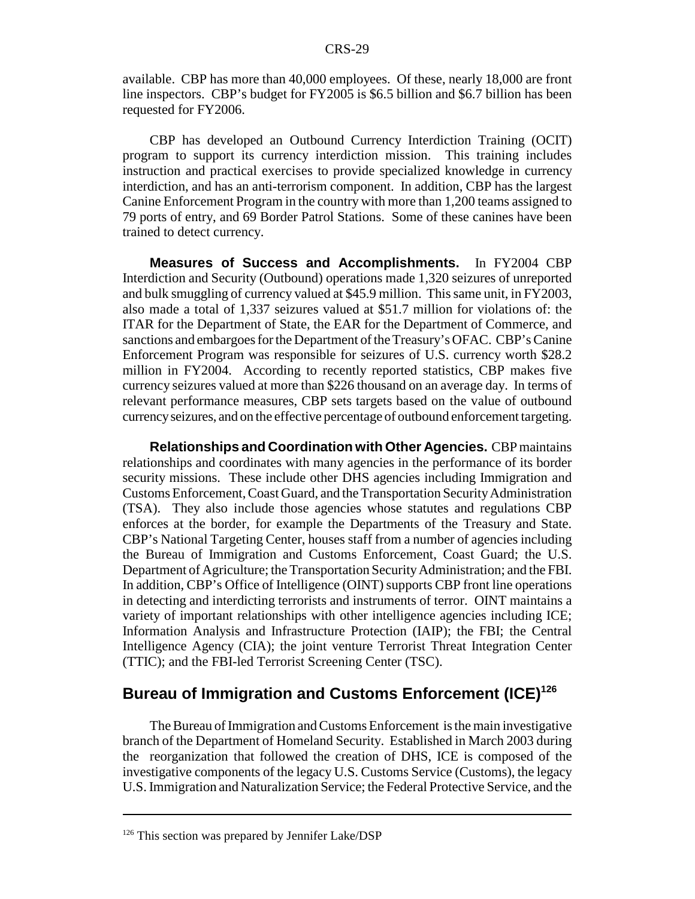available. CBP has more than 40,000 employees. Of these, nearly 18,000 are front line inspectors. CBP's budget for FY2005 is $6.5 billion and $6.7 billion has been requested for FY2006.

CBP has developed an Outbound Currency Interdiction Training (OCIT) program to support its currency interdiction mission. This training includes instruction and practical exercises to provide specialized knowledge in currency interdiction, and has an anti-terrorism component. In addition, CBP has the largest Canine Enforcement Program in the country with more than 1,200 teams assigned to 79 ports of entry, and 69 Border Patrol Stations. Some of these canines have been trained to detect currency.

**Measures of Success and Accomplishments.** In FY2004 CBP Interdiction and Security (Outbound) operations made 1,320 seizures of unreported and bulk smuggling of currency valued at $45.9 million. This same unit, in FY2003, also made a total of 1,337 seizures valued at $51.7 million for violations of: the ITAR for the Department of State, the EAR for the Department of Commerce, and sanctions and embargoes for the Department of the Treasury's OFAC. CBP's Canine Enforcement Program was responsible for seizures of U.S. currency worth $28.2 million in FY2004. According to recently reported statistics, CBP makes five currency seizures valued at more than $226 thousand on an average day. In terms of relevant performance measures, CBP sets targets based on the value of outbound currency seizures, and on the effective percentage of outbound enforcement targeting.

**Relationships and Coordination with Other Agencies.** CBP maintains relationships and coordinates with many agencies in the performance of its border security missions. These include other DHS agencies including Immigration and Customs Enforcement, Coast Guard, and the Transportation Security Administration (TSA). They also include those agencies whose statutes and regulations CBP enforces at the border, for example the Departments of the Treasury and State. CBP's National Targeting Center, houses staff from a number of agencies including the Bureau of Immigration and Customs Enforcement, Coast Guard; the U.S. Department of Agriculture; the Transportation Security Administration; and the FBI. In addition, CBP's Office of Intelligence (OINT) supports CBP front line operations in detecting and interdicting terrorists and instruments of terror. OINT maintains a variety of important relationships with other intelligence agencies including ICE; Information Analysis and Infrastructure Protection (IAIP); the FBI; the Central Intelligence Agency (CIA); the joint venture Terrorist Threat Integration Center (TTIC); and the FBI-led Terrorist Screening Center (TSC).

## Bureau of Immigration and Customs Enforcement (ICE)[126]

The Bureau of Immigration and Customs Enforcement is the main investigative branch of the Department of Homeland Security. Established in March 2003 during the reorganization that followed the creation of DHS, ICE is composed of the investigative components of the legacy U.S. Customs Service (Customs), the legacy U.S. Immigration and Naturalization Service; the Federal Protective Service, and the

---

[126] This section was prepared by Jennifer Lake/DSP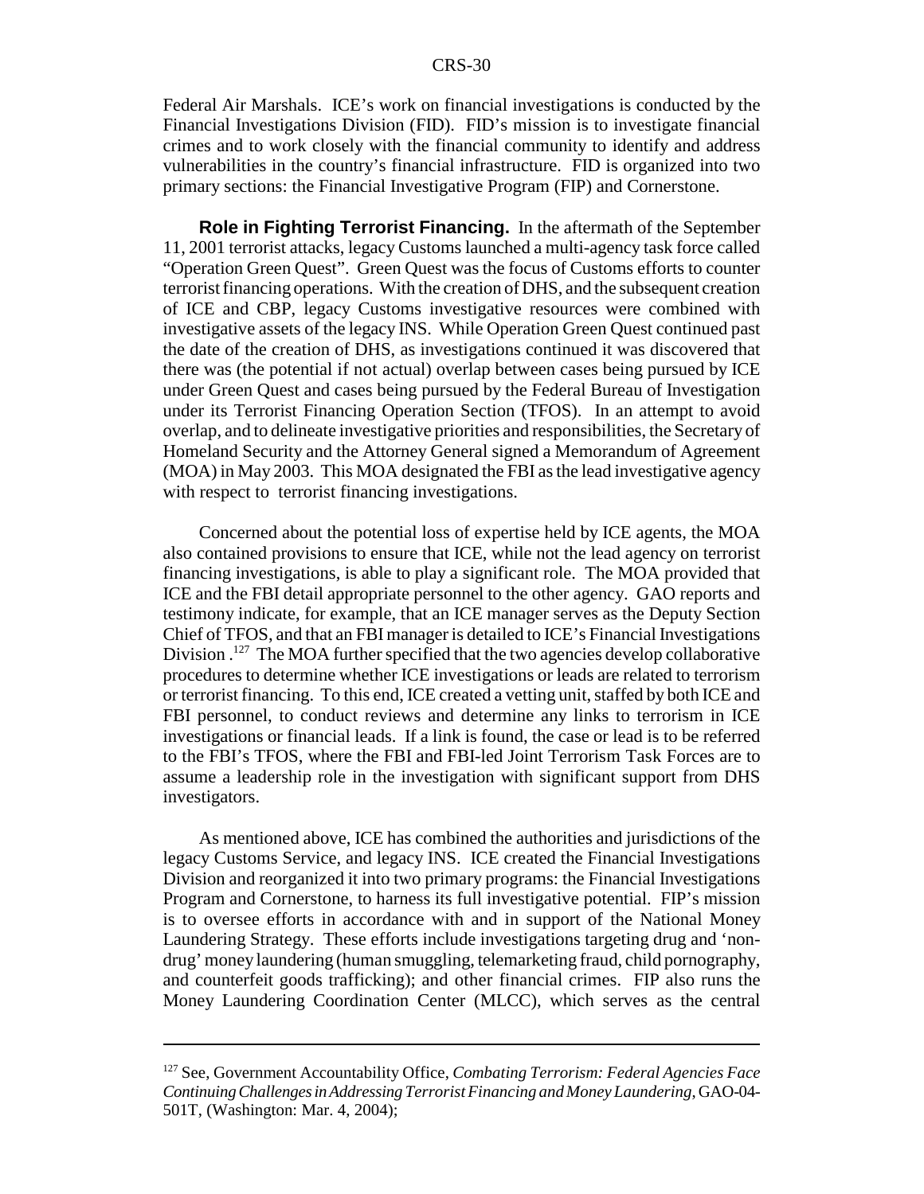Federal Air Marshals. ICE's work on financial investigations is conducted by the Financial Investigations Division (FID). FID's mission is to investigate financial crimes and to work closely with the financial community to identify and address vulnerabilities in the country's financial infrastructure. FID is organized into two primary sections: the Financial Investigative Program (FIP) and Cornerstone.

**Role in Fighting Terrorist Financing.** In the aftermath of the September 11, 2001 terrorist attacks, legacy Customs launched a multi-agency task force called "Operation Green Quest". Green Quest was the focus of Customs efforts to counter terrorist financing operations. With the creation of DHS, and the subsequent creation of ICE and CBP, legacy Customs investigative resources were combined with investigative assets of the legacy INS. While Operation Green Quest continued past the date of the creation of DHS, as investigations continued it was discovered that there was (the potential if not actual) overlap between cases being pursued by ICE under Green Quest and cases being pursued by the Federal Bureau of Investigation under its Terrorist Financing Operation Section (TFOS). In an attempt to avoid overlap, and to delineate investigative priorities and responsibilities, the Secretary of Homeland Security and the Attorney General signed a Memorandum of Agreement (MOA) in May 2003. This MOA designated the FBI as the lead investigative agency with respect to terrorist financing investigations.

Concerned about the potential loss of expertise held by ICE agents, the MOA also contained provisions to ensure that ICE, while not the lead agency on terrorist financing investigations, is able to play a significant role. The MOA provided that ICE and the FBI detail appropriate personnel to the other agency. GAO reports and testimony indicate, for example, that an ICE manager serves as the Deputy Section Chief of TFOS, and that an FBI manager is detailed to ICE's Financial Investigations Division .[127] The MOA further specified that the two agencies develop collaborative procedures to determine whether ICE investigations or leads are related to terrorism or terrorist financing. To this end, ICE created a vetting unit, staffed by both ICE and FBI personnel, to conduct reviews and determine any links to terrorism in ICE investigations or financial leads. If a link is found, the case or lead is to be referred to the FBI's TFOS, where the FBI and FBI-led Joint Terrorism Task Forces are to assume a leadership role in the investigation with significant support from DHS investigators.

As mentioned above, ICE has combined the authorities and jurisdictions of the legacy Customs Service, and legacy INS. ICE created the Financial Investigations Division and reorganized it into two primary programs: the Financial Investigations Program and Cornerstone, to harness its full investigative potential. FIP's mission is to oversee efforts in accordance with and in support of the National Money Laundering Strategy. These efforts include investigations targeting drug and 'non-drug' money laundering (human smuggling, telemarketing fraud, child pornography, and counterfeit goods trafficking); and other financial crimes. FIP also runs the Money Laundering Coordination Center (MLCC), which serves as the central

---

[127] See, Government Accountability Office, *Combating Terrorism: Federal Agencies Face Continuing Challenges in Addressing Terrorist Financing and Money Laundering*, GAO-04-501T, (Washington: Mar. 4, 2004);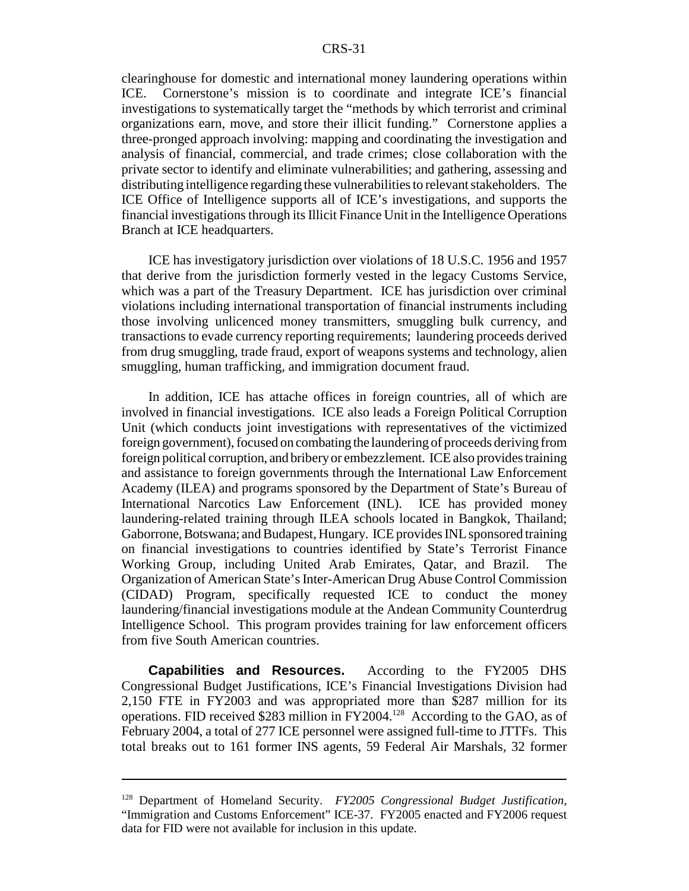clearinghouse for domestic and international money laundering operations within ICE. Cornerstone's mission is to coordinate and integrate ICE's financial investigations to systematically target the "methods by which terrorist and criminal organizations earn, move, and store their illicit funding." Cornerstone applies a three-pronged approach involving: mapping and coordinating the investigation and analysis of financial, commercial, and trade crimes; close collaboration with the private sector to identify and eliminate vulnerabilities; and gathering, assessing and distributing intelligence regarding these vulnerabilities to relevant stakeholders. The ICE Office of Intelligence supports all of ICE's investigations, and supports the financial investigations through its Illicit Finance Unit in the Intelligence Operations Branch at ICE headquarters.

ICE has investigatory jurisdiction over violations of 18 U.S.C. 1956 and 1957 that derive from the jurisdiction formerly vested in the legacy Customs Service, which was a part of the Treasury Department. ICE has jurisdiction over criminal violations including international transportation of financial instruments including those involving unlicenced money transmitters, smuggling bulk currency, and transactions to evade currency reporting requirements; laundering proceeds derived from drug smuggling, trade fraud, export of weapons systems and technology, alien smuggling, human trafficking, and immigration document fraud.

In addition, ICE has attache offices in foreign countries, all of which are involved in financial investigations. ICE also leads a Foreign Political Corruption Unit (which conducts joint investigations with representatives of the victimized foreign government), focused on combating the laundering of proceeds deriving from foreign political corruption, and bribery or embezzlement. ICE also provides training and assistance to foreign governments through the International Law Enforcement Academy (ILEA) and programs sponsored by the Department of State's Bureau of International Narcotics Law Enforcement (INL). ICE has provided money laundering-related training through ILEA schools located in Bangkok, Thailand; Gaborrone, Botswana; and Budapest, Hungary. ICE provides INL sponsored training on financial investigations to countries identified by State's Terrorist Finance Working Group, including United Arab Emirates, Qatar, and Brazil. The Organization of American State's Inter-American Drug Abuse Control Commission (CIDAD) Program, specifically requested ICE to conduct the money laundering/financial investigations module at the Andean Community Counterdrug Intelligence School. This program provides training for law enforcement officers from five South American countries.

**Capabilities and Resources.** According to the FY2005 DHS Congressional Budget Justifications, ICE's Financial Investigations Division had 2,150 FTE in FY2003 and was appropriated more than $287 million for its operations. FID received $283 million in FY2004.[128] According to the GAO, as of February 2004, a total of 277 ICE personnel were assigned full-time to JTTFs. This total breaks out to 161 former INS agents, 59 Federal Air Marshals, 32 former

---

[128] Department of Homeland Security. *FY2005 Congressional Budget Justification*, "Immigration and Customs Enforcement" ICE-37. FY2005 enacted and FY2006 request data for FID were not available for inclusion in this update.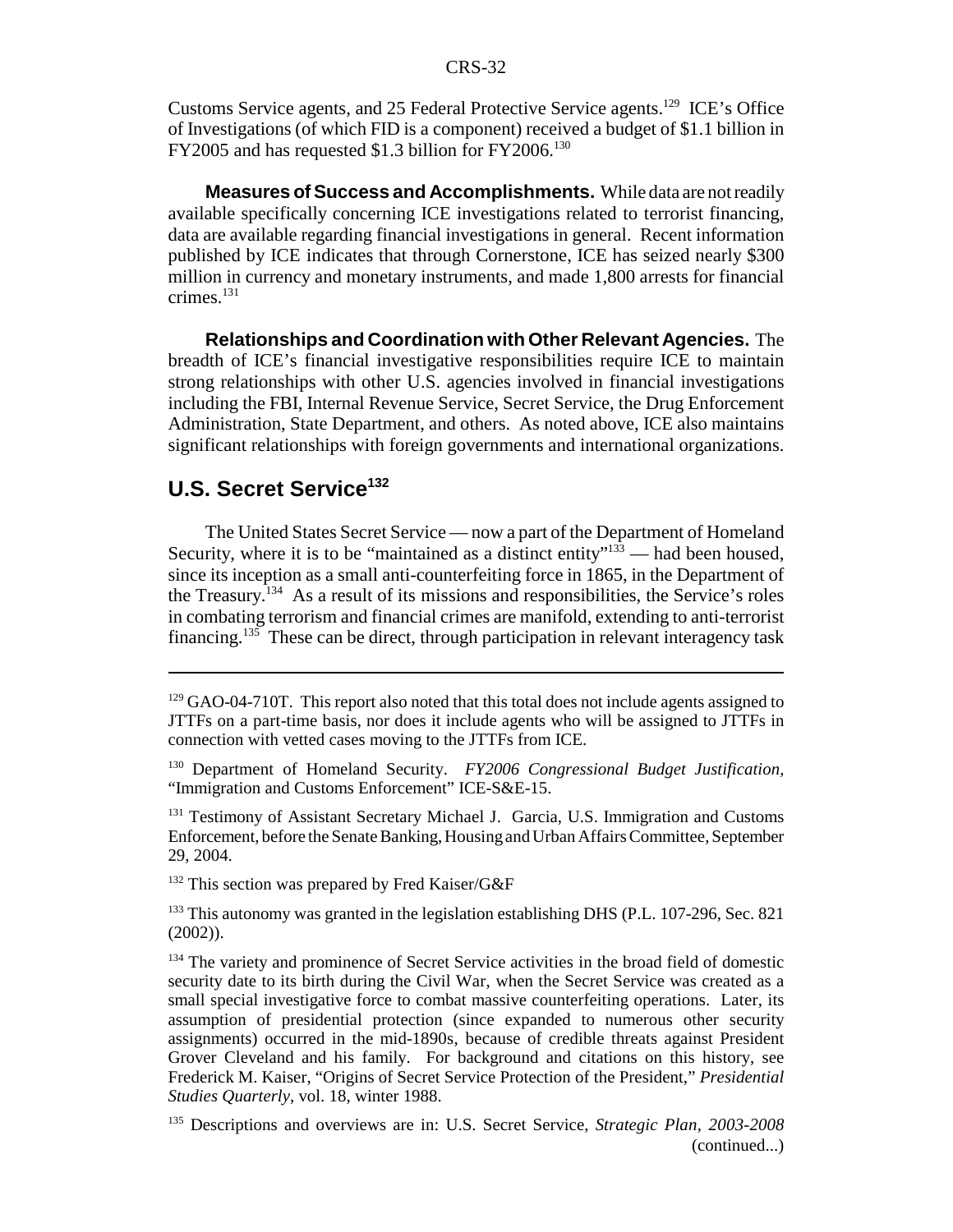Customs Service agents, and 25 Federal Protective Service agents.[129] ICE's Office of Investigations (of which FID is a component) received a budget of $1.1 billion in FY2005 and has requested $1.3 billion for FY2006.[130]

**Measures of Success and Accomplishments.** While data are not readily available specifically concerning ICE investigations related to terrorist financing, data are available regarding financial investigations in general. Recent information published by ICE indicates that through Cornerstone, ICE has seized nearly $300 million in currency and monetary instruments, and made 1,800 arrests for financial crimes.[131]

**Relationships and Coordination with Other Relevant Agencies.** The breadth of ICE's financial investigative responsibilities require ICE to maintain strong relationships with other U.S. agencies involved in financial investigations including the FBI, Internal Revenue Service, Secret Service, the Drug Enforcement Administration, State Department, and others. As noted above, ICE also maintains significant relationships with foreign governments and international organizations.

## U.S. Secret Service[132]

The United States Secret Service — now a part of the Department of Homeland Security, where it is to be "maintained as a distinct entity"[133] — had been housed, since its inception as a small anti-counterfeiting force in 1865, in the Department of the Treasury.[134] As a result of its missions and responsibilities, the Service's roles in combating terrorism and financial crimes are manifold, extending to anti-terrorist financing.[135] These can be direct, through participation in relevant interagency task

---

[129] GAO-04-710T. This report also noted that this total does not include agents assigned to JTTFs on a part-time basis, nor does it include agents who will be assigned to JTTFs in connection with vetted cases moving to the JTTFs from ICE.

[130] Department of Homeland Security. *FY2006 Congressional Budget Justification*, "Immigration and Customs Enforcement" ICE-S&E-15.

[131] Testimony of Assistant Secretary Michael J. Garcia, U.S. Immigration and Customs Enforcement, before the Senate Banking, Housing and Urban Affairs Committee, September 29, 2004.

[132] This section was prepared by Fred Kaiser/G&F

[133] This autonomy was granted in the legislation establishing DHS (P.L. 107-296, Sec. 821 (2002)).

[134] The variety and prominence of Secret Service activities in the broad field of domestic security date to its birth during the Civil War, when the Secret Service was created as a small special investigative force to combat massive counterfeiting operations. Later, its assumption of presidential protection (since expanded to numerous other security assignments) occurred in the mid-1890s, because of credible threats against President Grover Cleveland and his family. For background and citations on this history, see Frederick M. Kaiser, "Origins of Secret Service Protection of the President," *Presidential Studies Quarterly*, vol. 18, winter 1988.

[135] Descriptions and overviews are in: U.S. Secret Service, *Strategic Plan, 2003-2008* (continued...)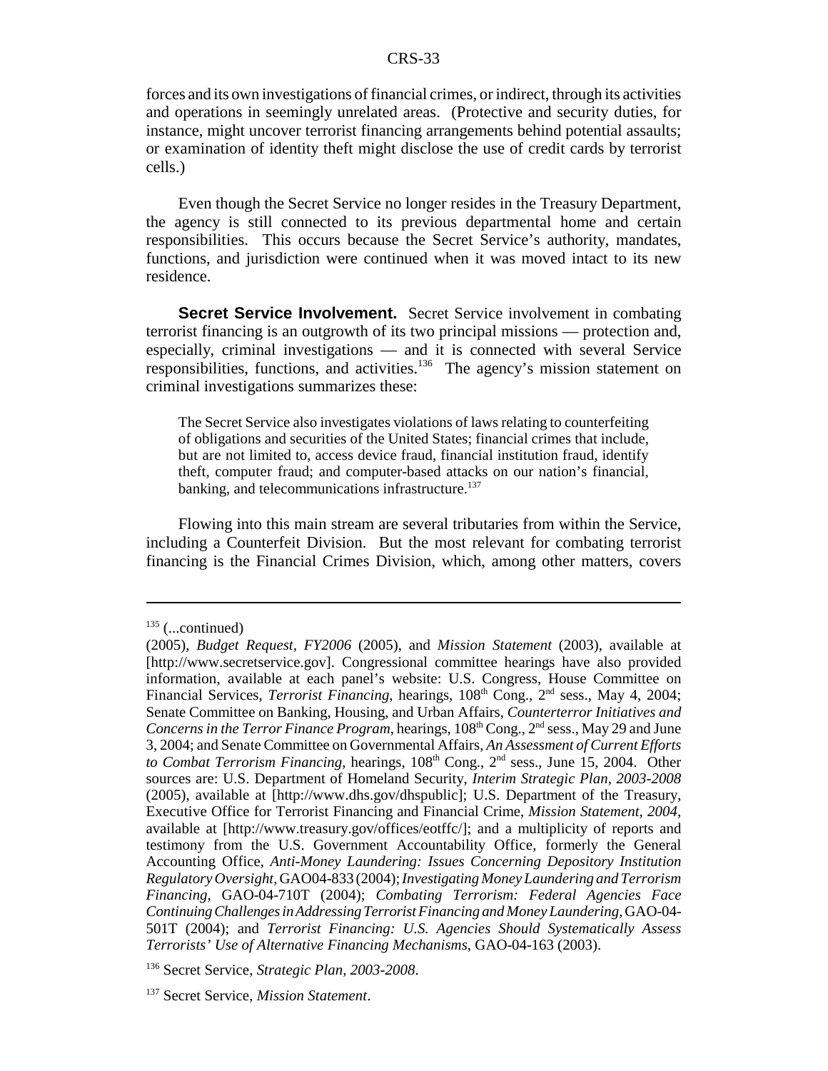forces and its own investigations of financial crimes, or indirect, through its activities and operations in seemingly unrelated areas. (Protective and security duties, for instance, might uncover terrorist financing arrangements behind potential assaults; or examination of identity theft might disclose the use of credit cards by terrorist cells.)

Even though the Secret Service no longer resides in the Treasury Department, the agency is still connected to its previous departmental home and certain responsibilities. This occurs because the Secret Service's authority, mandates, functions, and jurisdiction were continued when it was moved intact to its new residence.

**Secret Service Involvement.** Secret Service involvement in combating terrorist financing is an outgrowth of its two principal missions — protection and, especially, criminal investigations — and it is connected with several Service responsibilities, functions, and activities.[136] The agency's mission statement on criminal investigations summarizes these:

> The Secret Service also investigates violations of laws relating to counterfeiting of obligations and securities of the United States; financial crimes that include, but are not limited to, access device fraud, financial institution fraud, identify theft, computer fraud; and computer-based attacks on our nation's financial, banking, and telecommunications infrastructure.[137]

Flowing into this main stream are several tributaries from within the Service, including a Counterfeit Division. But the most relevant for combating terrorist financing is the Financial Crimes Division, which, among other matters, covers

---

[135] (...continued)
(2005), *Budget Request, FY2006* (2005), and *Mission Statement* (2003), available at [http://www.secretservice.gov]. Congressional committee hearings have also provided information, available at each panel's website: U.S. Congress, House Committee on Financial Services, *Terrorist Financing*, hearings, 108th Cong., 2nd sess., May 4, 2004; Senate Committee on Banking, Housing, and Urban Affairs, *Counterterror Initiatives and Concerns in the Terror Finance Program*, hearings, 108th Cong., 2nd sess., May 29 and June 3, 2004; and Senate Committee on Governmental Affairs, *An Assessment of Current Efforts to Combat Terrorism Financing*, hearings, 108th Cong., 2nd sess., June 15, 2004. Other sources are: U.S. Department of Homeland Security, *Interim Strategic Plan, 2003-2008* (2005), available at [http://www.dhs.gov/dhspublic]; U.S. Department of the Treasury, Executive Office for Terrorist Financing and Financial Crime, *Mission Statement, 2004*, available at [http://www.treasury.gov/offices/eotffc/]; and a multiplicity of reports and testimony from the U.S. Government Accountability Office, formerly the General Accounting Office, *Anti-Money Laundering: Issues Concerning Depository Institution Regulatory Oversight*, GAO04-833 (2004); *Investigating Money Laundering and Terrorism Financing*, GAO-04-710T (2004); *Combating Terrorism: Federal Agencies Face Continuing Challenges in Addressing Terrorist Financing and Money Laundering*, GAO-04-501T (2004); and *Terrorist Financing: U.S. Agencies Should Systematically Assess Terrorists' Use of Alternative Financing Mechanisms*, GAO-04-163 (2003).

[136] Secret Service, *Strategic Plan, 2003-2008*.

[137] Secret Service, *Mission Statement*.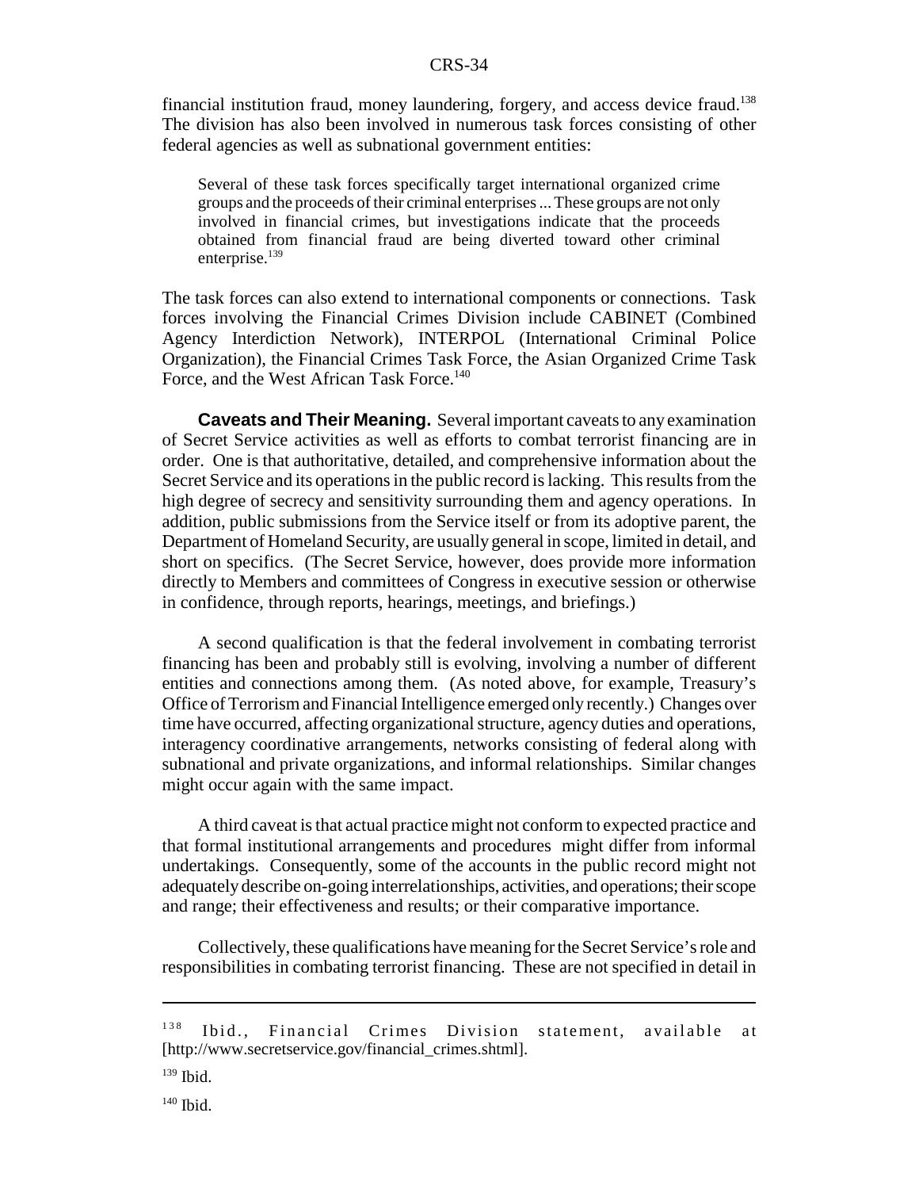financial institution fraud, money laundering, forgery, and access device fraud.[138] The division has also been involved in numerous task forces consisting of other federal agencies as well as subnational government entities:

> Several of these task forces specifically target international organized crime groups and the proceeds of their criminal enterprises ... These groups are not only involved in financial crimes, but investigations indicate that the proceeds obtained from financial fraud are being diverted toward other criminal enterprise.[139]

The task forces can also extend to international components or connections. Task forces involving the Financial Crimes Division include CABINET (Combined Agency Interdiction Network), INTERPOL (International Criminal Police Organization), the Financial Crimes Task Force, the Asian Organized Crime Task Force, and the West African Task Force.[140]

**Caveats and Their Meaning.** Several important caveats to any examination of Secret Service activities as well as efforts to combat terrorist financing are in order. One is that authoritative, detailed, and comprehensive information about the Secret Service and its operations in the public record is lacking. This results from the high degree of secrecy and sensitivity surrounding them and agency operations. In addition, public submissions from the Service itself or from its adoptive parent, the Department of Homeland Security, are usually general in scope, limited in detail, and short on specifics. (The Secret Service, however, does provide more information directly to Members and committees of Congress in executive session or otherwise in confidence, through reports, hearings, meetings, and briefings.)

A second qualification is that the federal involvement in combating terrorist financing has been and probably still is evolving, involving a number of different entities and connections among them. (As noted above, for example, Treasury's Office of Terrorism and Financial Intelligence emerged only recently.) Changes over time have occurred, affecting organizational structure, agency duties and operations, interagency coordinative arrangements, networks consisting of federal along with subnational and private organizations, and informal relationships. Similar changes might occur again with the same impact.

A third caveat is that actual practice might not conform to expected practice and that formal institutional arrangements and procedures might differ from informal undertakings. Consequently, some of the accounts in the public record might not adequately describe on-going interrelationships, activities, and operations; their scope and range; their effectiveness and results; or their comparative importance.

Collectively, these qualifications have meaning for the Secret Service's role and responsibilities in combating terrorist financing. These are not specified in detail in

---

[138] Ibid., Financial Crimes Division statement, available at [http://www.secretservice.gov/financial_crimes.shtml].

[139] Ibid.

[140] Ibid.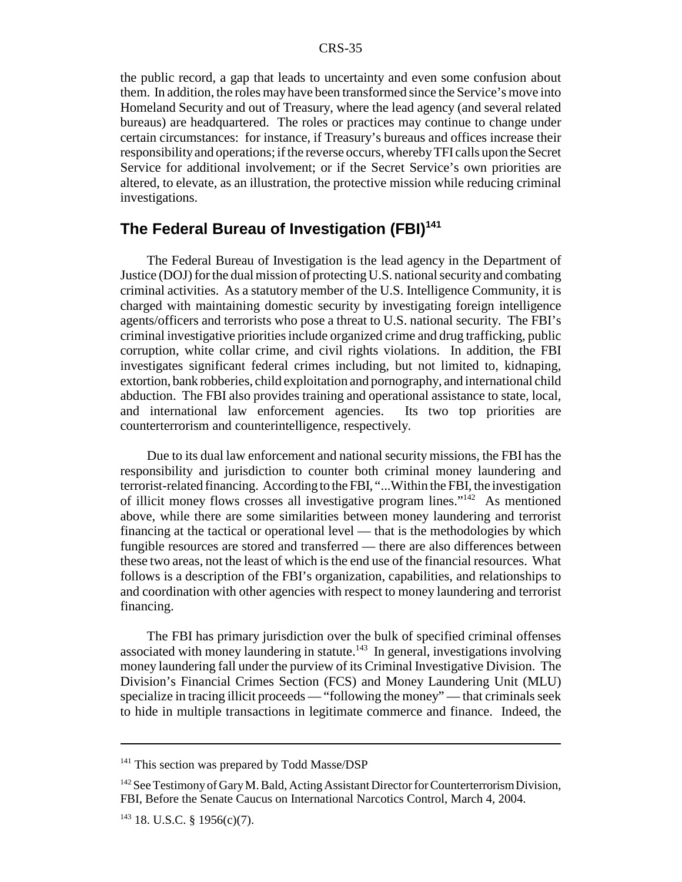the public record, a gap that leads to uncertainty and even some confusion about them. In addition, the roles may have been transformed since the Service's move into Homeland Security and out of Treasury, where the lead agency (and several related bureaus) are headquartered. The roles or practices may continue to change under certain circumstances: for instance, if Treasury's bureaus and offices increase their responsibility and operations; if the reverse occurs, whereby TFI calls upon the Secret Service for additional involvement; or if the Secret Service's own priorities are altered, to elevate, as an illustration, the protective mission while reducing criminal investigations.

## The Federal Bureau of Investigation (FBI)[141]

The Federal Bureau of Investigation is the lead agency in the Department of Justice (DOJ) for the dual mission of protecting U.S. national security and combating criminal activities. As a statutory member of the U.S. Intelligence Community, it is charged with maintaining domestic security by investigating foreign intelligence agents/officers and terrorists who pose a threat to U.S. national security. The FBI's criminal investigative priorities include organized crime and drug trafficking, public corruption, white collar crime, and civil rights violations. In addition, the FBI investigates significant federal crimes including, but not limited to, kidnaping, extortion, bank robberies, child exploitation and pornography, and international child abduction. The FBI also provides training and operational assistance to state, local, and international law enforcement agencies. Its two top priorities are counterterrorism and counterintelligence, respectively.

Due to its dual law enforcement and national security missions, the FBI has the responsibility and jurisdiction to counter both criminal money laundering and terrorist-related financing. According to the FBI, "...Within the FBI, the investigation of illicit money flows crosses all investigative program lines."[142] As mentioned above, while there are some similarities between money laundering and terrorist financing at the tactical or operational level — that is the methodologies by which fungible resources are stored and transferred — there are also differences between these two areas, not the least of which is the end use of the financial resources. What follows is a description of the FBI's organization, capabilities, and relationships to and coordination with other agencies with respect to money laundering and terrorist financing.

The FBI has primary jurisdiction over the bulk of specified criminal offenses associated with money laundering in statute.[143] In general, investigations involving money laundering fall under the purview of its Criminal Investigative Division. The Division's Financial Crimes Section (FCS) and Money Laundering Unit (MLU) specialize in tracing illicit proceeds — "following the money" — that criminals seek to hide in multiple transactions in legitimate commerce and finance. Indeed, the

---

[141] This section was prepared by Todd Masse/DSP

[142] See Testimony of Gary M. Bald, Acting Assistant Director for Counterterrorism Division, FBI, Before the Senate Caucus on International Narcotics Control, March 4, 2004.

[143] 18. U.S.C. § 1956(c)(7).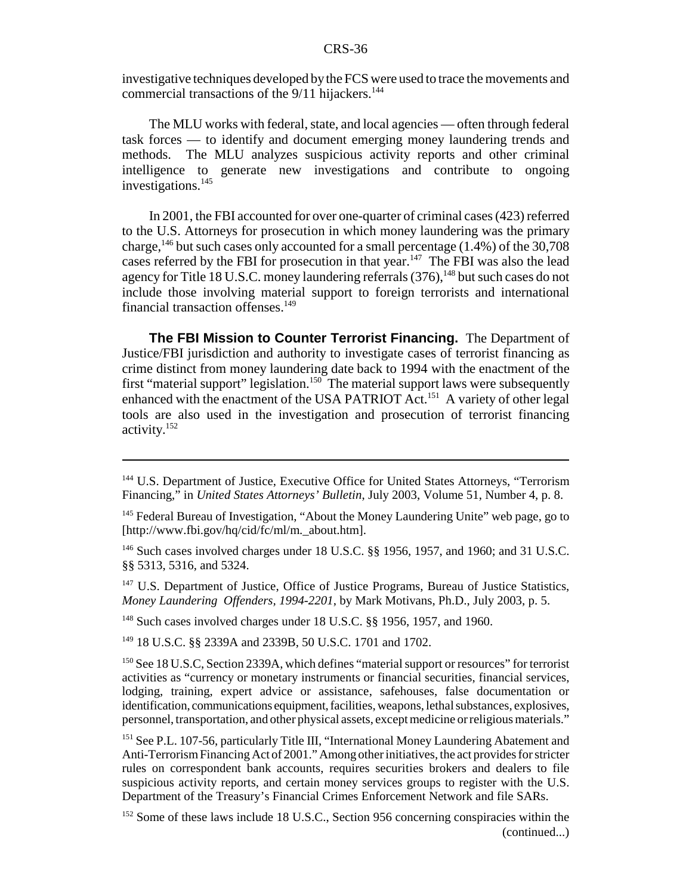investigative techniques developed by the FCS were used to trace the movements and commercial transactions of the 9/11 hijackers.[144]

The MLU works with federal, state, and local agencies — often through federal task forces — to identify and document emerging money laundering trends and methods. The MLU analyzes suspicious activity reports and other criminal intelligence to generate new investigations and contribute to ongoing investigations.[145]

In 2001, the FBI accounted for over one-quarter of criminal cases (423) referred to the U.S. Attorneys for prosecution in which money laundering was the primary charge,[146] but such cases only accounted for a small percentage (1.4%) of the 30,708 cases referred by the FBI for prosecution in that year.[147] The FBI was also the lead agency for Title 18 U.S.C. money laundering referrals (376),[148] but such cases do not include those involving material support to foreign terrorists and international financial transaction offenses.[149]

**The FBI Mission to Counter Terrorist Financing.** The Department of Justice/FBI jurisdiction and authority to investigate cases of terrorist financing as crime distinct from money laundering date back to 1994 with the enactment of the first "material support" legislation.[150] The material support laws were subsequently enhanced with the enactment of the USA PATRIOT Act.[151] A variety of other legal tools are also used in the investigation and prosecution of terrorist financing activity.[152]

---

[144] U.S. Department of Justice, Executive Office for United States Attorneys, "Terrorism Financing," in *United States Attorneys' Bulletin*, July 2003, Volume 51, Number 4, p. 8.

[145] Federal Bureau of Investigation, "About the Money Laundering Unite" web page, go to [http://www.fbi.gov/hq/cid/fc/ml/m._about.htm].

[146] Such cases involved charges under 18 U.S.C. §§ 1956, 1957, and 1960; and 31 U.S.C. §§ 5313, 5316, and 5324.

[147] U.S. Department of Justice, Office of Justice Programs, Bureau of Justice Statistics, *Money Laundering Offenders, 1994-2201*, by Mark Motivans, Ph.D., July 2003, p. 5.

[148] Such cases involved charges under 18 U.S.C. §§ 1956, 1957, and 1960.

[149] 18 U.S.C. §§ 2339A and 2339B, 50 U.S.C. 1701 and 1702.

[150] See 18 U.S.C, Section 2339A, which defines "material support or resources" for terrorist activities as "currency or monetary instruments or financial securities, financial services, lodging, training, expert advice or assistance, safehouses, false documentation or identification, communications equipment, facilities, weapons, lethal substances, explosives, personnel, transportation, and other physical assets, except medicine or religious materials."

[151] See P.L. 107-56, particularly Title III, "International Money Laundering Abatement and Anti-Terrorism Financing Act of 2001." Among other initiatives, the act provides for stricter rules on correspondent bank accounts, requires securities brokers and dealers to file suspicious activity reports, and certain money services groups to register with the U.S. Department of the Treasury's Financial Crimes Enforcement Network and file SARs.

[152] Some of these laws include 18 U.S.C., Section 956 concerning conspiracies within the (continued...)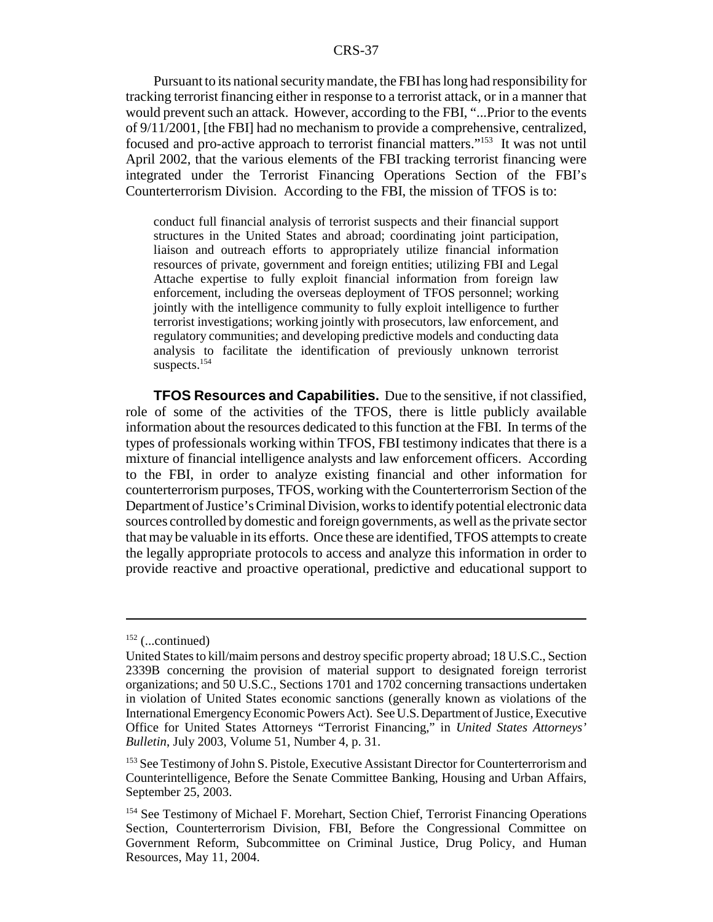Pursuant to its national security mandate, the FBI has long had responsibility for tracking terrorist financing either in response to a terrorist attack, or in a manner that would prevent such an attack. However, according to the FBI, "...Prior to the events of 9/11/2001, [the FBI] had no mechanism to provide a comprehensive, centralized, focused and pro-active approach to terrorist financial matters."[153] It was not until April 2002, that the various elements of the FBI tracking terrorist financing were integrated under the Terrorist Financing Operations Section of the FBI's Counterterrorism Division. According to the FBI, the mission of TFOS is to:

> conduct full financial analysis of terrorist suspects and their financial support structures in the United States and abroad; coordinating joint participation, liaison and outreach efforts to appropriately utilize financial information resources of private, government and foreign entities; utilizing FBI and Legal Attache expertise to fully exploit financial information from foreign law enforcement, including the overseas deployment of TFOS personnel; working jointly with the intelligence community to fully exploit intelligence to further terrorist investigations; working jointly with prosecutors, law enforcement, and regulatory communities; and developing predictive models and conducting data analysis to facilitate the identification of previously unknown terrorist suspects.[154]

**TFOS Resources and Capabilities.** Due to the sensitive, if not classified, role of some of the activities of the TFOS, there is little publicly available information about the resources dedicated to this function at the FBI. In terms of the types of professionals working within TFOS, FBI testimony indicates that there is a mixture of financial intelligence analysts and law enforcement officers. According to the FBI, in order to analyze existing financial and other information for counterterrorism purposes, TFOS, working with the Counterterrorism Section of the Department of Justice's Criminal Division, works to identify potential electronic data sources controlled by domestic and foreign governments, as well as the private sector that may be valuable in its efforts. Once these are identified, TFOS attempts to create the legally appropriate protocols to access and analyze this information in order to provide reactive and proactive operational, predictive and educational support to

---

[152] (...continued)
United States to kill/maim persons and destroy specific property abroad; 18 U.S.C., Section 2339B concerning the provision of material support to designated foreign terrorist organizations; and 50 U.S.C., Sections 1701 and 1702 concerning transactions undertaken in violation of United States economic sanctions (generally known as violations of the International Emergency Economic Powers Act). See U.S. Department of Justice, Executive Office for United States Attorneys "Terrorist Financing," in *United States Attorneys' Bulletin*, July 2003, Volume 51, Number 4, p. 31.

[153] See Testimony of John S. Pistole, Executive Assistant Director for Counterterrorism and Counterintelligence, Before the Senate Committee Banking, Housing and Urban Affairs, September 25, 2003.

[154] See Testimony of Michael F. Morehart, Section Chief, Terrorist Financing Operations Section, Counterterrorism Division, FBI, Before the Congressional Committee on Government Reform, Subcommittee on Criminal Justice, Drug Policy, and Human Resources, May 11, 2004.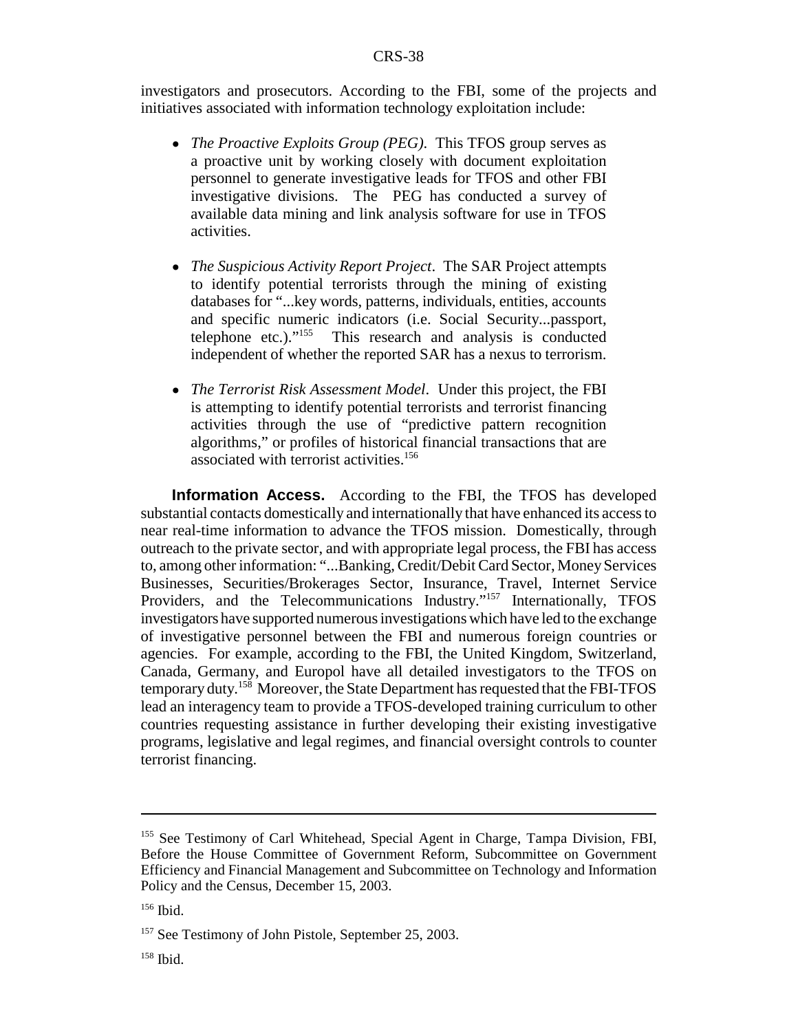investigators and prosecutors. According to the FBI, some of the projects and initiatives associated with information technology exploitation include:

- *The Proactive Exploits Group (PEG)*. This TFOS group serves as a proactive unit by working closely with document exploitation personnel to generate investigative leads for TFOS and other FBI investigative divisions. The PEG has conducted a survey of available data mining and link analysis software for use in TFOS activities.
- *The Suspicious Activity Report Project*. The SAR Project attempts to identify potential terrorists through the mining of existing databases for "...key words, patterns, individuals, entities, accounts and specific numeric indicators (i.e. Social Security...passport, telephone etc.)."[155] This research and analysis is conducted independent of whether the reported SAR has a nexus to terrorism.
- *The Terrorist Risk Assessment Model*. Under this project, the FBI is attempting to identify potential terrorists and terrorist financing activities through the use of "predictive pattern recognition algorithms," or profiles of historical financial transactions that are associated with terrorist activities.[156]

**Information Access.** According to the FBI, the TFOS has developed substantial contacts domestically and internationally that have enhanced its access to near real-time information to advance the TFOS mission. Domestically, through outreach to the private sector, and with appropriate legal process, the FBI has access to, among other information: "...Banking, Credit/Debit Card Sector, Money Services Businesses, Securities/Brokerages Sector, Insurance, Travel, Internet Service Providers, and the Telecommunications Industry."[157] Internationally, TFOS investigators have supported numerous investigations which have led to the exchange of investigative personnel between the FBI and numerous foreign countries or agencies. For example, according to the FBI, the United Kingdom, Switzerland, Canada, Germany, and Europol have all detailed investigators to the TFOS on temporary duty.[158] Moreover, the State Department has requested that the FBI-TFOS lead an interagency team to provide a TFOS-developed training curriculum to other countries requesting assistance in further developing their existing investigative programs, legislative and legal regimes, and financial oversight controls to counter terrorist financing.

---

[155] See Testimony of Carl Whitehead, Special Agent in Charge, Tampa Division, FBI, Before the House Committee of Government Reform, Subcommittee on Government Efficiency and Financial Management and Subcommittee on Technology and Information Policy and the Census, December 15, 2003.

[156] Ibid.

[157] See Testimony of John Pistole, September 25, 2003.

[158] Ibid.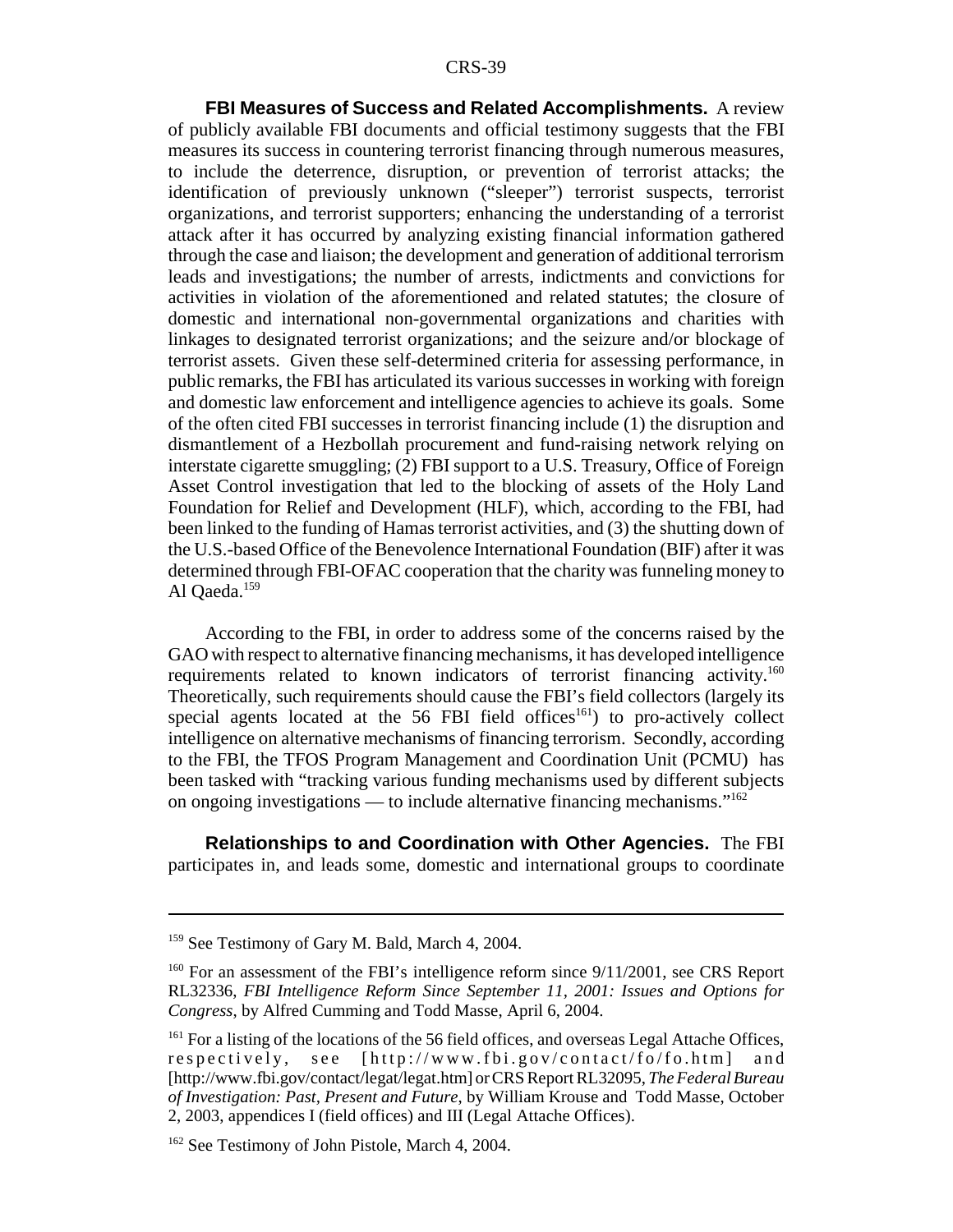**FBI Measures of Success and Related Accomplishments.** A review of publicly available FBI documents and official testimony suggests that the FBI measures its success in countering terrorist financing through numerous measures, to include the deterrence, disruption, or prevention of terrorist attacks; the identification of previously unknown ("sleeper") terrorist suspects, terrorist organizations, and terrorist supporters; enhancing the understanding of a terrorist attack after it has occurred by analyzing existing financial information gathered through the case and liaison; the development and generation of additional terrorism leads and investigations; the number of arrests, indictments and convictions for activities in violation of the aforementioned and related statutes; the closure of domestic and international non-governmental organizations and charities with linkages to designated terrorist organizations; and the seizure and/or blockage of terrorist assets. Given these self-determined criteria for assessing performance, in public remarks, the FBI has articulated its various successes in working with foreign and domestic law enforcement and intelligence agencies to achieve its goals. Some of the often cited FBI successes in terrorist financing include (1) the disruption and dismantlement of a Hezbollah procurement and fund-raising network relying on interstate cigarette smuggling; (2) FBI support to a U.S. Treasury, Office of Foreign Asset Control investigation that led to the blocking of assets of the Holy Land Foundation for Relief and Development (HLF), which, according to the FBI, had been linked to the funding of Hamas terrorist activities, and (3) the shutting down of the U.S.-based Office of the Benevolence International Foundation (BIF) after it was determined through FBI-OFAC cooperation that the charity was funneling money to Al Qaeda.[159]

According to the FBI, in order to address some of the concerns raised by the GAO with respect to alternative financing mechanisms, it has developed intelligence requirements related to known indicators of terrorist financing activity.[160] Theoretically, such requirements should cause the FBI's field collectors (largely its special agents located at the 56 FBI field offices[161]) to pro-actively collect intelligence on alternative mechanisms of financing terrorism. Secondly, according to the FBI, the TFOS Program Management and Coordination Unit (PCMU) has been tasked with "tracking various funding mechanisms used by different subjects on ongoing investigations — to include alternative financing mechanisms."[162]

**Relationships to and Coordination with Other Agencies.** The FBI participates in, and leads some, domestic and international groups to coordinate

---

[159] See Testimony of Gary M. Bald, March 4, 2004.

[160] For an assessment of the FBI's intelligence reform since 9/11/2001, see CRS Report RL32336, *FBI Intelligence Reform Since September 11, 2001: Issues and Options for Congress*, by Alfred Cumming and Todd Masse, April 6, 2004.

[161] For a listing of the locations of the 56 field offices, and overseas Legal Attache Offices, respectively, see [http://www.fbi.gov/contact/fo/fo.htm] and [http://www.fbi.gov/contact/legat/legat.htm] or CRS Report RL32095, *The Federal Bureau of Investigation: Past, Present and Future*, by William Krouse and Todd Masse, October 2, 2003, appendices I (field offices) and III (Legal Attache Offices).

[162] See Testimony of John Pistole, March 4, 2004.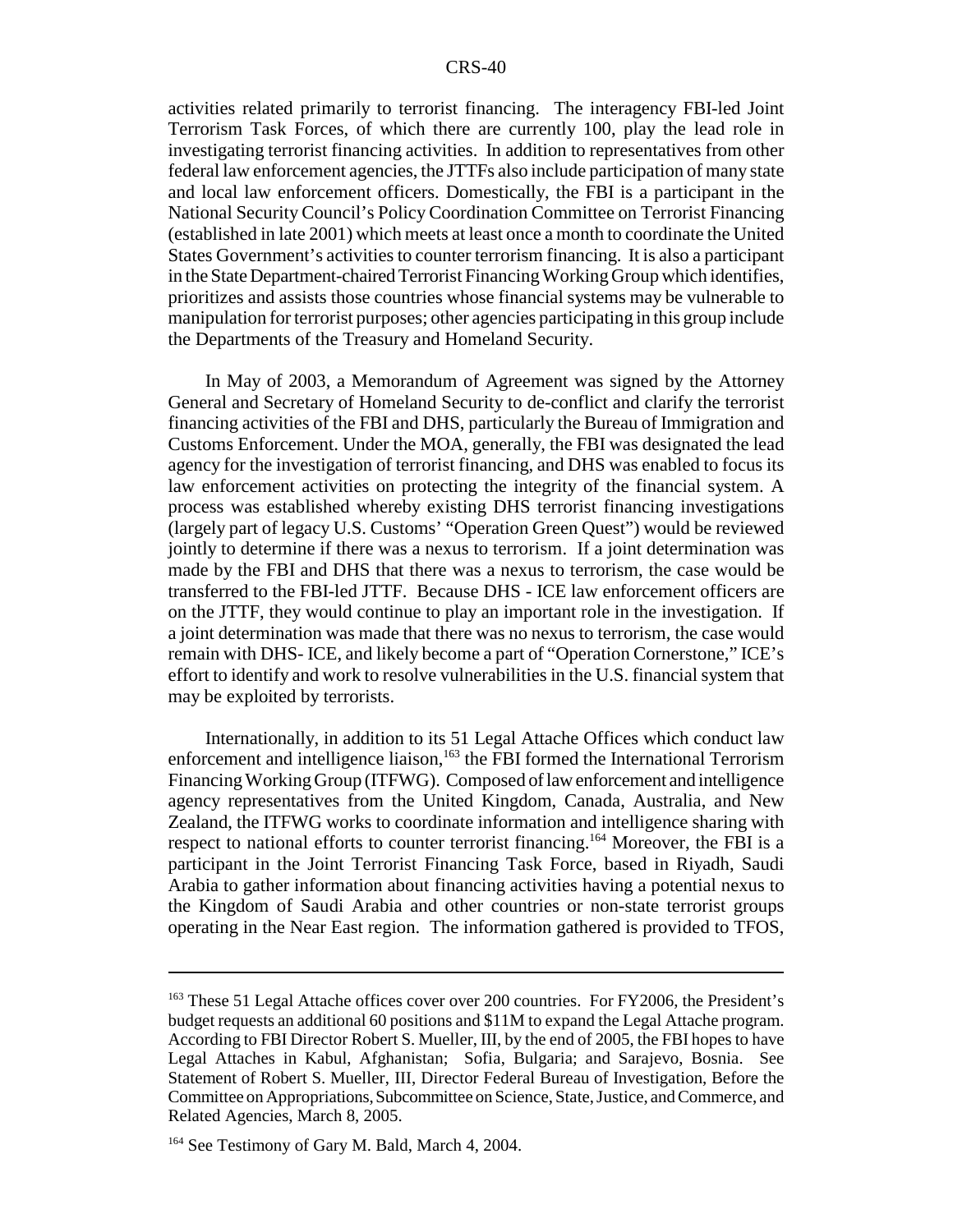activities related primarily to terrorist financing. The interagency FBI-led Joint Terrorism Task Forces, of which there are currently 100, play the lead role in investigating terrorist financing activities. In addition to representatives from other federal law enforcement agencies, the JTTFs also include participation of many state and local law enforcement officers. Domestically, the FBI is a participant in the National Security Council's Policy Coordination Committee on Terrorist Financing (established in late 2001) which meets at least once a month to coordinate the United States Government's activities to counter terrorism financing. It is also a participant in the State Department-chaired Terrorist Financing Working Group which identifies, prioritizes and assists those countries whose financial systems may be vulnerable to manipulation for terrorist purposes; other agencies participating in this group include the Departments of the Treasury and Homeland Security.

In May of 2003, a Memorandum of Agreement was signed by the Attorney General and Secretary of Homeland Security to de-conflict and clarify the terrorist financing activities of the FBI and DHS, particularly the Bureau of Immigration and Customs Enforcement. Under the MOA, generally, the FBI was designated the lead agency for the investigation of terrorist financing, and DHS was enabled to focus its law enforcement activities on protecting the integrity of the financial system. A process was established whereby existing DHS terrorist financing investigations (largely part of legacy U.S. Customs' "Operation Green Quest") would be reviewed jointly to determine if there was a nexus to terrorism. If a joint determination was made by the FBI and DHS that there was a nexus to terrorism, the case would be transferred to the FBI-led JTTF. Because DHS - ICE law enforcement officers are on the JTTF, they would continue to play an important role in the investigation. If a joint determination was made that there was no nexus to terrorism, the case would remain with DHS- ICE, and likely become a part of "Operation Cornerstone," ICE's effort to identify and work to resolve vulnerabilities in the U.S. financial system that may be exploited by terrorists.

Internationally, in addition to its 51 Legal Attache Offices which conduct law enforcement and intelligence liaison,[163] the FBI formed the International Terrorism Financing Working Group (ITFWG). Composed of law enforcement and intelligence agency representatives from the United Kingdom, Canada, Australia, and New Zealand, the ITFWG works to coordinate information and intelligence sharing with respect to national efforts to counter terrorist financing.[164] Moreover, the FBI is a participant in the Joint Terrorist Financing Task Force, based in Riyadh, Saudi Arabia to gather information about financing activities having a potential nexus to the Kingdom of Saudi Arabia and other countries or non-state terrorist groups operating in the Near East region. The information gathered is provided to TFOS,

---

[163] These 51 Legal Attache offices cover over 200 countries. For FY2006, the President's budget requests an additional 60 positions and $11M to expand the Legal Attache program. According to FBI Director Robert S. Mueller, III, by the end of 2005, the FBI hopes to have Legal Attaches in Kabul, Afghanistan; Sofia, Bulgaria; and Sarajevo, Bosnia. See Statement of Robert S. Mueller, III, Director Federal Bureau of Investigation, Before the Committee on Appropriations, Subcommittee on Science, State, Justice, and Commerce, and Related Agencies, March 8, 2005.

[164] See Testimony of Gary M. Bald, March 4, 2004.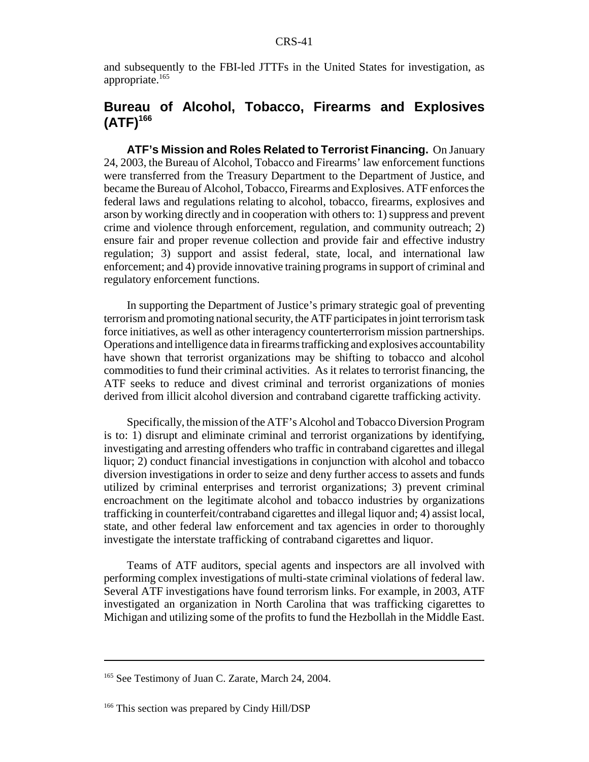and subsequently to the FBI-led JTTFs in the United States for investigation, as appropriate.[165]

## Bureau of Alcohol, Tobacco, Firearms and Explosives (ATF)[166]

**ATF's Mission and Roles Related to Terrorist Financing.** On January 24, 2003, the Bureau of Alcohol, Tobacco and Firearms' law enforcement functions were transferred from the Treasury Department to the Department of Justice, and became the Bureau of Alcohol, Tobacco, Firearms and Explosives. ATF enforces the federal laws and regulations relating to alcohol, tobacco, firearms, explosives and arson by working directly and in cooperation with others to: 1) suppress and prevent crime and violence through enforcement, regulation, and community outreach; 2) ensure fair and proper revenue collection and provide fair and effective industry regulation; 3) support and assist federal, state, local, and international law enforcement; and 4) provide innovative training programs in support of criminal and regulatory enforcement functions.

In supporting the Department of Justice's primary strategic goal of preventing terrorism and promoting national security, the ATF participates in joint terrorism task force initiatives, as well as other interagency counterterrorism mission partnerships. Operations and intelligence data in firearms trafficking and explosives accountability have shown that terrorist organizations may be shifting to tobacco and alcohol commodities to fund their criminal activities. As it relates to terrorist financing, the ATF seeks to reduce and divest criminal and terrorist organizations of monies derived from illicit alcohol diversion and contraband cigarette trafficking activity.

Specifically, the mission of the ATF's Alcohol and Tobacco Diversion Program is to: 1) disrupt and eliminate criminal and terrorist organizations by identifying, investigating and arresting offenders who traffic in contraband cigarettes and illegal liquor; 2) conduct financial investigations in conjunction with alcohol and tobacco diversion investigations in order to seize and deny further access to assets and funds utilized by criminal enterprises and terrorist organizations; 3) prevent criminal encroachment on the legitimate alcohol and tobacco industries by organizations trafficking in counterfeit/contraband cigarettes and illegal liquor and; 4) assist local, state, and other federal law enforcement and tax agencies in order to thoroughly investigate the interstate trafficking of contraband cigarettes and liquor.

Teams of ATF auditors, special agents and inspectors are all involved with performing complex investigations of multi-state criminal violations of federal law. Several ATF investigations have found terrorism links. For example, in 2003, ATF investigated an organization in North Carolina that was trafficking cigarettes to Michigan and utilizing some of the profits to fund the Hezbollah in the Middle East.

---

[165] See Testimony of Juan C. Zarate, March 24, 2004.

[166] This section was prepared by Cindy Hill/DSP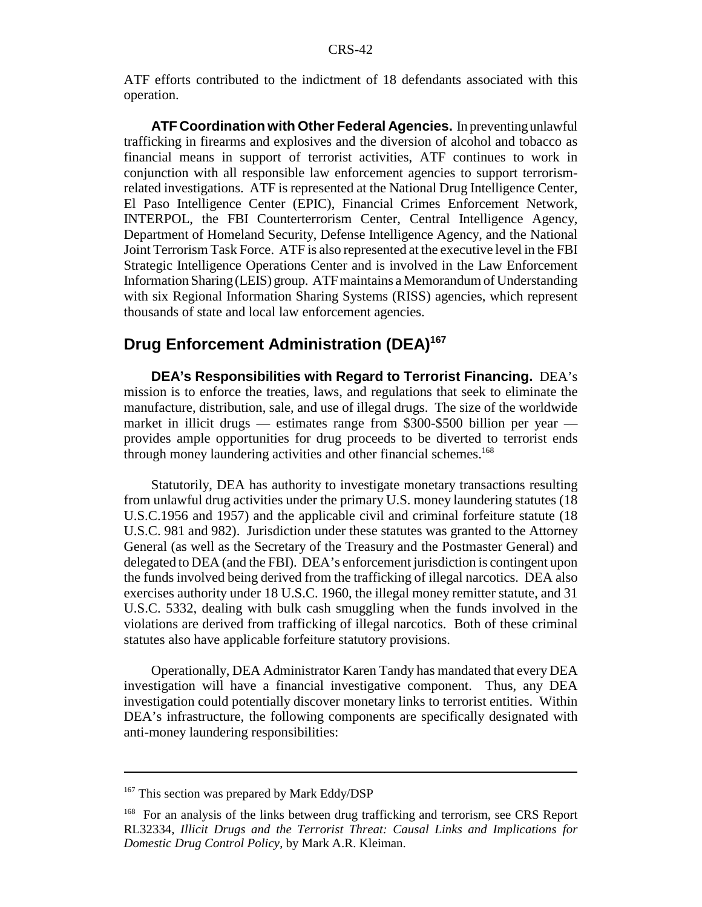ATF efforts contributed to the indictment of 18 defendants associated with this operation.

**ATF Coordination with Other Federal Agencies.** In preventing unlawful trafficking in firearms and explosives and the diversion of alcohol and tobacco as financial means in support of terrorist activities, ATF continues to work in conjunction with all responsible law enforcement agencies to support terrorism-related investigations. ATF is represented at the National Drug Intelligence Center, El Paso Intelligence Center (EPIC), Financial Crimes Enforcement Network, INTERPOL, the FBI Counterterrorism Center, Central Intelligence Agency, Department of Homeland Security, Defense Intelligence Agency, and the National Joint Terrorism Task Force. ATF is also represented at the executive level in the FBI Strategic Intelligence Operations Center and is involved in the Law Enforcement Information Sharing (LEIS) group. ATF maintains a Memorandum of Understanding with six Regional Information Sharing Systems (RISS) agencies, which represent thousands of state and local law enforcement agencies.

## Drug Enforcement Administration (DEA)[167]

**DEA's Responsibilities with Regard to Terrorist Financing.** DEA's mission is to enforce the treaties, laws, and regulations that seek to eliminate the manufacture, distribution, sale, and use of illegal drugs. The size of the worldwide market in illicit drugs — estimates range from $300-$500 billion per year — provides ample opportunities for drug proceeds to be diverted to terrorist ends through money laundering activities and other financial schemes.[168]

Statutorily, DEA has authority to investigate monetary transactions resulting from unlawful drug activities under the primary U.S. money laundering statutes (18 U.S.C.1956 and 1957) and the applicable civil and criminal forfeiture statute (18 U.S.C. 981 and 982). Jurisdiction under these statutes was granted to the Attorney General (as well as the Secretary of the Treasury and the Postmaster General) and delegated to DEA (and the FBI). DEA's enforcement jurisdiction is contingent upon the funds involved being derived from the trafficking of illegal narcotics. DEA also exercises authority under 18 U.S.C. 1960, the illegal money remitter statute, and 31 U.S.C. 5332, dealing with bulk cash smuggling when the funds involved in the violations are derived from trafficking of illegal narcotics. Both of these criminal statutes also have applicable forfeiture statutory provisions.

Operationally, DEA Administrator Karen Tandy has mandated that every DEA investigation will have a financial investigative component. Thus, any DEA investigation could potentially discover monetary links to terrorist entities. Within DEA's infrastructure, the following components are specifically designated with anti-money laundering responsibilities:

---

[167] This section was prepared by Mark Eddy/DSP

[168] For an analysis of the links between drug trafficking and terrorism, see CRS Report RL32334, *Illicit Drugs and the Terrorist Threat: Causal Links and Implications for Domestic Drug Control Policy*, by Mark A.R. Kleiman.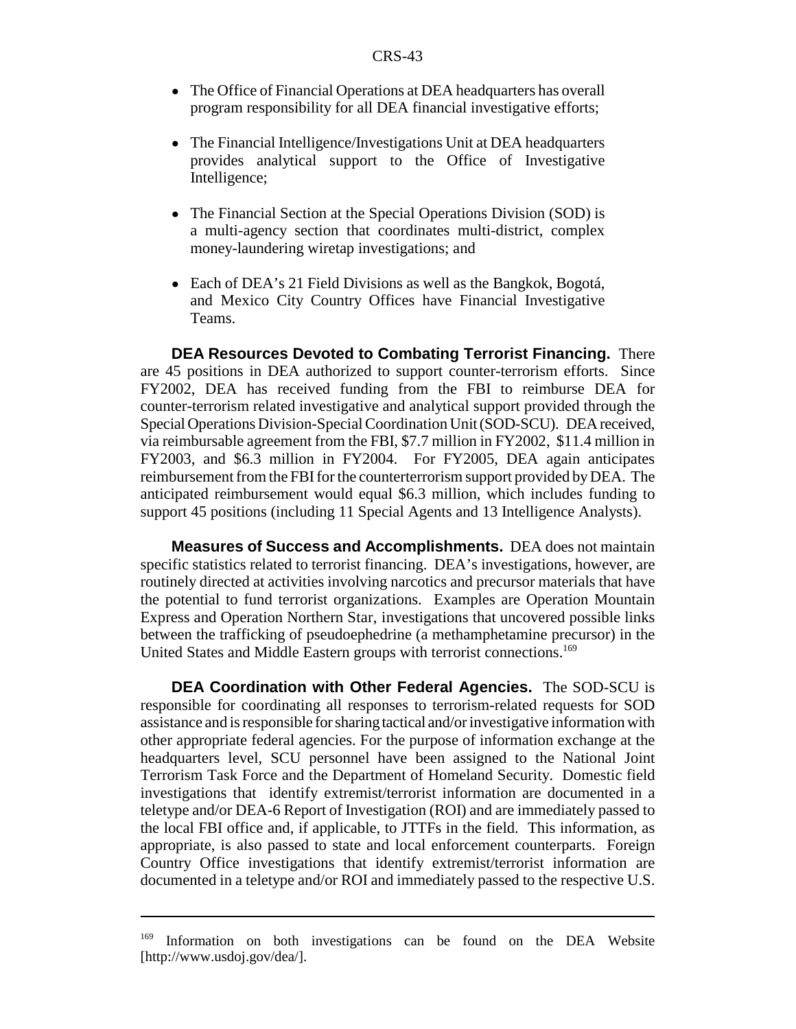- The Office of Financial Operations at DEA headquarters has overall program responsibility for all DEA financial investigative efforts;
- The Financial Intelligence/Investigations Unit at DEA headquarters provides analytical support to the Office of Investigative Intelligence;
- The Financial Section at the Special Operations Division (SOD) is a multi-agency section that coordinates multi-district, complex money-laundering wiretap investigations; and
- Each of DEA's 21 Field Divisions as well as the Bangkok, Bogotá, and Mexico City Country Offices have Financial Investigative Teams.

**DEA Resources Devoted to Combating Terrorist Financing.** There are 45 positions in DEA authorized to support counter-terrorism efforts. Since FY2002, DEA has received funding from the FBI to reimburse DEA for counter-terrorism related investigative and analytical support provided through the Special Operations Division-Special Coordination Unit (SOD-SCU). DEA received, via reimbursable agreement from the FBI, $7.7 million in FY2002, $11.4 million in FY2003, and $6.3 million in FY2004. For FY2005, DEA again anticipates reimbursement from the FBI for the counterterrorism support provided by DEA. The anticipated reimbursement would equal $6.3 million, which includes funding to support 45 positions (including 11 Special Agents and 13 Intelligence Analysts).

**Measures of Success and Accomplishments.** DEA does not maintain specific statistics related to terrorist financing. DEA's investigations, however, are routinely directed at activities involving narcotics and precursor materials that have the potential to fund terrorist organizations. Examples are Operation Mountain Express and Operation Northern Star, investigations that uncovered possible links between the trafficking of pseudoephedrine (a methamphetamine precursor) in the United States and Middle Eastern groups with terrorist connections.[169]

**DEA Coordination with Other Federal Agencies.** The SOD-SCU is responsible for coordinating all responses to terrorism-related requests for SOD assistance and is responsible for sharing tactical and/or investigative information with other appropriate federal agencies. For the purpose of information exchange at the headquarters level, SCU personnel have been assigned to the National Joint Terrorism Task Force and the Department of Homeland Security. Domestic field investigations that identify extremist/terrorist information are documented in a teletype and/or DEA-6 Report of Investigation (ROI) and are immediately passed to the local FBI office and, if applicable, to JTTFs in the field. This information, as appropriate, is also passed to state and local enforcement counterparts. Foreign Country Office investigations that identify extremist/terrorist information are documented in a teletype and/or ROI and immediately passed to the respective U.S.

---

[169] Information on both investigations can be found on the DEA Website [http://www.usdoj.gov/dea/].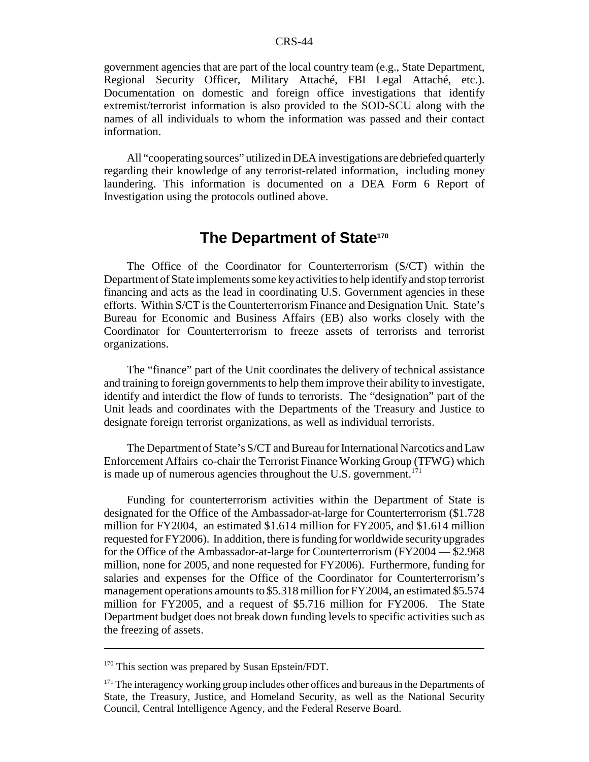government agencies that are part of the local country team (e.g., State Department, Regional Security Officer, Military Attaché, FBI Legal Attaché, etc.). Documentation on domestic and foreign office investigations that identify extremist/terrorist information is also provided to the SOD-SCU along with the names of all individuals to whom the information was passed and their contact information.

All "cooperating sources" utilized in DEA investigations are debriefed quarterly regarding their knowledge of any terrorist-related information, including money laundering. This information is documented on a DEA Form 6 Report of Investigation using the protocols outlined above.

## The Department of State[170]

The Office of the Coordinator for Counterterrorism (S/CT) within the Department of State implements some key activities to help identify and stop terrorist financing and acts as the lead in coordinating U.S. Government agencies in these efforts. Within S/CT is the Counterterrorism Finance and Designation Unit. State's Bureau for Economic and Business Affairs (EB) also works closely with the Coordinator for Counterterrorism to freeze assets of terrorists and terrorist organizations.

The "finance" part of the Unit coordinates the delivery of technical assistance and training to foreign governments to help them improve their ability to investigate, identify and interdict the flow of funds to terrorists. The "designation" part of the Unit leads and coordinates with the Departments of the Treasury and Justice to designate foreign terrorist organizations, as well as individual terrorists.

The Department of State's S/CT and Bureau for International Narcotics and Law Enforcement Affairs co-chair the Terrorist Finance Working Group (TFWG) which is made up of numerous agencies throughout the U.S. government.[171]

Funding for counterterrorism activities within the Department of State is designated for the Office of the Ambassador-at-large for Counterterrorism ($1.728 million for FY2004, an estimated $1.614 million for FY2005, and $1.614 million requested for FY2006). In addition, there is funding for worldwide security upgrades for the Office of the Ambassador-at-large for Counterterrorism (FY2004 — $2.968 million, none for 2005, and none requested for FY2006). Furthermore, funding for salaries and expenses for the Office of the Coordinator for Counterterrorism's management operations amounts to $5.318 million for FY2004, an estimated $5.574 million for FY2005, and a request of $5.716 million for FY2006. The State Department budget does not break down funding levels to specific activities such as the freezing of assets.

---

[170] This section was prepared by Susan Epstein/FDT.

[171] The interagency working group includes other offices and bureaus in the Departments of State, the Treasury, Justice, and Homeland Security, as well as the National Security Council, Central Intelligence Agency, and the Federal Reserve Board.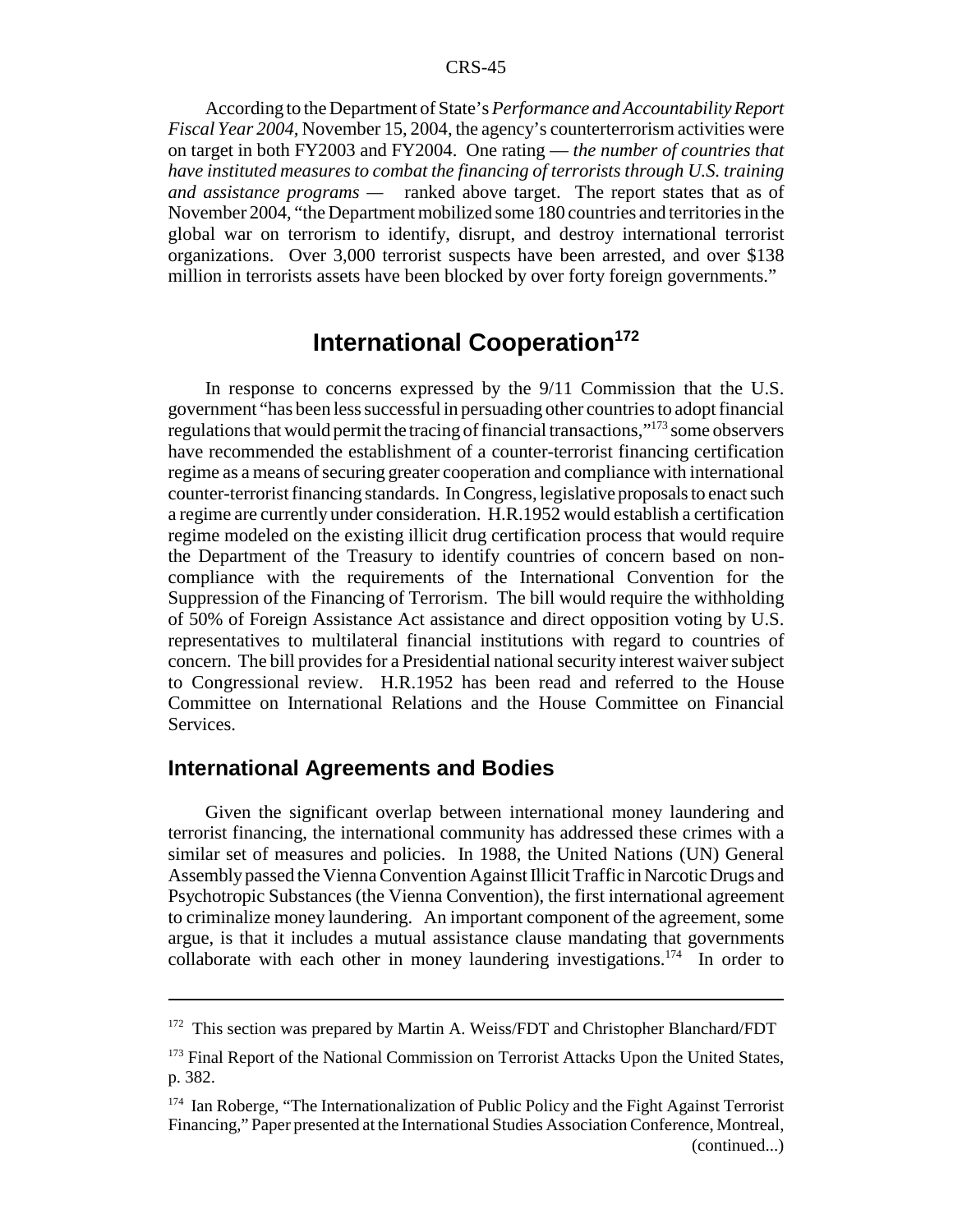According to the Department of State's *Performance and Accountability Report Fiscal Year 2004*, November 15, 2004, the agency's counterterrorism activities were on target in both FY2003 and FY2004. One rating — *the number of countries that have instituted measures to combat the financing of terrorists through U.S. training and assistance programs* — ranked above target. The report states that as of November 2004, "the Department mobilized some 180 countries and territories in the global war on terrorism to identify, disrupt, and destroy international terrorist organizations. Over 3,000 terrorist suspects have been arrested, and over $138 million in terrorists assets have been blocked by over forty foreign governments."

# International Cooperation[172]

In response to concerns expressed by the 9/11 Commission that the U.S. government "has been less successful in persuading other countries to adopt financial regulations that would permit the tracing of financial transactions,"[173] some observers have recommended the establishment of a counter-terrorist financing certification regime as a means of securing greater cooperation and compliance with international counter-terrorist financing standards. In Congress, legislative proposals to enact such a regime are currently under consideration. H.R.1952 would establish a certification regime modeled on the existing illicit drug certification process that would require the Department of the Treasury to identify countries of concern based on non-compliance with the requirements of the International Convention for the Suppression of the Financing of Terrorism. The bill would require the withholding of 50% of Foreign Assistance Act assistance and direct opposition voting by U.S. representatives to multilateral financial institutions with regard to countries of concern. The bill provides for a Presidential national security interest waiver subject to Congressional review. H.R.1952 has been read and referred to the House Committee on International Relations and the House Committee on Financial Services.

## International Agreements and Bodies

Given the significant overlap between international money laundering and terrorist financing, the international community has addressed these crimes with a similar set of measures and policies. In 1988, the United Nations (UN) General Assembly passed the Vienna Convention Against Illicit Traffic in Narcotic Drugs and Psychotropic Substances (the Vienna Convention), the first international agreement to criminalize money laundering. An important component of the agreement, some argue, is that it includes a mutual assistance clause mandating that governments collaborate with each other in money laundering investigations.[174] In order to

---

[172] This section was prepared by Martin A. Weiss/FDT and Christopher Blanchard/FDT

[173] Final Report of the National Commission on Terrorist Attacks Upon the United States, p. 382.

[174] Ian Roberge, "The Internationalization of Public Policy and the Fight Against Terrorist Financing," Paper presented at the International Studies Association Conference, Montreal, (continued...)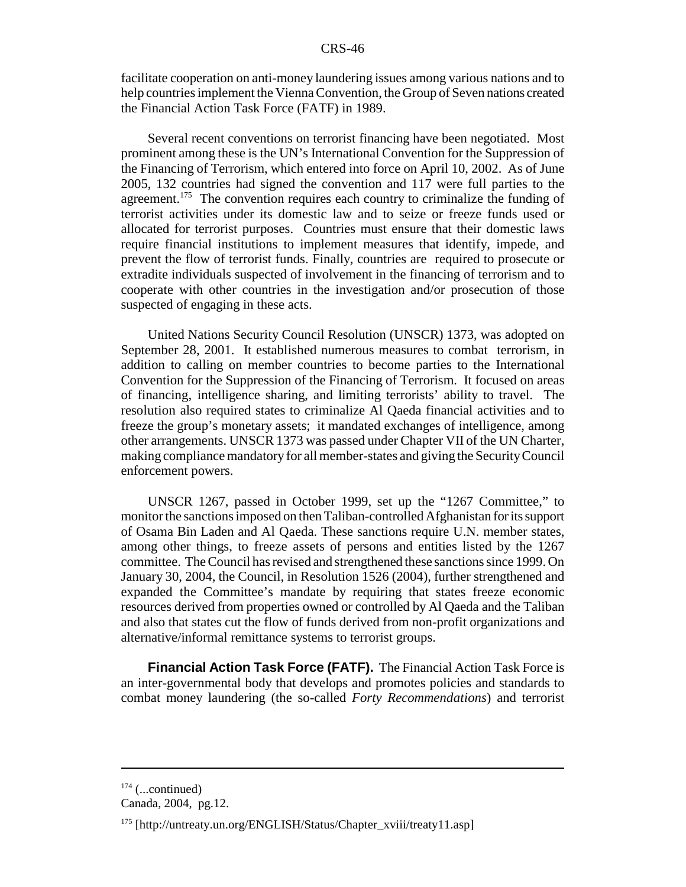facilitate cooperation on anti-money laundering issues among various nations and to help countries implement the Vienna Convention, the Group of Seven nations created the Financial Action Task Force (FATF) in 1989.

Several recent conventions on terrorist financing have been negotiated. Most prominent among these is the UN's International Convention for the Suppression of the Financing of Terrorism, which entered into force on April 10, 2002. As of June 2005, 132 countries had signed the convention and 117 were full parties to the agreement.[175] The convention requires each country to criminalize the funding of terrorist activities under its domestic law and to seize or freeze funds used or allocated for terrorist purposes. Countries must ensure that their domestic laws require financial institutions to implement measures that identify, impede, and prevent the flow of terrorist funds. Finally, countries are required to prosecute or extradite individuals suspected of involvement in the financing of terrorism and to cooperate with other countries in the investigation and/or prosecution of those suspected of engaging in these acts.

United Nations Security Council Resolution (UNSCR) 1373, was adopted on September 28, 2001. It established numerous measures to combat terrorism, in addition to calling on member countries to become parties to the International Convention for the Suppression of the Financing of Terrorism. It focused on areas of financing, intelligence sharing, and limiting terrorists' ability to travel. The resolution also required states to criminalize Al Qaeda financial activities and to freeze the group's monetary assets; it mandated exchanges of intelligence, among other arrangements. UNSCR 1373 was passed under Chapter VII of the UN Charter, making compliance mandatory for all member-states and giving the Security Council enforcement powers.

UNSCR 1267, passed in October 1999, set up the "1267 Committee," to monitor the sanctions imposed on then Taliban-controlled Afghanistan for its support of Osama Bin Laden and Al Qaeda. These sanctions require U.N. member states, among other things, to freeze assets of persons and entities listed by the 1267 committee. The Council has revised and strengthened these sanctions since 1999. On January 30, 2004, the Council, in Resolution 1526 (2004), further strengthened and expanded the Committee's mandate by requiring that states freeze economic resources derived from properties owned or controlled by Al Qaeda and the Taliban and also that states cut the flow of funds derived from non-profit organizations and alternative/informal remittance systems to terrorist groups.

**Financial Action Task Force (FATF).** The Financial Action Task Force is an inter-governmental body that develops and promotes policies and standards to combat money laundering (the so-called *Forty Recommendations*) and terrorist

---

[174] (...continued)
Canada, 2004, pg.12.

[175] [http://untreaty.un.org/ENGLISH/Status/Chapter_xviii/treaty11.asp]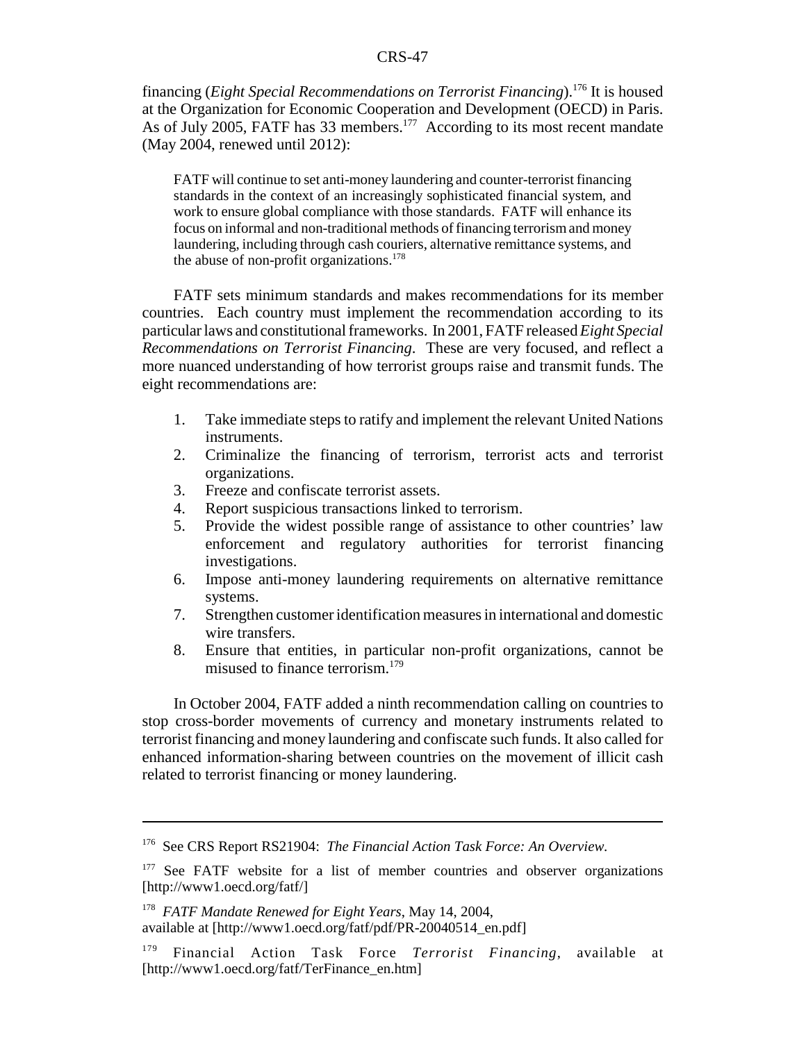financing (*Eight Special Recommendations on Terrorist Financing*).[176] It is housed at the Organization for Economic Cooperation and Development (OECD) in Paris. As of July 2005, FATF has 33 members.[177] According to its most recent mandate (May 2004, renewed until 2012):

> FATF will continue to set anti-money laundering and counter-terrorist financing standards in the context of an increasingly sophisticated financial system, and work to ensure global compliance with those standards. FATF will enhance its focus on informal and non-traditional methods of financing terrorism and money laundering, including through cash couriers, alternative remittance systems, and the abuse of non-profit organizations.[178]

FATF sets minimum standards and makes recommendations for its member countries. Each country must implement the recommendation according to its particular laws and constitutional frameworks. In 2001, FATF released *Eight Special Recommendations on Terrorist Financing*. These are very focused, and reflect a more nuanced understanding of how terrorist groups raise and transmit funds. The eight recommendations are:

1. Take immediate steps to ratify and implement the relevant United Nations instruments.
2. Criminalize the financing of terrorism, terrorist acts and terrorist organizations.
3. Freeze and confiscate terrorist assets.
4. Report suspicious transactions linked to terrorism.
5. Provide the widest possible range of assistance to other countries' law enforcement and regulatory authorities for terrorist financing investigations.
6. Impose anti-money laundering requirements on alternative remittance systems.
7. Strengthen customer identification measures in international and domestic wire transfers.
8. Ensure that entities, in particular non-profit organizations, cannot be misused to finance terrorism.[179]

In October 2004, FATF added a ninth recommendation calling on countries to stop cross-border movements of currency and monetary instruments related to terrorist financing and money laundering and confiscate such funds. It also called for enhanced information-sharing between countries on the movement of illicit cash related to terrorist financing or money laundering.

---

[176] See CRS Report RS21904: *The Financial Action Task Force: An Overview.*

[177] See FATF website for a list of member countries and observer organizations [http://www1.oecd.org/fatf/]

[178] *FATF Mandate Renewed for Eight Years*, May 14, 2004, available at [http://www1.oecd.org/fatf/pdf/PR-20040514_en.pdf]

[179] Financial Action Task Force *Terrorist Financing*, available at [http://www1.oecd.org/fatf/TerFinance_en.htm]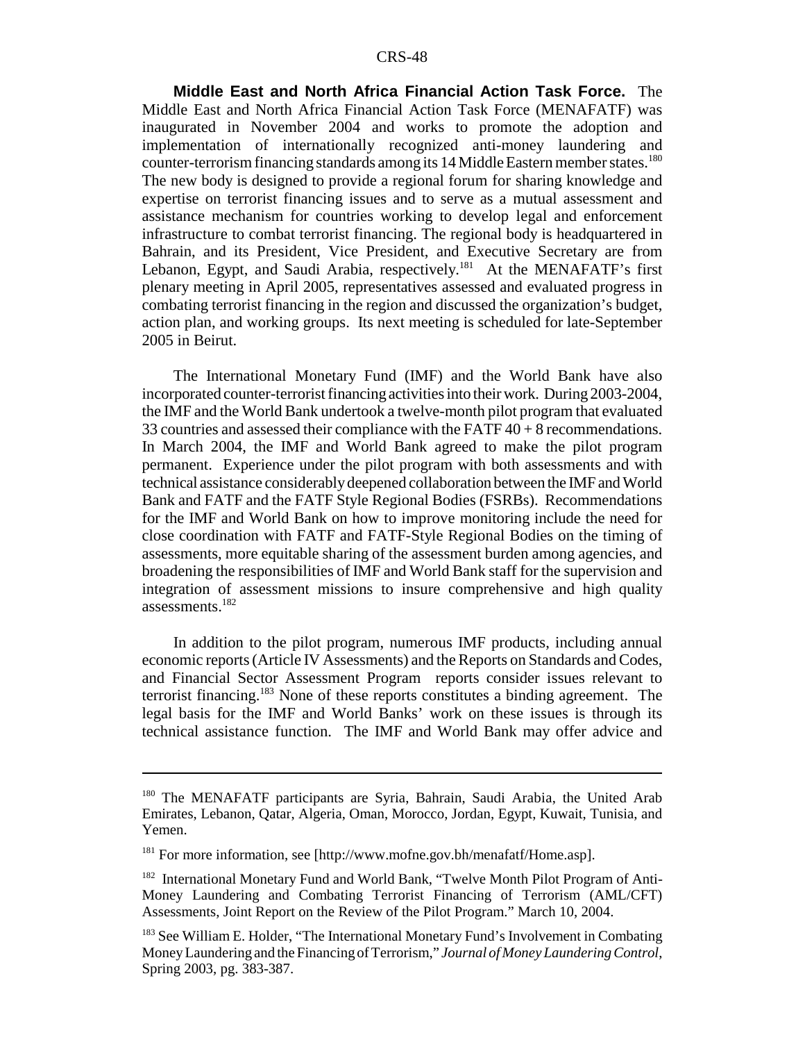**Middle East and North Africa Financial Action Task Force.** The Middle East and North Africa Financial Action Task Force (MENAFATF) was inaugurated in November 2004 and works to promote the adoption and implementation of internationally recognized anti-money laundering and counter-terrorism financing standards among its 14 Middle Eastern member states.[180] The new body is designed to provide a regional forum for sharing knowledge and expertise on terrorist financing issues and to serve as a mutual assessment and assistance mechanism for countries working to develop legal and enforcement infrastructure to combat terrorist financing. The regional body is headquartered in Bahrain, and its President, Vice President, and Executive Secretary are from Lebanon, Egypt, and Saudi Arabia, respectively.[181] At the MENAFATF's first plenary meeting in April 2005, representatives assessed and evaluated progress in combating terrorist financing in the region and discussed the organization's budget, action plan, and working groups. Its next meeting is scheduled for late-September 2005 in Beirut.

The International Monetary Fund (IMF) and the World Bank have also incorporated counter-terrorist financing activities into their work. During 2003-2004, the IMF and the World Bank undertook a twelve-month pilot program that evaluated 33 countries and assessed their compliance with the FATF 40 + 8 recommendations. In March 2004, the IMF and World Bank agreed to make the pilot program permanent. Experience under the pilot program with both assessments and with technical assistance considerably deepened collaboration between the IMF and World Bank and FATF and the FATF Style Regional Bodies (FSRBs). Recommendations for the IMF and World Bank on how to improve monitoring include the need for close coordination with FATF and FATF-Style Regional Bodies on the timing of assessments, more equitable sharing of the assessment burden among agencies, and broadening the responsibilities of IMF and World Bank staff for the supervision and integration of assessment missions to insure comprehensive and high quality assessments.[182]

In addition to the pilot program, numerous IMF products, including annual economic reports (Article IV Assessments) and the Reports on Standards and Codes, and Financial Sector Assessment Program reports consider issues relevant to terrorist financing.[183] None of these reports constitutes a binding agreement. The legal basis for the IMF and World Banks' work on these issues is through its technical assistance function. The IMF and World Bank may offer advice and

---

[180] The MENAFATF participants are Syria, Bahrain, Saudi Arabia, the United Arab Emirates, Lebanon, Qatar, Algeria, Oman, Morocco, Jordan, Egypt, Kuwait, Tunisia, and Yemen.

[181] For more information, see [http://www.mofne.gov.bh/menafatf/Home.asp].

[182] International Monetary Fund and World Bank, "Twelve Month Pilot Program of Anti-Money Laundering and Combating Terrorist Financing of Terrorism (AML/CFT) Assessments, Joint Report on the Review of the Pilot Program." March 10, 2004.

[183] See William E. Holder, "The International Monetary Fund's Involvement in Combating Money Laundering and the Financing of Terrorism," *Journal of Money Laundering Control*, Spring 2003, pg. 383-387.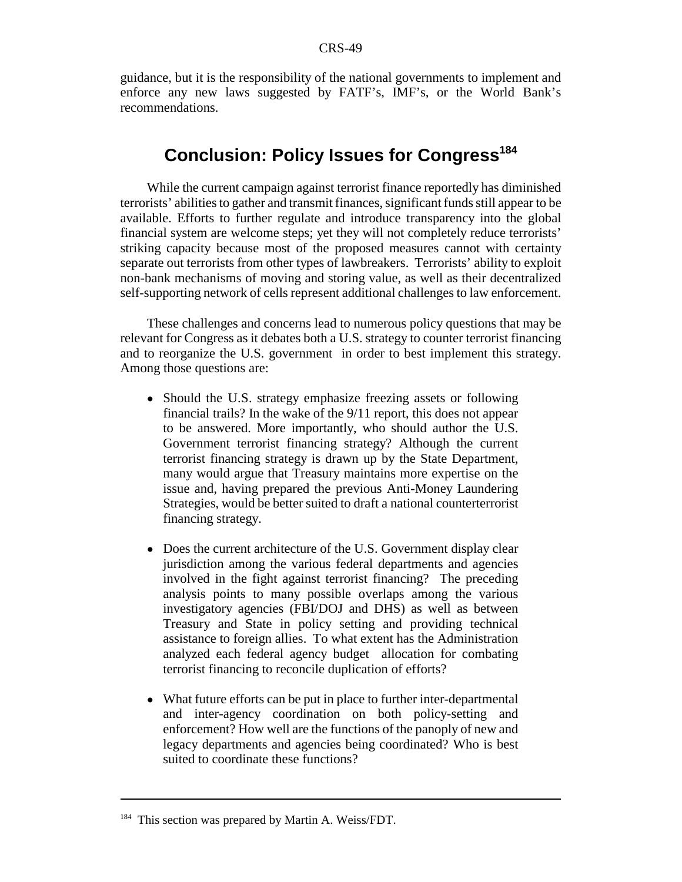guidance, but it is the responsibility of the national governments to implement and enforce any new laws suggested by FATF's, IMF's, or the World Bank's recommendations.

## Conclusion: Policy Issues for Congress[184]

While the current campaign against terrorist finance reportedly has diminished terrorists' abilities to gather and transmit finances, significant funds still appear to be available. Efforts to further regulate and introduce transparency into the global financial system are welcome steps; yet they will not completely reduce terrorists' striking capacity because most of the proposed measures cannot with certainty separate out terrorists from other types of lawbreakers. Terrorists' ability to exploit non-bank mechanisms of moving and storing value, as well as their decentralized self-supporting network of cells represent additional challenges to law enforcement.

These challenges and concerns lead to numerous policy questions that may be relevant for Congress as it debates both a U.S. strategy to counter terrorist financing and to reorganize the U.S. government in order to best implement this strategy. Among those questions are:

- Should the U.S. strategy emphasize freezing assets or following financial trails? In the wake of the 9/11 report, this does not appear to be answered. More importantly, who should author the U.S. Government terrorist financing strategy? Although the current terrorist financing strategy is drawn up by the State Department, many would argue that Treasury maintains more expertise on the issue and, having prepared the previous Anti-Money Laundering Strategies, would be better suited to draft a national counterterrorist financing strategy.

- Does the current architecture of the U.S. Government display clear jurisdiction among the various federal departments and agencies involved in the fight against terrorist financing? The preceding analysis points to many possible overlaps among the various investigatory agencies (FBI/DOJ and DHS) as well as between Treasury and State in policy setting and providing technical assistance to foreign allies. To what extent has the Administration analyzed each federal agency budget allocation for combating terrorist financing to reconcile duplication of efforts?

- What future efforts can be put in place to further inter-departmental and inter-agency coordination on both policy-setting and enforcement? How well are the functions of the panoply of new and legacy departments and agencies being coordinated? Who is best suited to coordinate these functions?

---

[184] This section was prepared by Martin A. Weiss/FDT.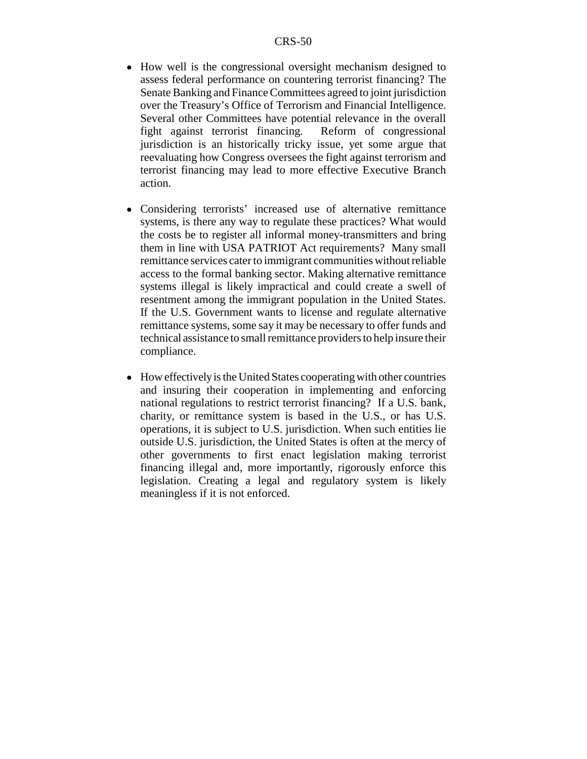- How well is the congressional oversight mechanism designed to assess federal performance on countering terrorist financing? The Senate Banking and Finance Committees agreed to joint jurisdiction over the Treasury's Office of Terrorism and Financial Intelligence. Several other Committees have potential relevance in the overall fight against terrorist financing. Reform of congressional jurisdiction is an historically tricky issue, yet some argue that reevaluating how Congress oversees the fight against terrorism and terrorist financing may lead to more effective Executive Branch action.

- Considering terrorists' increased use of alternative remittance systems, is there any way to regulate these practices? What would the costs be to register all informal money-transmitters and bring them in line with USA PATRIOT Act requirements? Many small remittance services cater to immigrant communities without reliable access to the formal banking sector. Making alternative remittance systems illegal is likely impractical and could create a swell of resentment among the immigrant population in the United States. If the U.S. Government wants to license and regulate alternative remittance systems, some say it may be necessary to offer funds and technical assistance to small remittance providers to help insure their compliance.

- How effectively is the United States cooperating with other countries and insuring their cooperation in implementing and enforcing national regulations to restrict terrorist financing? If a U.S. bank, charity, or remittance system is based in the U.S., or has U.S. operations, it is subject to U.S. jurisdiction. When such entities lie outside U.S. jurisdiction, the United States is often at the mercy of other governments to first enact legislation making terrorist financing illegal and, more importantly, rigorously enforce this legislation. Creating a legal and regulatory system is likely meaningless if it is not enforced.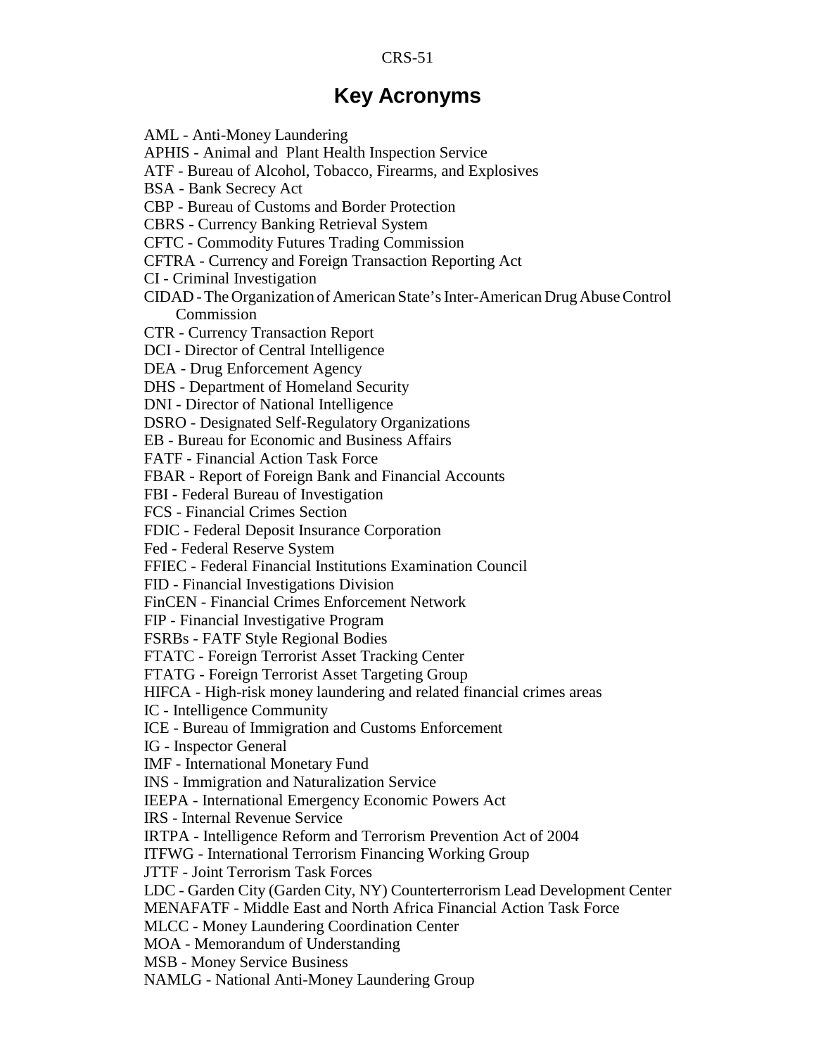# Key Acronyms

AML - Anti-Money Laundering
APHIS - Animal and Plant Health Inspection Service
ATF - Bureau of Alcohol, Tobacco, Firearms, and Explosives
BSA - Bank Secrecy Act
CBP - Bureau of Customs and Border Protection
CBRS - Currency Banking Retrieval System
CFTC - Commodity Futures Trading Commission
CFTRA - Currency and Foreign Transaction Reporting Act
CI - Criminal Investigation
CIDAD - The Organization of American State's Inter-American Drug Abuse Control Commission
CTR - Currency Transaction Report
DCI - Director of Central Intelligence
DEA - Drug Enforcement Agency
DHS - Department of Homeland Security
DNI - Director of National Intelligence
DSRO - Designated Self-Regulatory Organizations
EB - Bureau for Economic and Business Affairs
FATF - Financial Action Task Force
FBAR - Report of Foreign Bank and Financial Accounts
FBI - Federal Bureau of Investigation
FCS - Financial Crimes Section
FDIC - Federal Deposit Insurance Corporation
Fed - Federal Reserve System
FFIEC - Federal Financial Institutions Examination Council
FID - Financial Investigations Division
FinCEN - Financial Crimes Enforcement Network
FIP - Financial Investigative Program
FSRBs - FATF Style Regional Bodies
FTATC - Foreign Terrorist Asset Tracking Center
FTATG - Foreign Terrorist Asset Targeting Group
HIFCA - High-risk money laundering and related financial crimes areas
IC - Intelligence Community
ICE - Bureau of Immigration and Customs Enforcement
IG - Inspector General
IMF - International Monetary Fund
INS - Immigration and Naturalization Service
IEEPA - International Emergency Economic Powers Act
IRS - Internal Revenue Service
IRTPA - Intelligence Reform and Terrorism Prevention Act of 2004
ITFWG - International Terrorism Financing Working Group
JTTF - Joint Terrorism Task Forces
LDC - Garden City (Garden City, NY) Counterterrorism Lead Development Center
MENAFATF - Middle East and North Africa Financial Action Task Force
MLCC - Money Laundering Coordination Center
MOA - Memorandum of Understanding
MSB - Money Service Business
NAMLG - National Anti-Money Laundering Group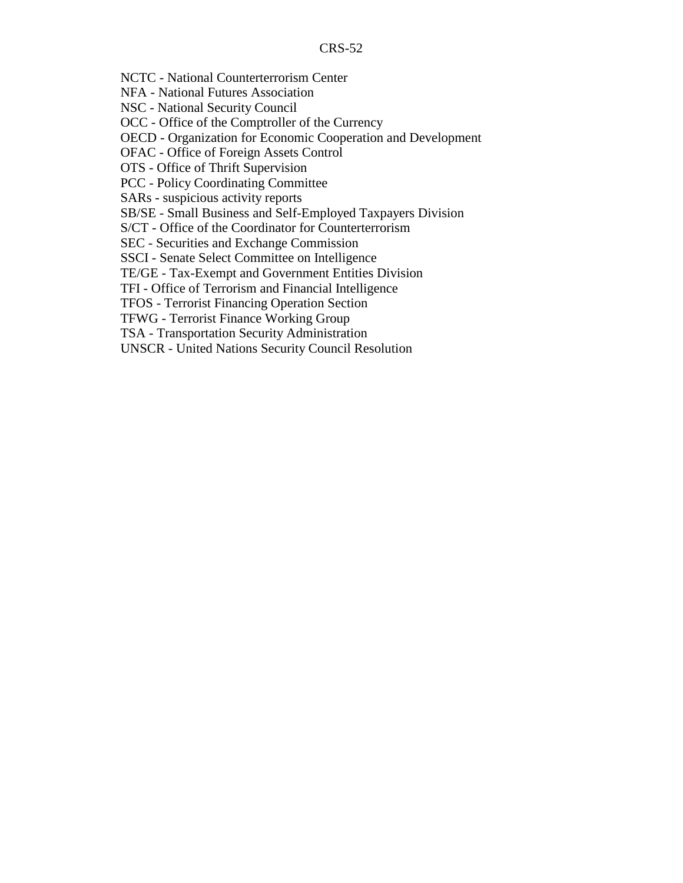NCTC - National Counterterrorism Center
NFA - National Futures Association
NSC - National Security Council
OCC - Office of the Comptroller of the Currency
OECD - Organization for Economic Cooperation and Development
OFAC - Office of Foreign Assets Control
OTS - Office of Thrift Supervision
PCC - Policy Coordinating Committee
SARs - suspicious activity reports
SB/SE - Small Business and Self-Employed Taxpayers Division
S/CT - Office of the Coordinator for Counterterrorism
SEC - Securities and Exchange Commission
SSCI - Senate Select Committee on Intelligence
TE/GE - Tax-Exempt and Government Entities Division
TFI - Office of Terrorism and Financial Intelligence
TFOS - Terrorist Financing Operation Section
TFWG - Terrorist Finance Working Group
TSA - Transportation Security Administration
UNSCR - United Nations Security Council Resolution